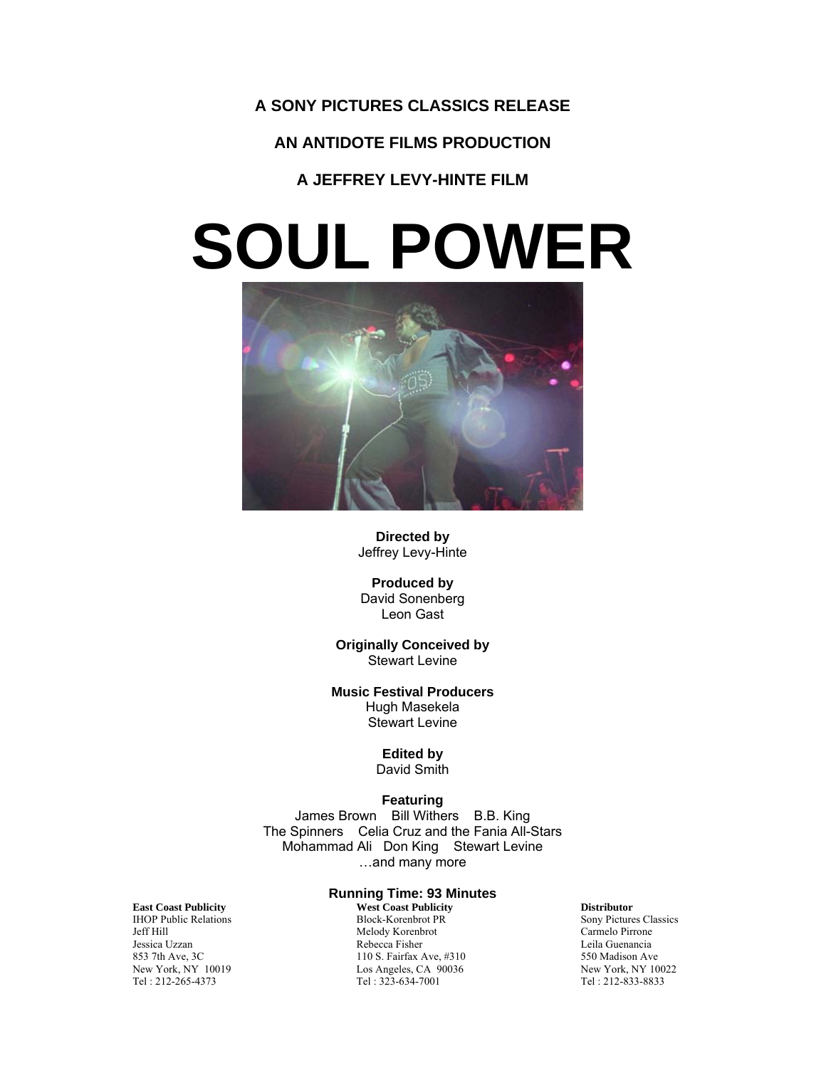**A SONY PICTURES CLASSICS RELEASE**

**AN ANTIDOTE FILMS PRODUCTION**

**A JEFFREY LEVY-HINTE FILM**

# SOUL POWER

**Directed by**
Jeffrey Levy-Hinte

**Produced by**
David Sonenberg
Leon Gast

**Originally Conceived by**
Stewart Levine

**Music Festival Producers**
Hugh Masekela
Stewart Levine

**Edited by**
David Smith

**Featuring**
James Brown Bill Withers B.B. King
The Spinners Celia Cruz and the Fania All-Stars
Mohammad Ali Don King Stewart Levine
…and many more

**Running Time: 93 Minutes**

**East Coast Publicity**
IHOP Public Relations
Jeff Hill
Jessica Uzzan
853 7th Ave, 3C
New York, NY 10019
Tel : 212-265-4373

**West Coast Publicity**
Block-Korenbrot PR
Melody Korenbrot
Rebecca Fisher
110 S. Fairfax Ave, #310
Los Angeles, CA 90036
Tel : 323-634-7001

**Distributor**
Sony Pictures Classics
Carmelo Pirrone
Leila Guenancia
550 Madison Ave
New York, NY 10022
Tel : 212-833-8833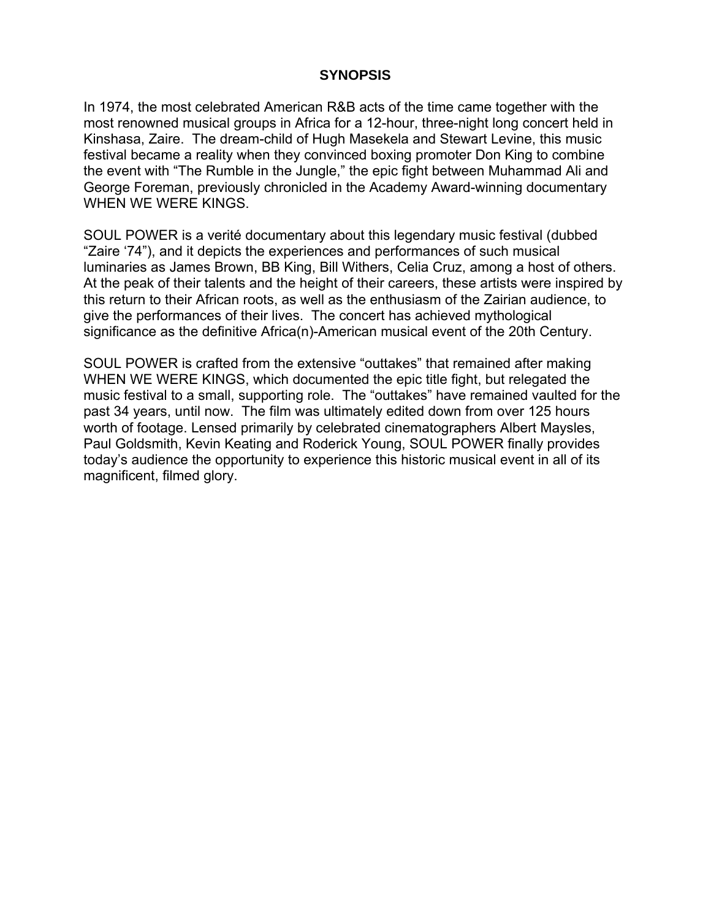# SYNOPSIS

In 1974, the most celebrated American R&B acts of the time came together with the most renowned musical groups in Africa for a 12-hour, three-night long concert held in Kinshasa, Zaire. The dream-child of Hugh Masekela and Stewart Levine, this music festival became a reality when they convinced boxing promoter Don King to combine the event with "The Rumble in the Jungle," the epic fight between Muhammad Ali and George Foreman, previously chronicled in the Academy Award-winning documentary WHEN WE WERE KINGS.

SOUL POWER is a verité documentary about this legendary music festival (dubbed "Zaire '74"), and it depicts the experiences and performances of such musical luminaries as James Brown, BB King, Bill Withers, Celia Cruz, among a host of others. At the peak of their talents and the height of their careers, these artists were inspired by this return to their African roots, as well as the enthusiasm of the Zairian audience, to give the performances of their lives. The concert has achieved mythological significance as the definitive Africa(n)-American musical event of the 20th Century.

SOUL POWER is crafted from the extensive "outtakes" that remained after making WHEN WE WERE KINGS, which documented the epic title fight, but relegated the music festival to a small, supporting role. The "outtakes" have remained vaulted for the past 34 years, until now. The film was ultimately edited down from over 125 hours worth of footage. Lensed primarily by celebrated cinematographers Albert Maysles, Paul Goldsmith, Kevin Keating and Roderick Young, SOUL POWER finally provides today's audience the opportunity to experience this historic musical event in all of its magnificent, filmed glory.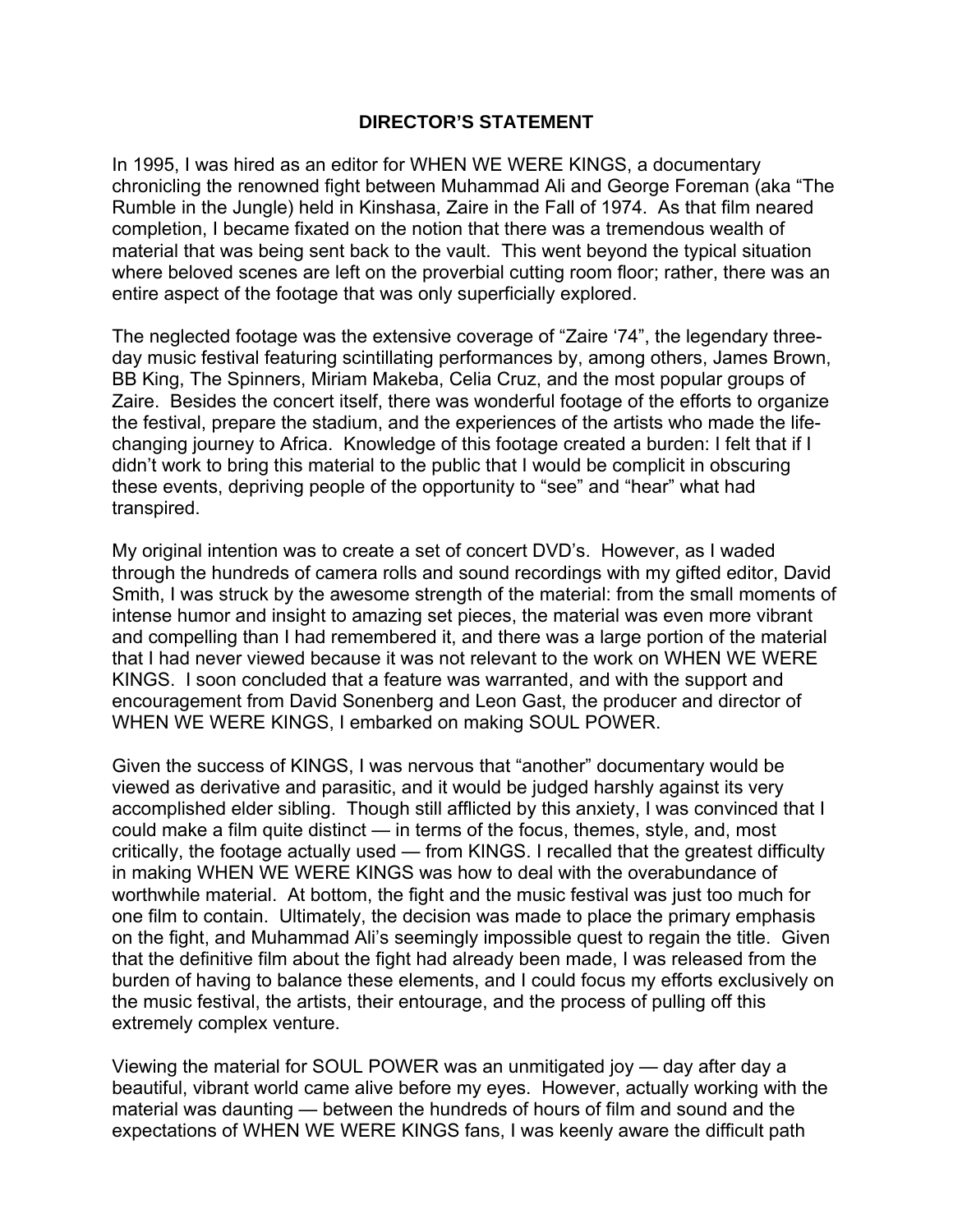## DIRECTOR'S STATEMENT

In 1995, I was hired as an editor for WHEN WE WERE KINGS, a documentary chronicling the renowned fight between Muhammad Ali and George Foreman (aka "The Rumble in the Jungle) held in Kinshasa, Zaire in the Fall of 1974. As that film neared completion, I became fixated on the notion that there was a tremendous wealth of material that was being sent back to the vault. This went beyond the typical situation where beloved scenes are left on the proverbial cutting room floor; rather, there was an entire aspect of the footage that was only superficially explored.

The neglected footage was the extensive coverage of "Zaire '74", the legendary three-day music festival featuring scintillating performances by, among others, James Brown, BB King, The Spinners, Miriam Makeba, Celia Cruz, and the most popular groups of Zaire. Besides the concert itself, there was wonderful footage of the efforts to organize the festival, prepare the stadium, and the experiences of the artists who made the life-changing journey to Africa. Knowledge of this footage created a burden: I felt that if I didn't work to bring this material to the public that I would be complicit in obscuring these events, depriving people of the opportunity to "see" and "hear" what had transpired.

My original intention was to create a set of concert DVD's. However, as I waded through the hundreds of camera rolls and sound recordings with my gifted editor, David Smith, I was struck by the awesome strength of the material: from the small moments of intense humor and insight to amazing set pieces, the material was even more vibrant and compelling than I had remembered it, and there was a large portion of the material that I had never viewed because it was not relevant to the work on WHEN WE WERE KINGS. I soon concluded that a feature was warranted, and with the support and encouragement from David Sonenberg and Leon Gast, the producer and director of WHEN WE WERE KINGS, I embarked on making SOUL POWER.

Given the success of KINGS, I was nervous that "another" documentary would be viewed as derivative and parasitic, and it would be judged harshly against its very accomplished elder sibling. Though still afflicted by this anxiety, I was convinced that I could make a film quite distinct — in terms of the focus, themes, style, and, most critically, the footage actually used — from KINGS. I recalled that the greatest difficulty in making WHEN WE WERE KINGS was how to deal with the overabundance of worthwhile material. At bottom, the fight and the music festival was just too much for one film to contain. Ultimately, the decision was made to place the primary emphasis on the fight, and Muhammad Ali's seemingly impossible quest to regain the title. Given that the definitive film about the fight had already been made, I was released from the burden of having to balance these elements, and I could focus my efforts exclusively on the music festival, the artists, their entourage, and the process of pulling off this extremely complex venture.

Viewing the material for SOUL POWER was an unmitigated joy — day after day a beautiful, vibrant world came alive before my eyes. However, actually working with the material was daunting — between the hundreds of hours of film and sound and the expectations of WHEN WE WERE KINGS fans, I was keenly aware the difficult path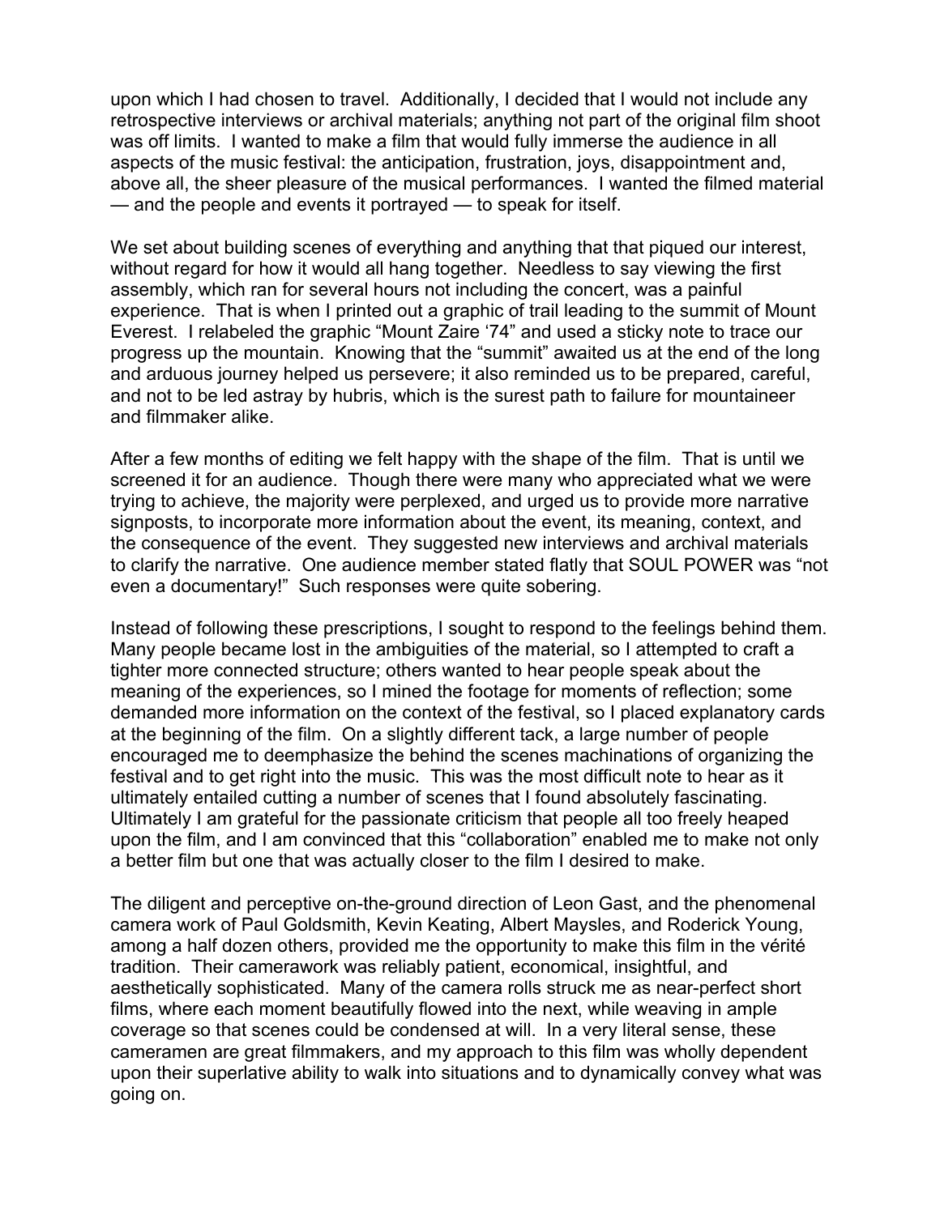upon which I had chosen to travel. Additionally, I decided that I would not include any retrospective interviews or archival materials; anything not part of the original film shoot was off limits. I wanted to make a film that would fully immerse the audience in all aspects of the music festival: the anticipation, frustration, joys, disappointment and, above all, the sheer pleasure of the musical performances. I wanted the filmed material — and the people and events it portrayed — to speak for itself.

We set about building scenes of everything and anything that that piqued our interest, without regard for how it would all hang together. Needless to say viewing the first assembly, which ran for several hours not including the concert, was a painful experience. That is when I printed out a graphic of trail leading to the summit of Mount Everest. I relabeled the graphic "Mount Zaire '74" and used a sticky note to trace our progress up the mountain. Knowing that the "summit" awaited us at the end of the long and arduous journey helped us persevere; it also reminded us to be prepared, careful, and not to be led astray by hubris, which is the surest path to failure for mountaineer and filmmaker alike.

After a few months of editing we felt happy with the shape of the film. That is until we screened it for an audience. Though there were many who appreciated what we were trying to achieve, the majority were perplexed, and urged us to provide more narrative signposts, to incorporate more information about the event, its meaning, context, and the consequence of the event. They suggested new interviews and archival materials to clarify the narrative. One audience member stated flatly that SOUL POWER was "not even a documentary!" Such responses were quite sobering.

Instead of following these prescriptions, I sought to respond to the feelings behind them. Many people became lost in the ambiguities of the material, so I attempted to craft a tighter more connected structure; others wanted to hear people speak about the meaning of the experiences, so I mined the footage for moments of reflection; some demanded more information on the context of the festival, so I placed explanatory cards at the beginning of the film. On a slightly different tack, a large number of people encouraged me to deemphasize the behind the scenes machinations of organizing the festival and to get right into the music. This was the most difficult note to hear as it ultimately entailed cutting a number of scenes that I found absolutely fascinating. Ultimately I am grateful for the passionate criticism that people all too freely heaped upon the film, and I am convinced that this "collaboration" enabled me to make not only a better film but one that was actually closer to the film I desired to make.

The diligent and perceptive on-the-ground direction of Leon Gast, and the phenomenal camera work of Paul Goldsmith, Kevin Keating, Albert Maysles, and Roderick Young, among a half dozen others, provided me the opportunity to make this film in the vérité tradition. Their camerawork was reliably patient, economical, insightful, and aesthetically sophisticated. Many of the camera rolls struck me as near-perfect short films, where each moment beautifully flowed into the next, while weaving in ample coverage so that scenes could be condensed at will. In a very literal sense, these cameramen are great filmmakers, and my approach to this film was wholly dependent upon their superlative ability to walk into situations and to dynamically convey what was going on.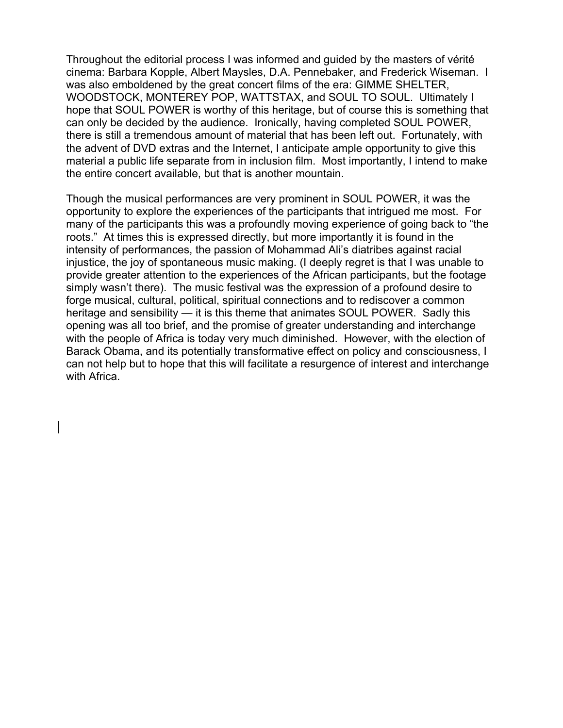Throughout the editorial process I was informed and guided by the masters of vérité cinema: Barbara Kopple, Albert Maysles, D.A. Pennebaker, and Frederick Wiseman. I was also emboldened by the great concert films of the era: GIMME SHELTER, WOODSTOCK, MONTEREY POP, WATTSTAX, and SOUL TO SOUL. Ultimately I hope that SOUL POWER is worthy of this heritage, but of course this is something that can only be decided by the audience. Ironically, having completed SOUL POWER, there is still a tremendous amount of material that has been left out. Fortunately, with the advent of DVD extras and the Internet, I anticipate ample opportunity to give this material a public life separate from in inclusion film. Most importantly, I intend to make the entire concert available, but that is another mountain.

Though the musical performances are very prominent in SOUL POWER, it was the opportunity to explore the experiences of the participants that intrigued me most. For many of the participants this was a profoundly moving experience of going back to "the roots." At times this is expressed directly, but more importantly it is found in the intensity of performances, the passion of Mohammad Ali's diatribes against racial injustice, the joy of spontaneous music making. (I deeply regret is that I was unable to provide greater attention to the experiences of the African participants, but the footage simply wasn't there). The music festival was the expression of a profound desire to forge musical, cultural, political, spiritual connections and to rediscover a common heritage and sensibility — it is this theme that animates SOUL POWER. Sadly this opening was all too brief, and the promise of greater understanding and interchange with the people of Africa is today very much diminished. However, with the election of Barack Obama, and its potentially transformative effect on policy and consciousness, I can not help but to hope that this will facilitate a resurgence of interest and interchange with Africa.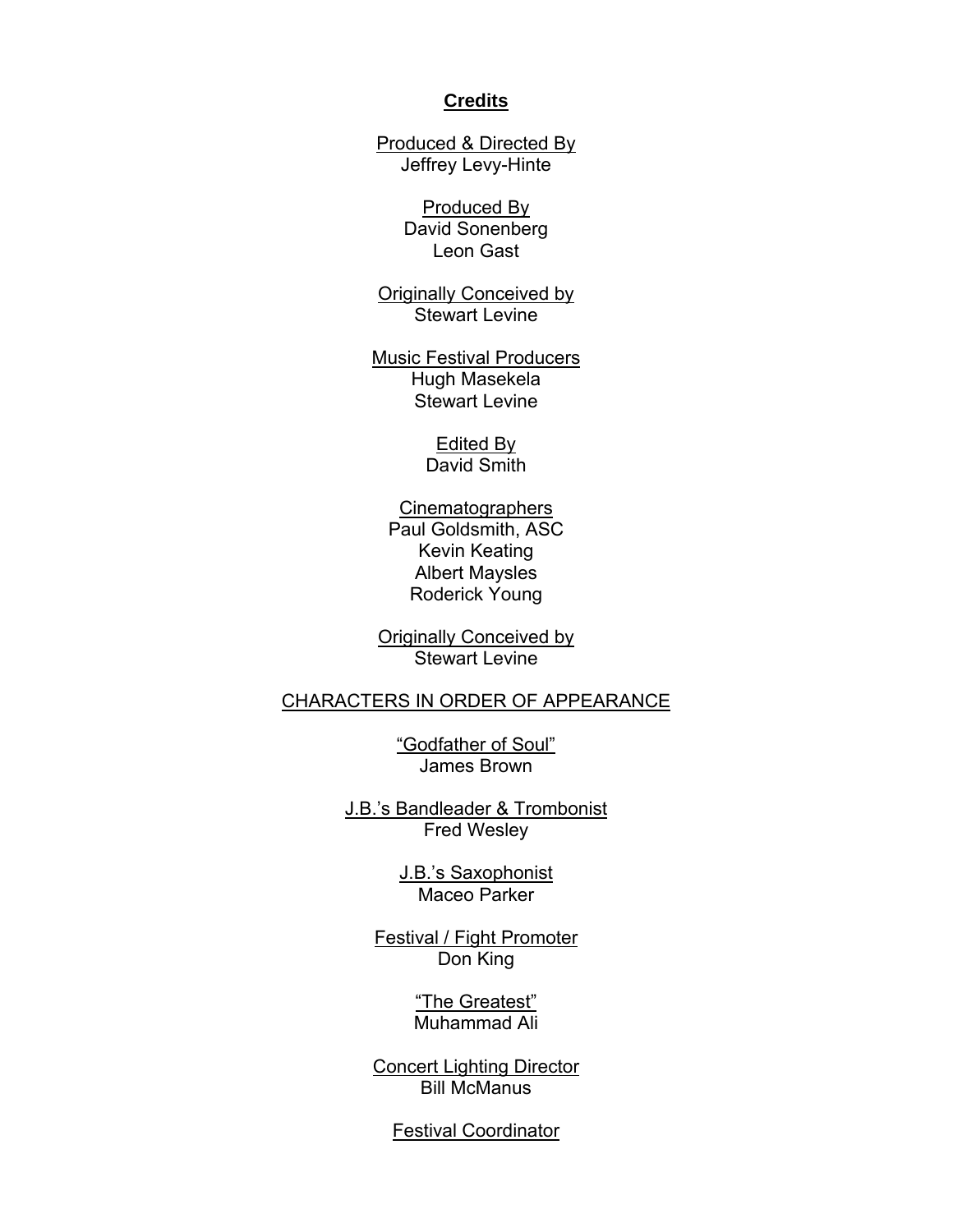## Credits

Produced & Directed By
Jeffrey Levy-Hinte

Produced By
David Sonenberg
Leon Gast

Originally Conceived by
Stewart Levine

Music Festival Producers
Hugh Masekela
Stewart Levine

Edited By
David Smith

Cinematographers
Paul Goldsmith, ASC
Kevin Keating
Albert Maysles
Roderick Young

Originally Conceived by
Stewart Levine

CHARACTERS IN ORDER OF APPEARANCE

"Godfather of Soul"
James Brown

J.B.'s Bandleader & Trombonist
Fred Wesley

J.B.'s Saxophonist
Maceo Parker

Festival / Fight Promoter
Don King

"The Greatest"
Muhammad Ali

Concert Lighting Director
Bill McManus

Festival Coordinator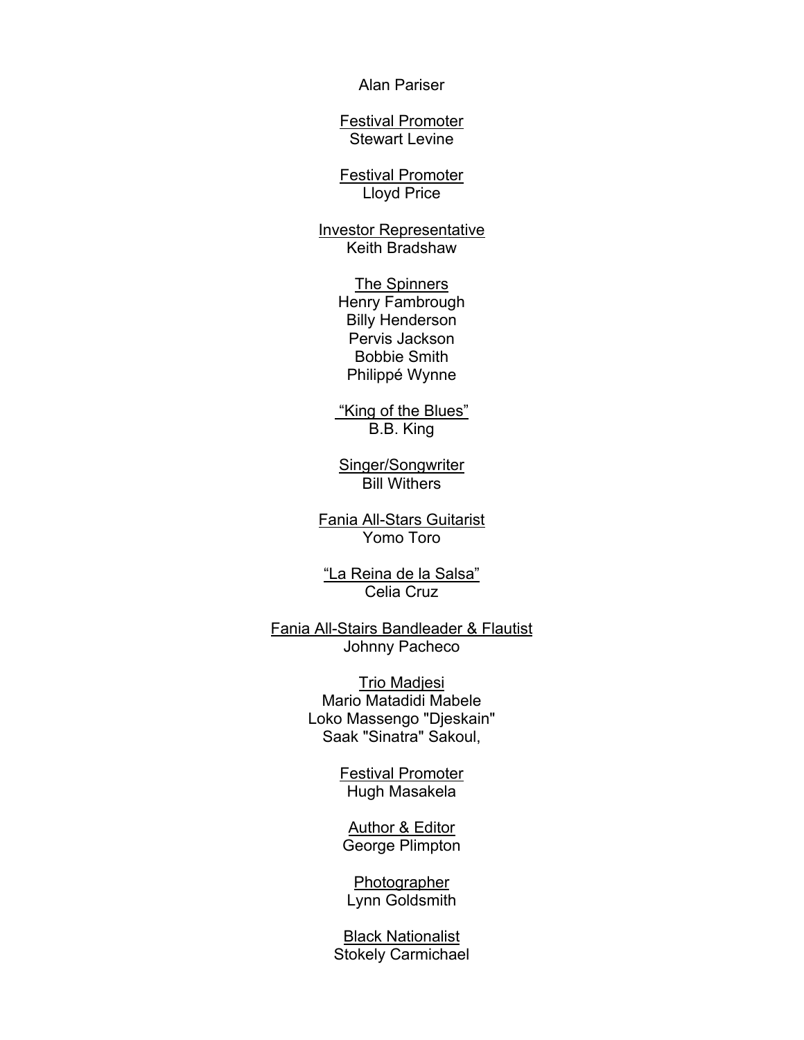Alan Pariser

<u>Festival Promoter</u>
Stewart Levine

<u>Festival Promoter</u>
Lloyd Price

<u>Investor Representative</u>
Keith Bradshaw

<u>The Spinners</u>
Henry Fambrough
Billy Henderson
Pervis Jackson
Bobbie Smith
Philippé Wynne

<u>"King of the Blues"</u>
B.B. King

<u>Singer/Songwriter</u>
Bill Withers

<u>Fania All-Stars Guitarist</u>
Yomo Toro

<u>"La Reina de la Salsa"</u>
Celia Cruz

<u>Fania All-Stairs Bandleader & Flautist</u>
Johnny Pacheco

<u>Trio Madjesi</u>
Mario Matadidi Mabele
Loko Massengo "Djeskain"
Saak "Sinatra" Sakoul,

<u>Festival Promoter</u>
Hugh Masakela

<u>Author & Editor</u>
George Plimpton

<u>Photographer</u>
Lynn Goldsmith

<u>Black Nationalist</u>
Stokely Carmichael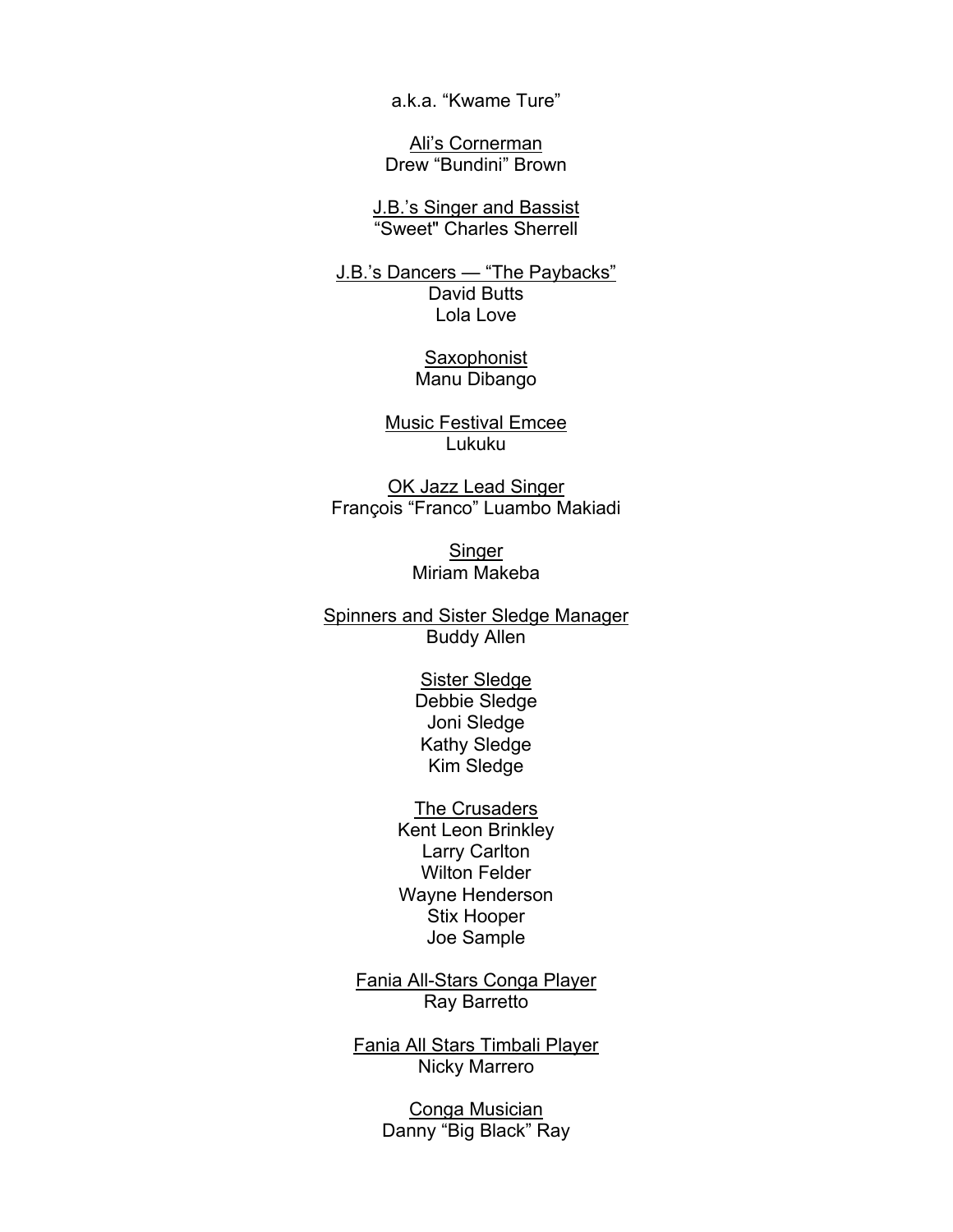a.k.a. “Kwame Ture”

<u>Ali’s Cornerman</u>
Drew “Bundini” Brown

<u>J.B.’s Singer and Bassist</u>
“Sweet" Charles Sherrell

<u>J.B.’s Dancers — “The Paybacks”</u>
David Butts
Lola Love

<u>Saxophonist</u>
Manu Dibango

<u>Music Festival Emcee</u>
Lukuku

<u>OK Jazz Lead Singer</u>
François “Franco” Luambo Makiadi

<u>Singer</u>
Miriam Makeba

<u>Spinners and Sister Sledge Manager</u>
Buddy Allen

<u>Sister Sledge</u>
Debbie Sledge
Joni Sledge
Kathy Sledge
Kim Sledge

<u>The Crusaders</u>
Kent Leon Brinkley
Larry Carlton
Wilton Felder
Wayne Henderson
Stix Hooper
Joe Sample

<u>Fania All-Stars Conga Player</u>
Ray Barretto

<u>Fania All Stars Timbali Player</u>
Nicky Marrero

<u>Conga Musician</u>
Danny “Big Black” Ray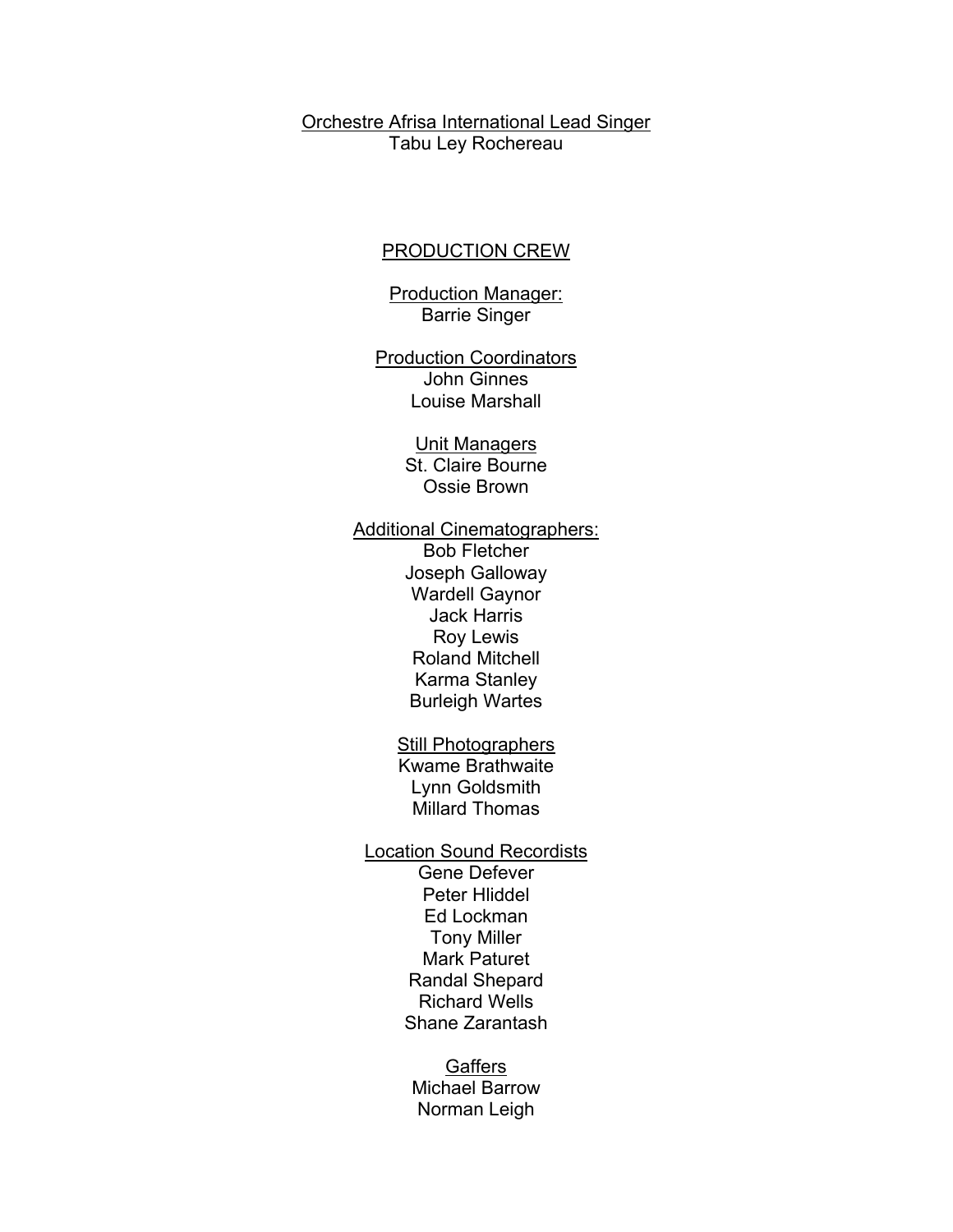Orchestre Afrisa International Lead Singer
Tabu Ley Rochereau

PRODUCTION CREW

Production Manager:
Barrie Singer

Production Coordinators
John Ginnes
Louise Marshall

Unit Managers
St. Claire Bourne
Ossie Brown

Additional Cinematographers:
Bob Fletcher
Joseph Galloway
Wardell Gaynor
Jack Harris
Roy Lewis
Roland Mitchell
Karma Stanley
Burleigh Wartes

Still Photographers
Kwame Brathwaite
Lynn Goldsmith
Millard Thomas

Location Sound Recordists
Gene Defever
Peter Hliddel
Ed Lockman
Tony Miller
Mark Paturet
Randal Shepard
Richard Wells
Shane Zarantash

Gaffers
Michael Barrow
Norman Leigh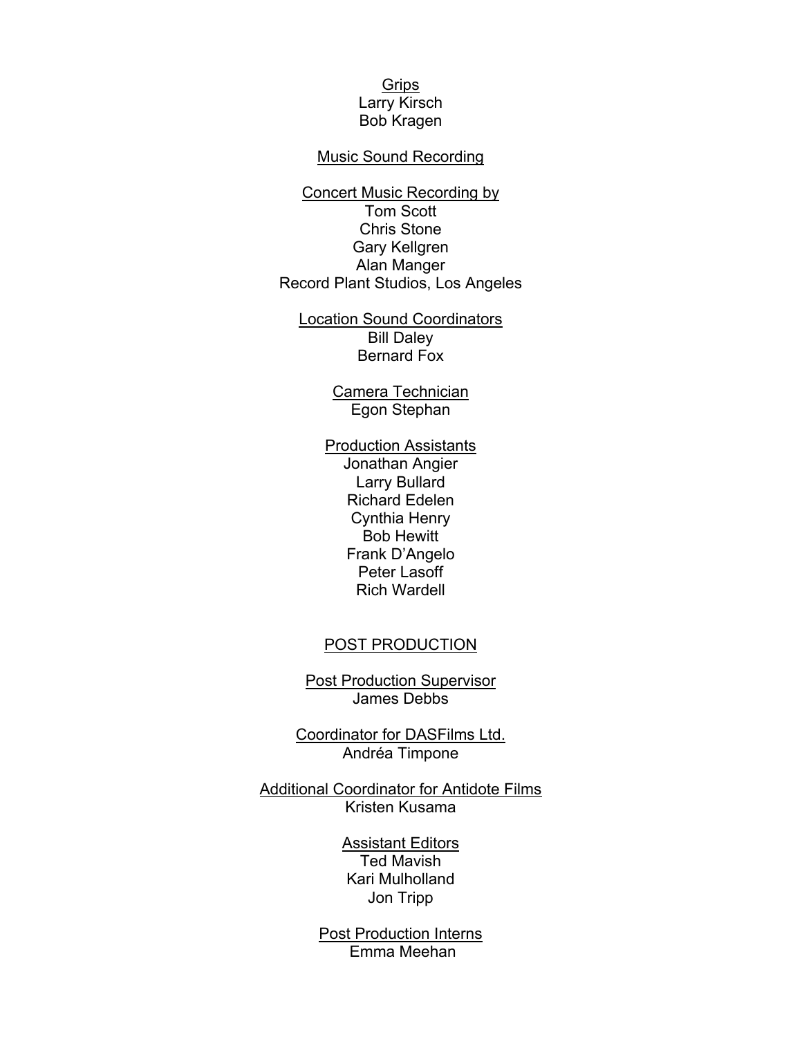Grips
Larry Kirsch
Bob Kragen

Music Sound Recording

Concert Music Recording by
Tom Scott
Chris Stone
Gary Kellgren
Alan Manger
Record Plant Studios, Los Angeles

Location Sound Coordinators
Bill Daley
Bernard Fox

Camera Technician
Egon Stephan

Production Assistants
Jonathan Angier
Larry Bullard
Richard Edelen
Cynthia Henry
Bob Hewitt
Frank D'Angelo
Peter Lasoff
Rich Wardell

## POST PRODUCTION

Post Production Supervisor
James Debbs

Coordinator for DASFilms Ltd.
Andréa Timpone

Additional Coordinator for Antidote Films
Kristen Kusama

Assistant Editors
Ted Mavish
Kari Mulholland
Jon Tripp

Post Production Interns
Emma Meehan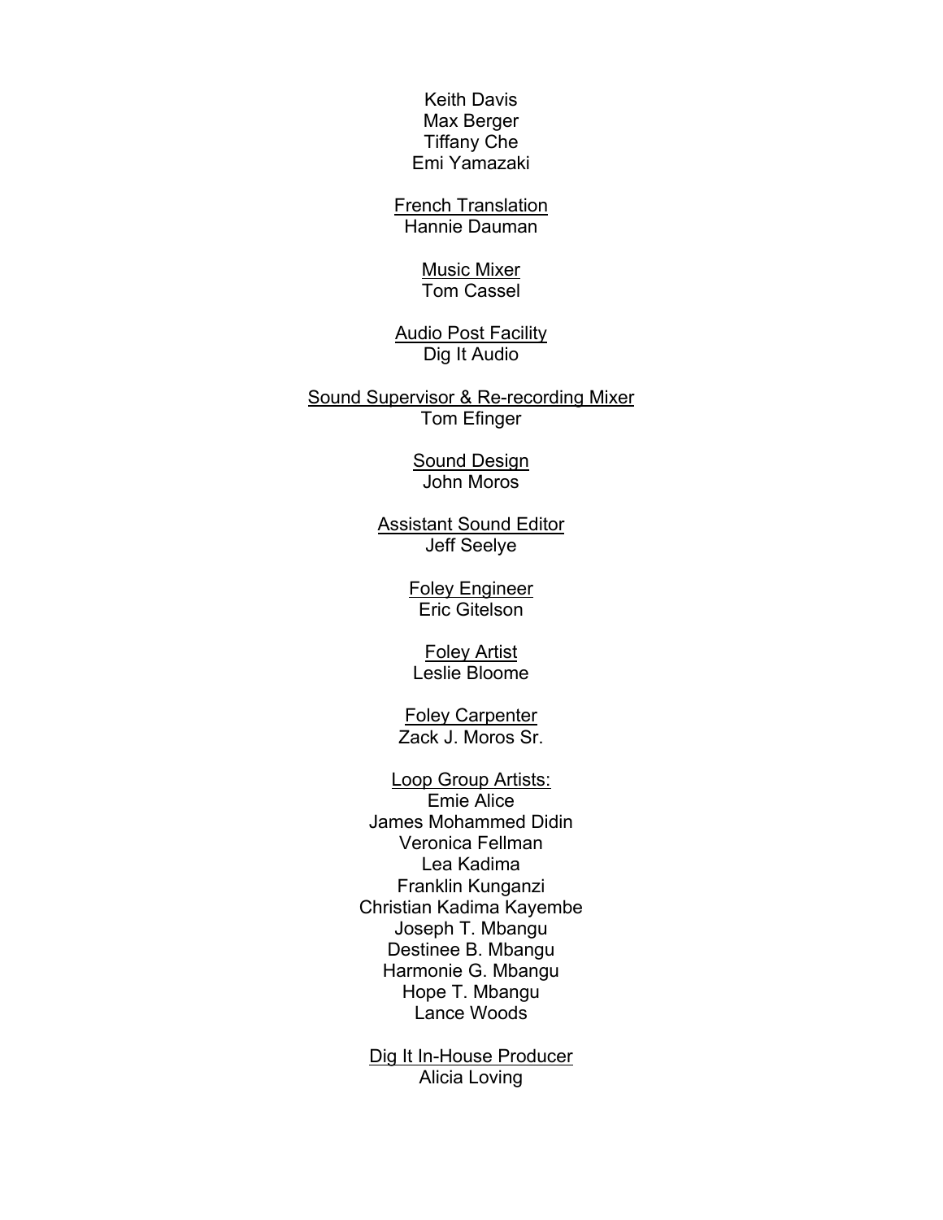Keith Davis
Max Berger
Tiffany Che
Emi Yamazaki

<u>French Translation</u>
Hannie Dauman

<u>Music Mixer</u>
Tom Cassel

<u>Audio Post Facility</u>
Dig It Audio

<u>Sound Supervisor & Re-recording Mixer</u>
Tom Efinger

<u>Sound Design</u>
John Moros

<u>Assistant Sound Editor</u>
Jeff Seelye

<u>Foley Engineer</u>
Eric Gitelson

<u>Foley Artist</u>
Leslie Bloome

<u>Foley Carpenter</u>
Zack J. Moros Sr.

<u>Loop Group Artists:</u>
Emie Alice
James Mohammed Didin
Veronica Fellman
Lea Kadima
Franklin Kunganzi
Christian Kadima Kayembe
Joseph T. Mbangu
Destinee B. Mbangu
Harmonie G. Mbangu
Hope T. Mbangu
Lance Woods

<u>Dig It In-House Producer</u>
Alicia Loving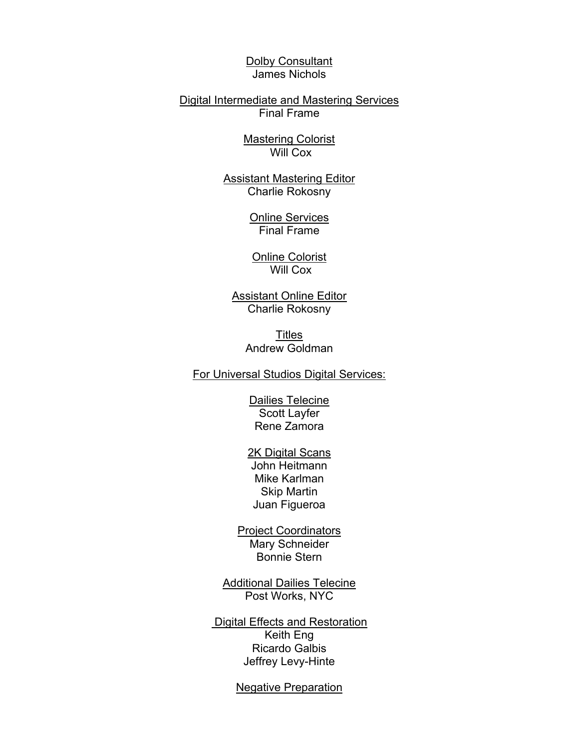Dolby Consultant
James Nichols

Digital Intermediate and Mastering Services
Final Frame

Mastering Colorist
Will Cox

Assistant Mastering Editor
Charlie Rokosny

Online Services
Final Frame

Online Colorist
Will Cox

Assistant Online Editor
Charlie Rokosny

Titles
Andrew Goldman

For Universal Studios Digital Services:

Dailies Telecine
Scott Layfer
Rene Zamora

2K Digital Scans
John Heitmann
Mike Karlman
Skip Martin
Juan Figueroa

Project Coordinators
Mary Schneider
Bonnie Stern

Additional Dailies Telecine
Post Works, NYC

Digital Effects and Restoration
Keith Eng
Ricardo Galbis
Jeffrey Levy-Hinte

Negative Preparation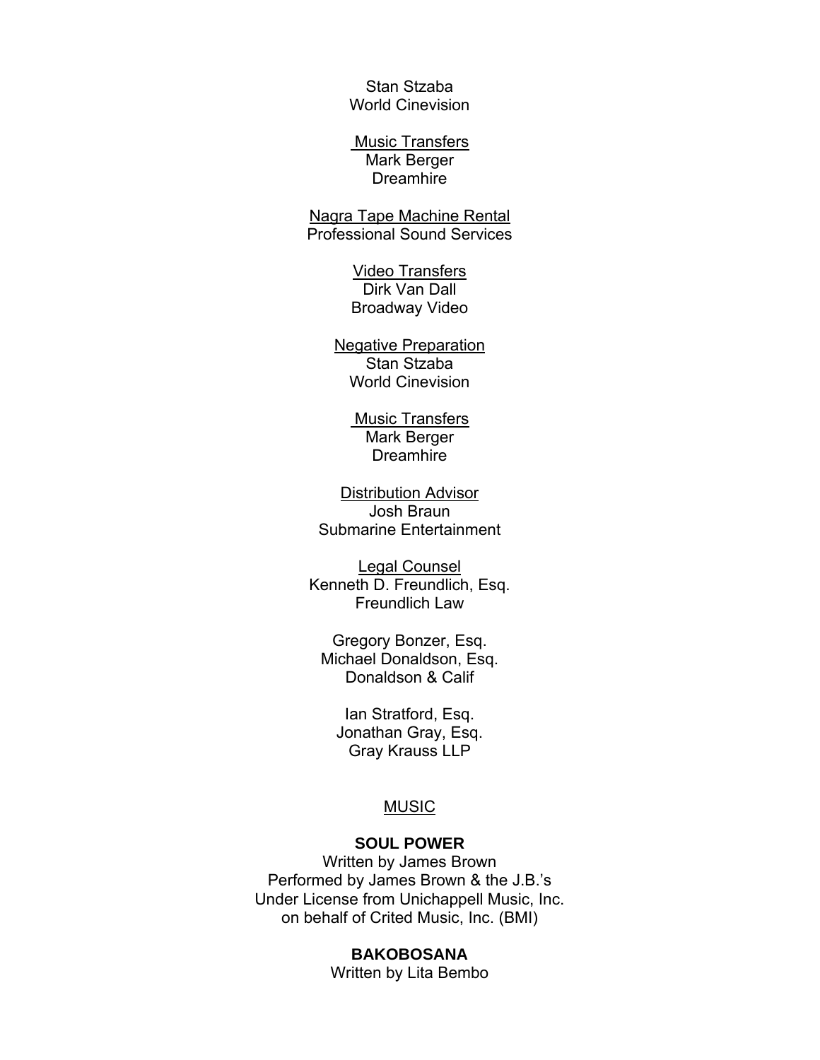Stan Stzaba
World Cinevision

Music Transfers
Mark Berger
Dreamhire

Nagra Tape Machine Rental
Professional Sound Services

Video Transfers
Dirk Van Dall
Broadway Video

Negative Preparation
Stan Stzaba
World Cinevision

Music Transfers
Mark Berger
Dreamhire

Distribution Advisor
Josh Braun
Submarine Entertainment

Legal Counsel
Kenneth D. Freundlich, Esq.
Freundlich Law

Gregory Bonzer, Esq.
Michael Donaldson, Esq.
Donaldson & Calif

Ian Stratford, Esq.
Jonathan Gray, Esq.
Gray Krauss LLP

MUSIC

**SOUL POWER**
Written by James Brown
Performed by James Brown & the J.B.'s
Under License from Unichappell Music, Inc.
on behalf of Crited Music, Inc. (BMI)

**BAKOBOSANA**
Written by Lita Bembo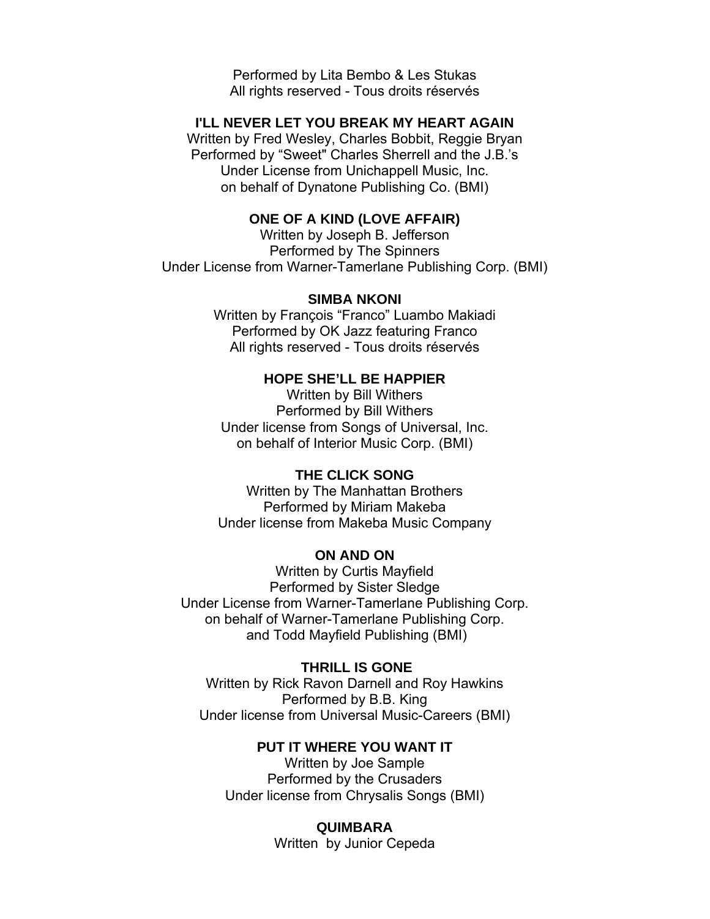Performed by Lita Bembo & Les Stukas
All rights reserved - Tous droits réservés

**I'LL NEVER LET YOU BREAK MY HEART AGAIN**
Written by Fred Wesley, Charles Bobbit, Reggie Bryan
Performed by "Sweet" Charles Sherrell and the J.B.'s
Under License from Unichappell Music, Inc.
on behalf of Dynatone Publishing Co. (BMI)

**ONE OF A KIND (LOVE AFFAIR)**
Written by Joseph B. Jefferson
Performed by The Spinners
Under License from Warner-Tamerlane Publishing Corp. (BMI)

**SIMBA NKONI**
Written by François "Franco" Luambo Makiadi
Performed by OK Jazz featuring Franco
All rights reserved - Tous droits réservés

**HOPE SHE'LL BE HAPPIER**
Written by Bill Withers
Performed by Bill Withers
Under license from Songs of Universal, Inc.
on behalf of Interior Music Corp. (BMI)

**THE CLICK SONG**
Written by The Manhattan Brothers
Performed by Miriam Makeba
Under license from Makeba Music Company

**ON AND ON**
Written by Curtis Mayfield
Performed by Sister Sledge
Under License from Warner-Tamerlane Publishing Corp.
on behalf of Warner-Tamerlane Publishing Corp.
and Todd Mayfield Publishing (BMI)

**THRILL IS GONE**
Written by Rick Ravon Darnell and Roy Hawkins
Performed by B.B. King
Under license from Universal Music-Careers (BMI)

**PUT IT WHERE YOU WANT IT**
Written by Joe Sample
Performed by the Crusaders
Under license from Chrysalis Songs (BMI)

**QUIMBARA**
Written by Junior Cepeda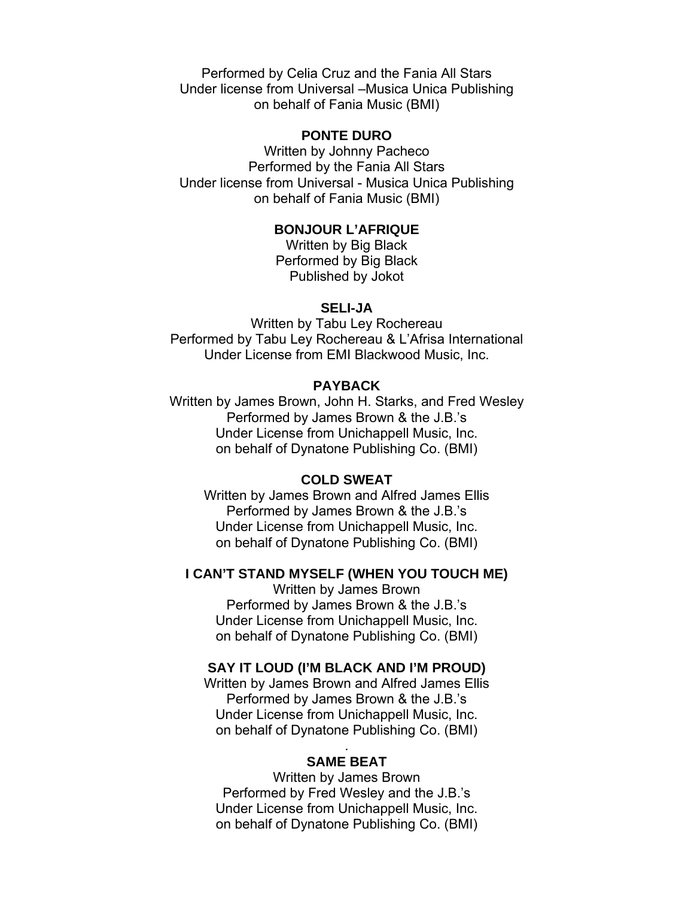Performed by Celia Cruz and the Fania All Stars
Under license from Universal –Musica Unica Publishing
on behalf of Fania Music (BMI)

**PONTE DURO**

Written by Johnny Pacheco
Performed by the Fania All Stars
Under license from Universal - Musica Unica Publishing
on behalf of Fania Music (BMI)

**BONJOUR L'AFRIQUE**

Written by Big Black
Performed by Big Black
Published by Jokot

**SELI-JA**

Written by Tabu Ley Rochereau
Performed by Tabu Ley Rochereau & L'Afrisa International
Under License from EMI Blackwood Music, Inc.

**PAYBACK**

Written by James Brown, John H. Starks, and Fred Wesley
Performed by James Brown & the J.B.'s
Under License from Unichappell Music, Inc.
on behalf of Dynatone Publishing Co. (BMI)

**COLD SWEAT**

Written by James Brown and Alfred James Ellis
Performed by James Brown & the J.B.'s
Under License from Unichappell Music, Inc.
on behalf of Dynatone Publishing Co. (BMI)

**I CAN'T STAND MYSELF (WHEN YOU TOUCH ME)**

Written by James Brown
Performed by James Brown & the J.B.'s
Under License from Unichappell Music, Inc.
on behalf of Dynatone Publishing Co. (BMI)

**SAY IT LOUD (I'M BLACK AND I'M PROUD)**

Written by James Brown and Alfred James Ellis
Performed by James Brown & the J.B.'s
Under License from Unichappell Music, Inc.
on behalf of Dynatone Publishing Co. (BMI)

**SAME BEAT**

Written by James Brown
Performed by Fred Wesley and the J.B.'s
Under License from Unichappell Music, Inc.
on behalf of Dynatone Publishing Co. (BMI)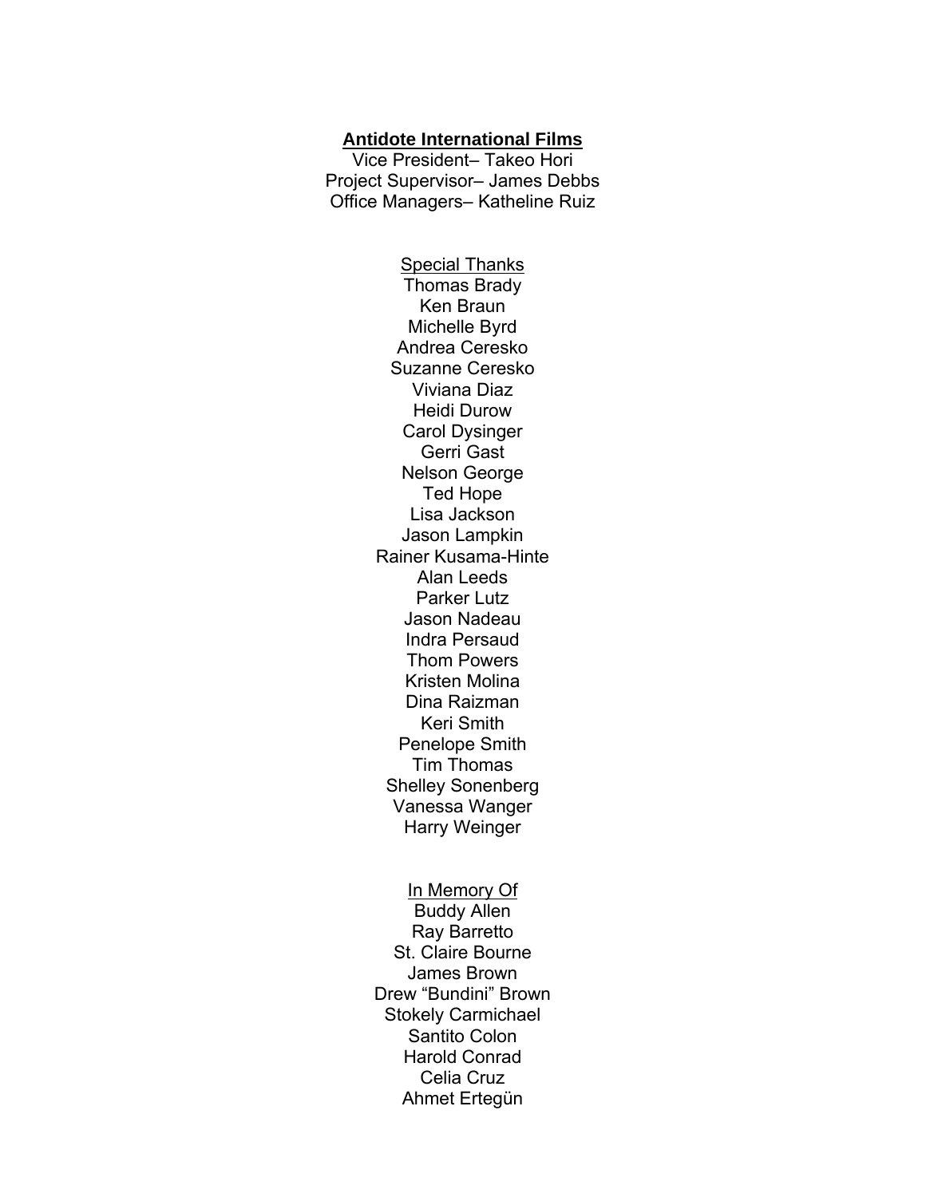**Antidote International Films**

Vice President– Takeo Hori
Project Supervisor– James Debbs
Office Managers– Katheline Ruiz

Special Thanks

Thomas Brady
Ken Braun
Michelle Byrd
Andrea Ceresko
Suzanne Ceresko
Viviana Diaz
Heidi Durow
Carol Dysinger
Gerri Gast
Nelson George
Ted Hope
Lisa Jackson
Jason Lampkin
Rainer Kusama-Hinte
Alan Leeds
Parker Lutz
Jason Nadeau
Indra Persaud
Thom Powers
Kristen Molina
Dina Raizman
Keri Smith
Penelope Smith
Tim Thomas
Shelley Sonenberg
Vanessa Wanger
Harry Weinger

In Memory Of

Buddy Allen
Ray Barretto
St. Claire Bourne
James Brown
Drew “Bundini” Brown
Stokely Carmichael
Santito Colon
Harold Conrad
Celia Cruz
Ahmet Ertegün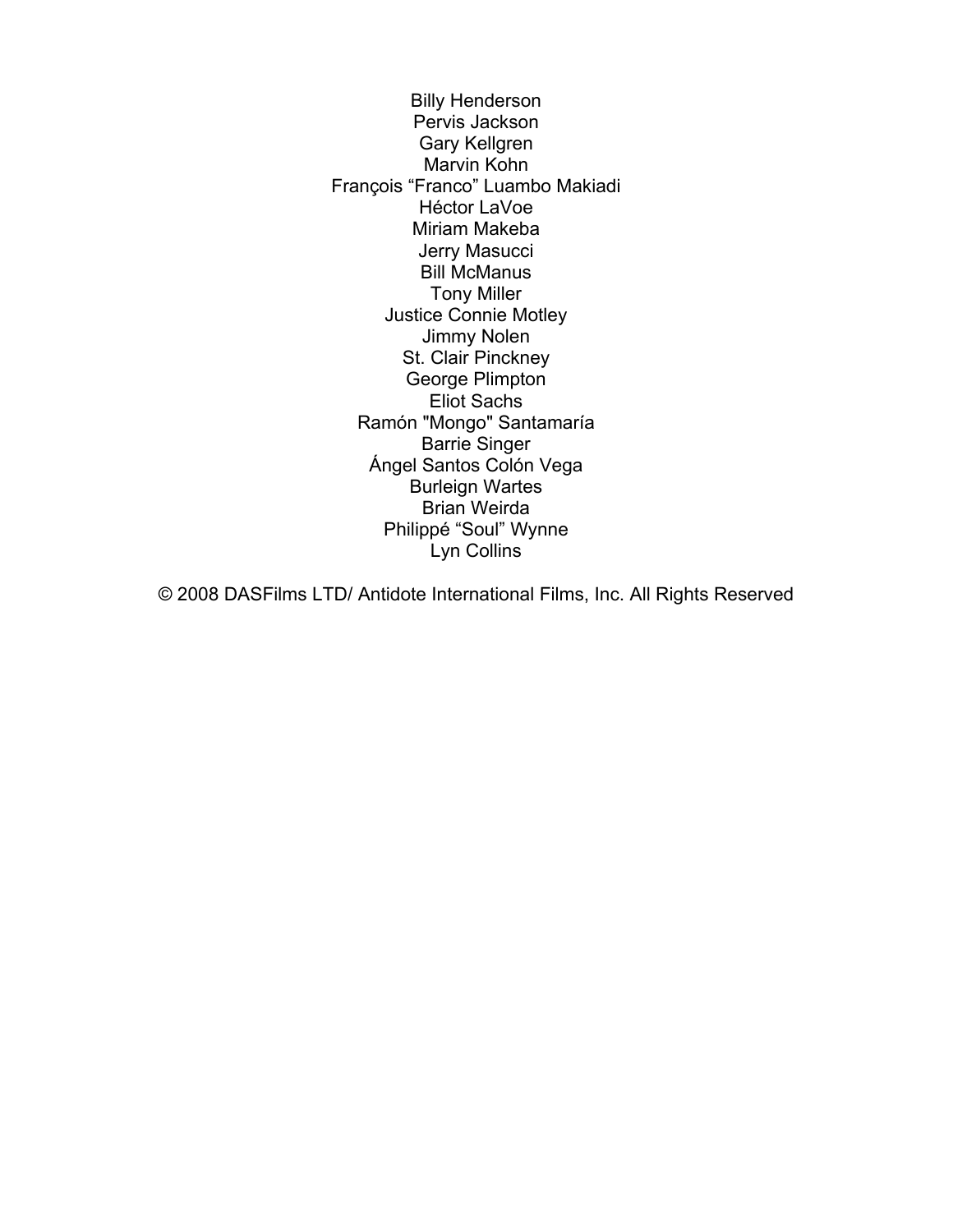Billy Henderson  
Pervis Jackson  
Gary Kellgren  
Marvin Kohn  
François “Franco” Luambo Makiadi  
Héctor LaVoe  
Miriam Makeba  
Jerry Masucci  
Bill McManus  
Tony Miller  
Justice Connie Motley  
Jimmy Nolen  
St. Clair Pinckney  
George Plimpton  
Eliot Sachs  
Ramón "Mongo" Santamaría  
Barrie Singer  
Ángel Santos Colón Vega  
Burleign Wartes  
Brian Weirda  
Philippé “Soul” Wynne  
Lyn Collins

© 2008 DASFilms LTD/ Antidote International Films, Inc. All Rights Reserved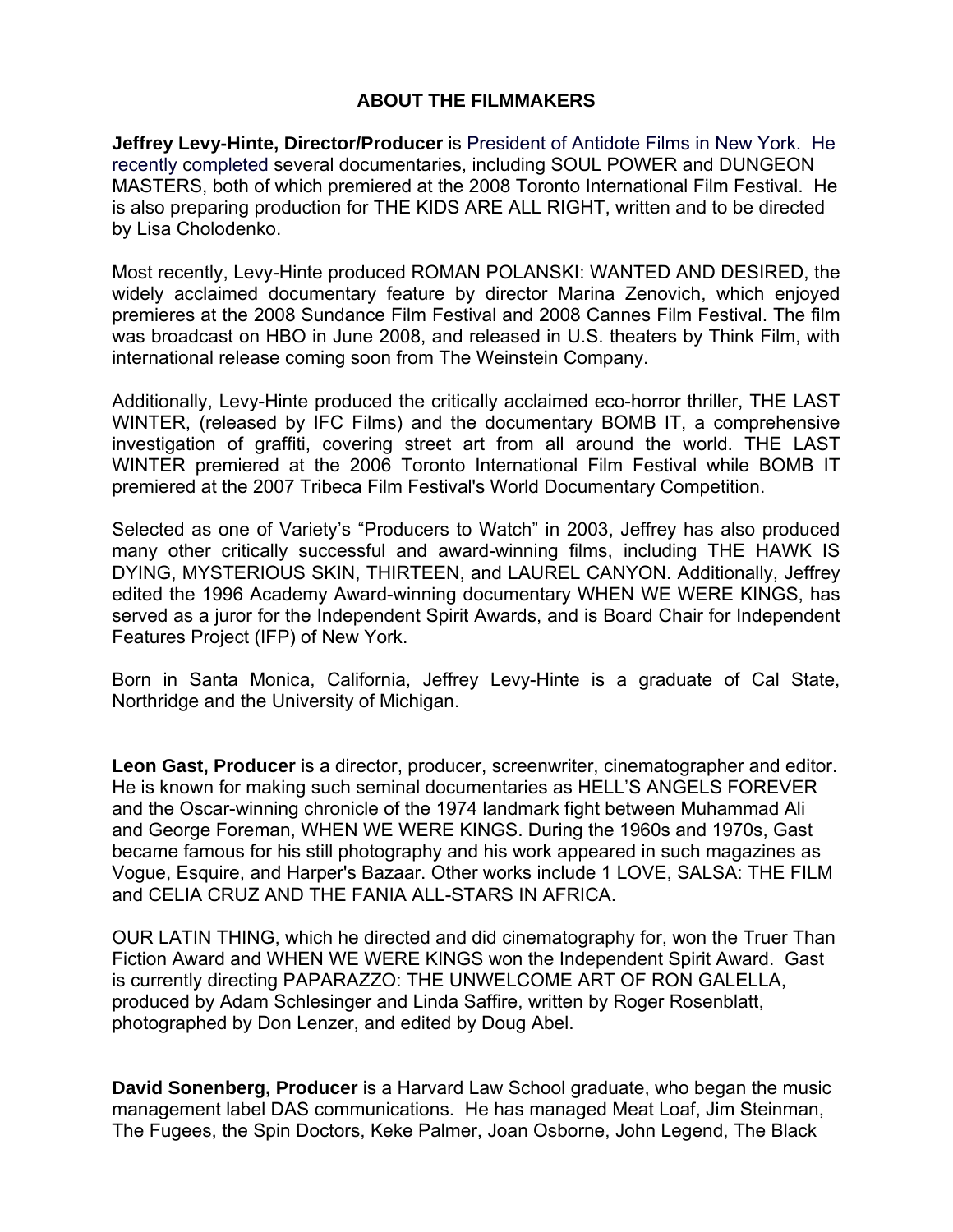## ABOUT THE FILMMAKERS

**Jeffrey Levy-Hinte, Director/Producer** is President of Antidote Films in New York. He recently completed several documentaries, including SOUL POWER and DUNGEON MASTERS, both of which premiered at the 2008 Toronto International Film Festival. He is also preparing production for THE KIDS ARE ALL RIGHT, written and to be directed by Lisa Cholodenko.

Most recently, Levy-Hinte produced ROMAN POLANSKI: WANTED AND DESIRED, the widely acclaimed documentary feature by director Marina Zenovich, which enjoyed premieres at the 2008 Sundance Film Festival and 2008 Cannes Film Festival. The film was broadcast on HBO in June 2008, and released in U.S. theaters by Think Film, with international release coming soon from The Weinstein Company.

Additionally, Levy-Hinte produced the critically acclaimed eco-horror thriller, THE LAST WINTER, (released by IFC Films) and the documentary BOMB IT, a comprehensive investigation of graffiti, covering street art from all around the world. THE LAST WINTER premiered at the 2006 Toronto International Film Festival while BOMB IT premiered at the 2007 Tribeca Film Festival's World Documentary Competition.

Selected as one of Variety's "Producers to Watch" in 2003, Jeffrey has also produced many other critically successful and award-winning films, including THE HAWK IS DYING, MYSTERIOUS SKIN, THIRTEEN, and LAUREL CANYON. Additionally, Jeffrey edited the 1996 Academy Award-winning documentary WHEN WE WERE KINGS, has served as a juror for the Independent Spirit Awards, and is Board Chair for Independent Features Project (IFP) of New York.

Born in Santa Monica, California, Jeffrey Levy-Hinte is a graduate of Cal State, Northridge and the University of Michigan.

**Leon Gast, Producer** is a director, producer, screenwriter, cinematographer and editor. He is known for making such seminal documentaries as HELL'S ANGELS FOREVER and the Oscar-winning chronicle of the 1974 landmark fight between Muhammad Ali and George Foreman, WHEN WE WERE KINGS. During the 1960s and 1970s, Gast became famous for his still photography and his work appeared in such magazines as Vogue, Esquire, and Harper's Bazaar. Other works include 1 LOVE, SALSA: THE FILM and CELIA CRUZ AND THE FANIA ALL-STARS IN AFRICA.

OUR LATIN THING, which he directed and did cinematography for, won the Truer Than Fiction Award and WHEN WE WERE KINGS won the Independent Spirit Award. Gast is currently directing PAPARAZZO: THE UNWELCOME ART OF RON GALELLA, produced by Adam Schlesinger and Linda Saffire, written by Roger Rosenblatt, photographed by Don Lenzer, and edited by Doug Abel.

**David Sonenberg, Producer** is a Harvard Law School graduate, who began the music management label DAS communications. He has managed Meat Loaf, Jim Steinman, The Fugees, the Spin Doctors, Keke Palmer, Joan Osborne, John Legend, The Black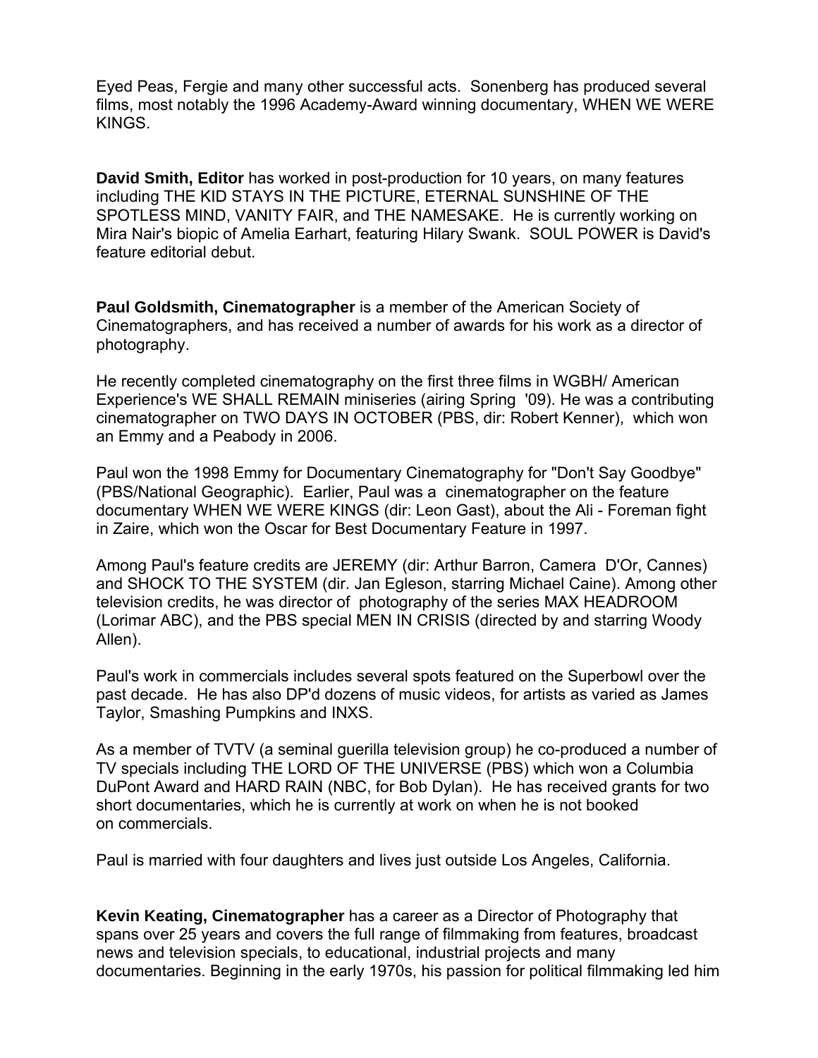Eyed Peas, Fergie and many other successful acts. Sonenberg has produced several films, most notably the 1996 Academy-Award winning documentary, WHEN WE WERE KINGS.

**David Smith, Editor** has worked in post-production for 10 years, on many features including THE KID STAYS IN THE PICTURE, ETERNAL SUNSHINE OF THE SPOTLESS MIND, VANITY FAIR, and THE NAMESAKE. He is currently working on Mira Nair's biopic of Amelia Earhart, featuring Hilary Swank. SOUL POWER is David's feature editorial debut.

**Paul Goldsmith, Cinematographer** is a member of the American Society of Cinematographers, and has received a number of awards for his work as a director of photography.

He recently completed cinematography on the first three films in WGBH/ American Experience's WE SHALL REMAIN miniseries (airing Spring '09). He was a contributing cinematographer on TWO DAYS IN OCTOBER (PBS, dir: Robert Kenner), which won an Emmy and a Peabody in 2006.

Paul won the 1998 Emmy for Documentary Cinematography for "Don't Say Goodbye" (PBS/National Geographic). Earlier, Paul was a cinematographer on the feature documentary WHEN WE WERE KINGS (dir: Leon Gast), about the Ali - Foreman fight in Zaire, which won the Oscar for Best Documentary Feature in 1997.

Among Paul's feature credits are JEREMY (dir: Arthur Barron, Camera D'Or, Cannes) and SHOCK TO THE SYSTEM (dir. Jan Egleson, starring Michael Caine). Among other television credits, he was director of photography of the series MAX HEADROOM (Lorimar ABC), and the PBS special MEN IN CRISIS (directed by and starring Woody Allen).

Paul's work in commercials includes several spots featured on the Superbowl over the past decade. He has also DP'd dozens of music videos, for artists as varied as James Taylor, Smashing Pumpkins and INXS.

As a member of TVTV (a seminal guerilla television group) he co-produced a number of TV specials including THE LORD OF THE UNIVERSE (PBS) which won a Columbia DuPont Award and HARD RAIN (NBC, for Bob Dylan). He has received grants for two short documentaries, which he is currently at work on when he is not booked on commercials.

Paul is married with four daughters and lives just outside Los Angeles, California.

**Kevin Keating, Cinematographer** has a career as a Director of Photography that spans over 25 years and covers the full range of filmmaking from features, broadcast news and television specials, to educational, industrial projects and many documentaries. Beginning in the early 1970s, his passion for political filmmaking led him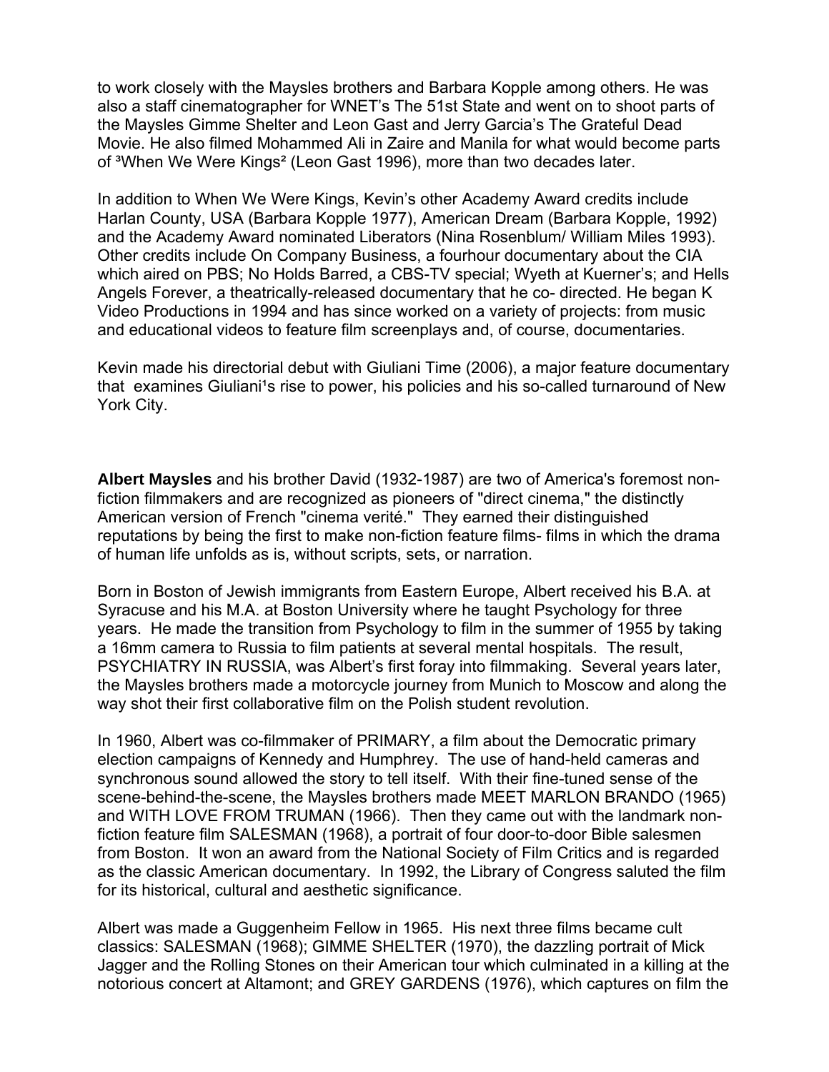to work closely with the Maysles brothers and Barbara Kopple among others. He was also a staff cinematographer for WNET's The 51st State and went on to shoot parts of the Maysles Gimme Shelter and Leon Gast and Jerry Garcia's The Grateful Dead Movie. He also filmed Mohammed Ali in Zaire and Manila for what would become parts of ³When We Were Kings² (Leon Gast 1996), more than two decades later.

In addition to When We Were Kings, Kevin's other Academy Award credits include Harlan County, USA (Barbara Kopple 1977), American Dream (Barbara Kopple, 1992) and the Academy Award nominated Liberators (Nina Rosenblum/ William Miles 1993). Other credits include On Company Business, a fourhour documentary about the CIA which aired on PBS; No Holds Barred, a CBS-TV special; Wyeth at Kuerner's; and Hells Angels Forever, a theatrically-released documentary that he co- directed. He began K Video Productions in 1994 and has since worked on a variety of projects: from music and educational videos to feature film screenplays and, of course, documentaries.

Kevin made his directorial debut with Giuliani Time (2006), a major feature documentary that examines Giuliani¹s rise to power, his policies and his so-called turnaround of New York City.

**Albert Maysles** and his brother David (1932-1987) are two of America's foremost non-fiction filmmakers and are recognized as pioneers of "direct cinema," the distinctly American version of French "cinema verité." They earned their distinguished reputations by being the first to make non-fiction feature films- films in which the drama of human life unfolds as is, without scripts, sets, or narration.

Born in Boston of Jewish immigrants from Eastern Europe, Albert received his B.A. at Syracuse and his M.A. at Boston University where he taught Psychology for three years. He made the transition from Psychology to film in the summer of 1955 by taking a 16mm camera to Russia to film patients at several mental hospitals. The result, PSYCHIATRY IN RUSSIA, was Albert's first foray into filmmaking. Several years later, the Maysles brothers made a motorcycle journey from Munich to Moscow and along the way shot their first collaborative film on the Polish student revolution.

In 1960, Albert was co-filmmaker of PRIMARY, a film about the Democratic primary election campaigns of Kennedy and Humphrey. The use of hand-held cameras and synchronous sound allowed the story to tell itself. With their fine-tuned sense of the scene-behind-the-scene, the Maysles brothers made MEET MARLON BRANDO (1965) and WITH LOVE FROM TRUMAN (1966). Then they came out with the landmark non-fiction feature film SALESMAN (1968), a portrait of four door-to-door Bible salesmen from Boston. It won an award from the National Society of Film Critics and is regarded as the classic American documentary. In 1992, the Library of Congress saluted the film for its historical, cultural and aesthetic significance.

Albert was made a Guggenheim Fellow in 1965. His next three films became cult classics: SALESMAN (1968); GIMME SHELTER (1970), the dazzling portrait of Mick Jagger and the Rolling Stones on their American tour which culminated in a killing at the notorious concert at Altamont; and GREY GARDENS (1976), which captures on film the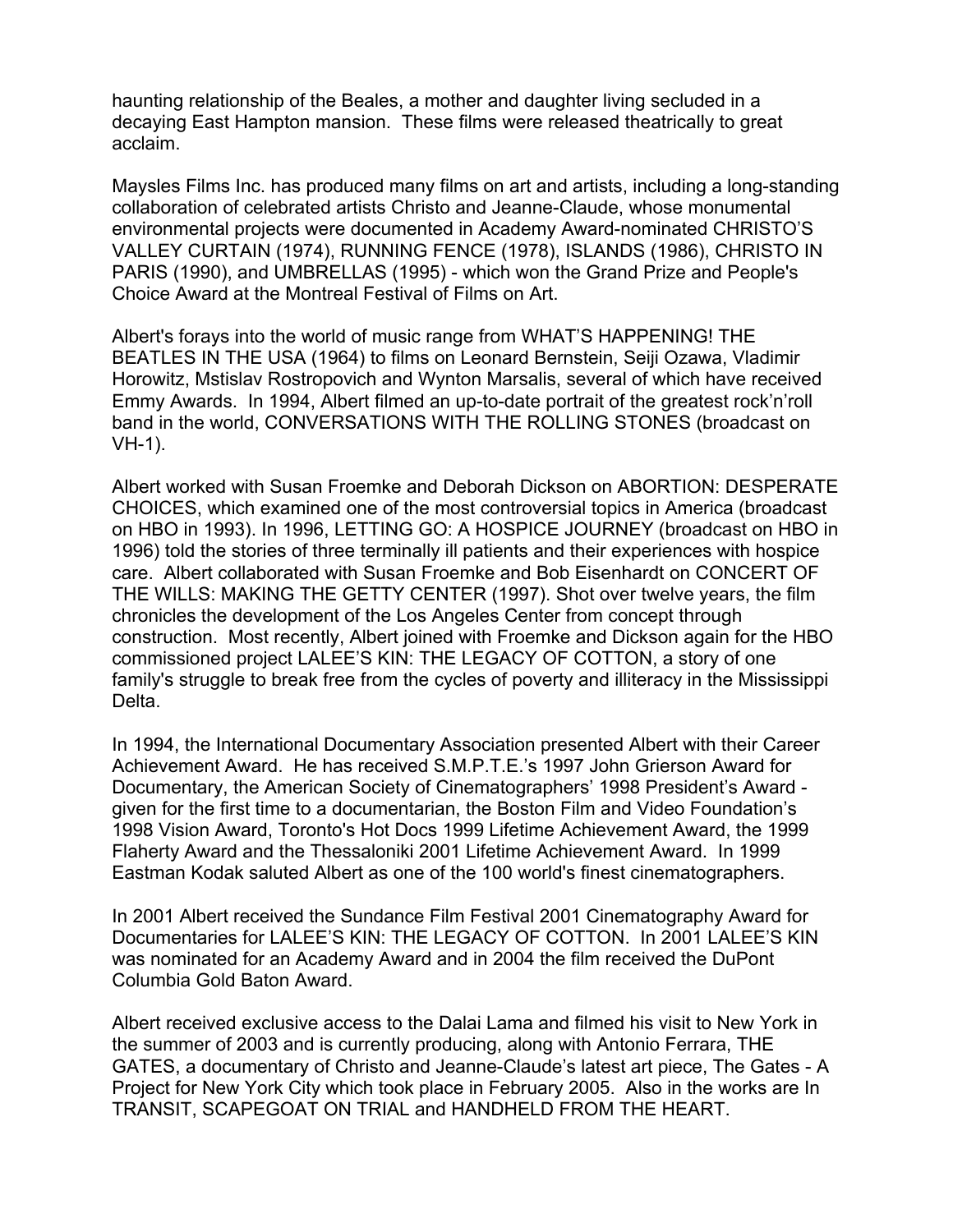haunting relationship of the Beales, a mother and daughter living secluded in a decaying East Hampton mansion. These films were released theatrically to great acclaim.

Maysles Films Inc. has produced many films on art and artists, including a long-standing collaboration of celebrated artists Christo and Jeanne-Claude, whose monumental environmental projects were documented in Academy Award-nominated CHRISTO'S VALLEY CURTAIN (1974), RUNNING FENCE (1978), ISLANDS (1986), CHRISTO IN PARIS (1990), and UMBRELLAS (1995) - which won the Grand Prize and People's Choice Award at the Montreal Festival of Films on Art.

Albert's forays into the world of music range from WHAT'S HAPPENING! THE BEATLES IN THE USA (1964) to films on Leonard Bernstein, Seiji Ozawa, Vladimir Horowitz, Mstislav Rostropovich and Wynton Marsalis, several of which have received Emmy Awards. In 1994, Albert filmed an up-to-date portrait of the greatest rock'n'roll band in the world, CONVERSATIONS WITH THE ROLLING STONES (broadcast on VH-1).

Albert worked with Susan Froemke and Deborah Dickson on ABORTION: DESPERATE CHOICES, which examined one of the most controversial topics in America (broadcast on HBO in 1993). In 1996, LETTING GO: A HOSPICE JOURNEY (broadcast on HBO in 1996) told the stories of three terminally ill patients and their experiences with hospice care. Albert collaborated with Susan Froemke and Bob Eisenhardt on CONCERT OF THE WILLS: MAKING THE GETTY CENTER (1997). Shot over twelve years, the film chronicles the development of the Los Angeles Center from concept through construction. Most recently, Albert joined with Froemke and Dickson again for the HBO commissioned project LALEE'S KIN: THE LEGACY OF COTTON, a story of one family's struggle to break free from the cycles of poverty and illiteracy in the Mississippi Delta.

In 1994, the International Documentary Association presented Albert with their Career Achievement Award. He has received S.M.P.T.E.'s 1997 John Grierson Award for Documentary, the American Society of Cinematographers' 1998 President's Award - given for the first time to a documentarian, the Boston Film and Video Foundation's 1998 Vision Award, Toronto's Hot Docs 1999 Lifetime Achievement Award, the 1999 Flaherty Award and the Thessaloniki 2001 Lifetime Achievement Award. In 1999 Eastman Kodak saluted Albert as one of the 100 world's finest cinematographers.

In 2001 Albert received the Sundance Film Festival 2001 Cinematography Award for Documentaries for LALEE'S KIN: THE LEGACY OF COTTON. In 2001 LALEE'S KIN was nominated for an Academy Award and in 2004 the film received the DuPont Columbia Gold Baton Award.

Albert received exclusive access to the Dalai Lama and filmed his visit to New York in the summer of 2003 and is currently producing, along with Antonio Ferrara, THE GATES, a documentary of Christo and Jeanne-Claude's latest art piece, The Gates - A Project for New York City which took place in February 2005. Also in the works are In TRANSIT, SCAPEGOAT ON TRIAL and HANDHELD FROM THE HEART.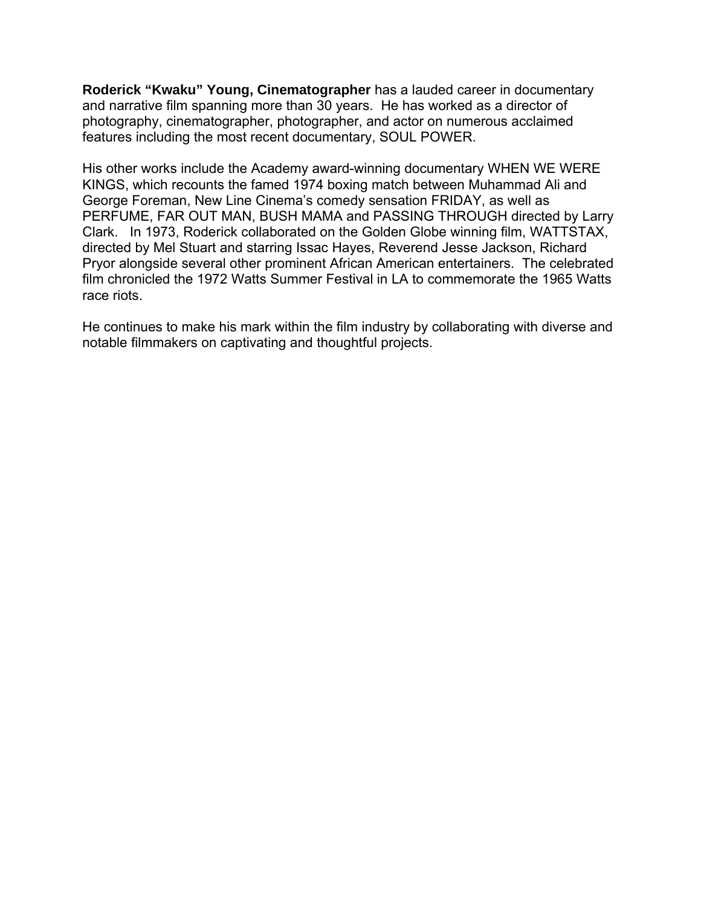**Roderick "Kwaku" Young, Cinematographer** has a lauded career in documentary and narrative film spanning more than 30 years. He has worked as a director of photography, cinematographer, photographer, and actor on numerous acclaimed features including the most recent documentary, SOUL POWER.

His other works include the Academy award-winning documentary WHEN WE WERE KINGS, which recounts the famed 1974 boxing match between Muhammad Ali and George Foreman, New Line Cinema's comedy sensation FRIDAY, as well as PERFUME, FAR OUT MAN, BUSH MAMA and PASSING THROUGH directed by Larry Clark. In 1973, Roderick collaborated on the Golden Globe winning film, WATTSTAX, directed by Mel Stuart and starring Issac Hayes, Reverend Jesse Jackson, Richard Pryor alongside several other prominent African American entertainers. The celebrated film chronicled the 1972 Watts Summer Festival in LA to commemorate the 1965 Watts race riots.

He continues to make his mark within the film industry by collaborating with diverse and notable filmmakers on captivating and thoughtful projects.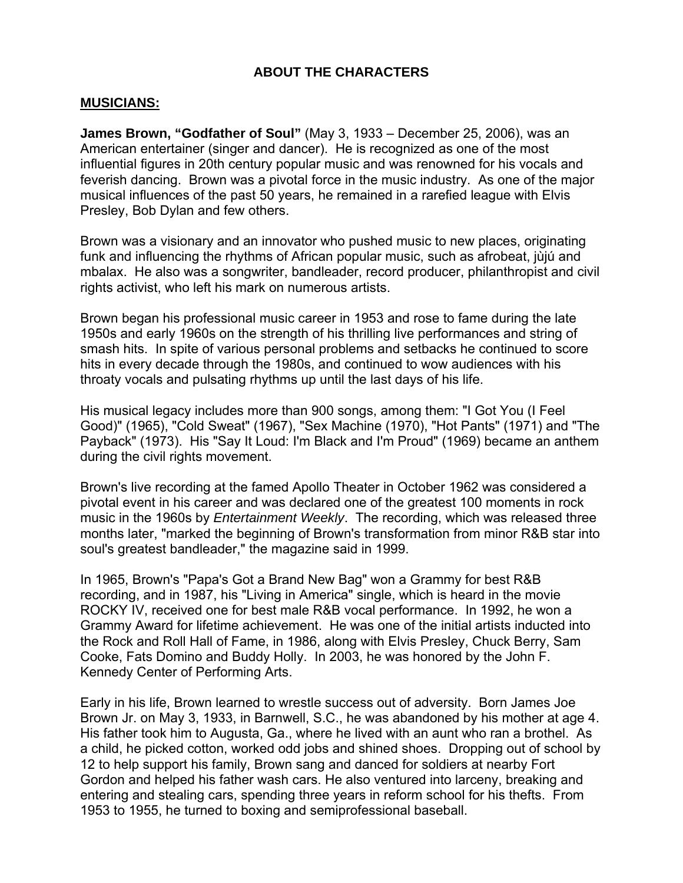## ABOUT THE CHARACTERS

### MUSICIANS:

**James Brown, "Godfather of Soul"** (May 3, 1933 – December 25, 2006), was an American entertainer (singer and dancer). He is recognized as one of the most influential figures in 20th century popular music and was renowned for his vocals and feverish dancing. Brown was a pivotal force in the music industry. As one of the major musical influences of the past 50 years, he remained in a rarefied league with Elvis Presley, Bob Dylan and few others.

Brown was a visionary and an innovator who pushed music to new places, originating funk and influencing the rhythms of African popular music, such as afrobeat, jùjú and mbalax. He also was a songwriter, bandleader, record producer, philanthropist and civil rights activist, who left his mark on numerous artists.

Brown began his professional music career in 1953 and rose to fame during the late 1950s and early 1960s on the strength of his thrilling live performances and string of smash hits. In spite of various personal problems and setbacks he continued to score hits in every decade through the 1980s, and continued to wow audiences with his throaty vocals and pulsating rhythms up until the last days of his life.

His musical legacy includes more than 900 songs, among them: "I Got You (I Feel Good)" (1965), "Cold Sweat" (1967), "Sex Machine (1970), "Hot Pants" (1971) and "The Payback" (1973). His "Say It Loud: I'm Black and I'm Proud" (1969) became an anthem during the civil rights movement.

Brown's live recording at the famed Apollo Theater in October 1962 was considered a pivotal event in his career and was declared one of the greatest 100 moments in rock music in the 1960s by *Entertainment Weekly*. The recording, which was released three months later, "marked the beginning of Brown's transformation from minor R&B star into soul's greatest bandleader," the magazine said in 1999.

In 1965, Brown's "Papa's Got a Brand New Bag" won a Grammy for best R&B recording, and in 1987, his "Living in America" single, which is heard in the movie ROCKY IV, received one for best male R&B vocal performance. In 1992, he won a Grammy Award for lifetime achievement. He was one of the initial artists inducted into the Rock and Roll Hall of Fame, in 1986, along with Elvis Presley, Chuck Berry, Sam Cooke, Fats Domino and Buddy Holly. In 2003, he was honored by the John F. Kennedy Center of Performing Arts.

Early in his life, Brown learned to wrestle success out of adversity. Born James Joe Brown Jr. on May 3, 1933, in Barnwell, S.C., he was abandoned by his mother at age 4. His father took him to Augusta, Ga., where he lived with an aunt who ran a brothel. As a child, he picked cotton, worked odd jobs and shined shoes. Dropping out of school by 12 to help support his family, Brown sang and danced for soldiers at nearby Fort Gordon and helped his father wash cars. He also ventured into larceny, breaking and entering and stealing cars, spending three years in reform school for his thefts. From 1953 to 1955, he turned to boxing and semiprofessional baseball.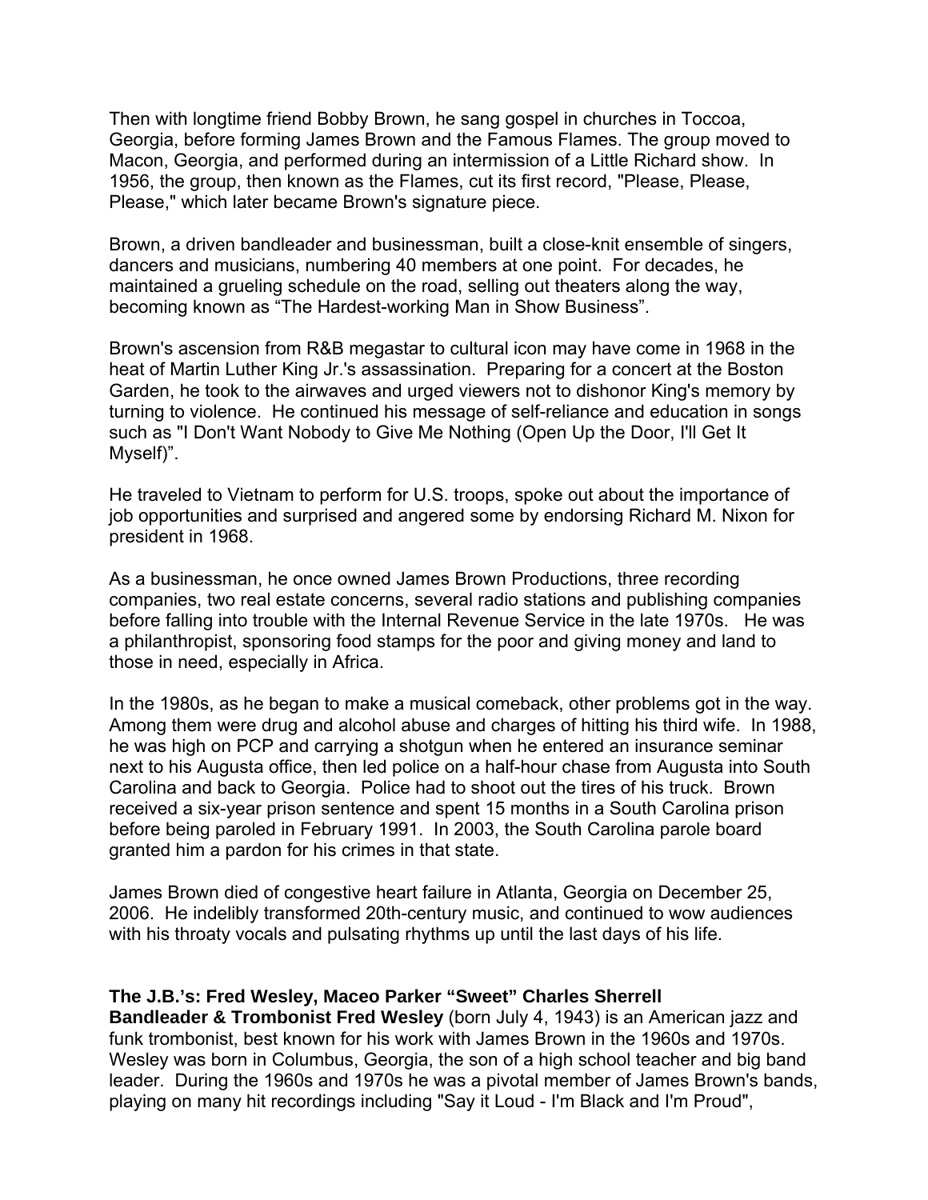Then with longtime friend Bobby Brown, he sang gospel in churches in Toccoa, Georgia, before forming James Brown and the Famous Flames. The group moved to Macon, Georgia, and performed during an intermission of a Little Richard show. In 1956, the group, then known as the Flames, cut its first record, "Please, Please, Please," which later became Brown's signature piece.

Brown, a driven bandleader and businessman, built a close-knit ensemble of singers, dancers and musicians, numbering 40 members at one point. For decades, he maintained a grueling schedule on the road, selling out theaters along the way, becoming known as “The Hardest-working Man in Show Business”.

Brown's ascension from R&B megastar to cultural icon may have come in 1968 in the heat of Martin Luther King Jr.'s assassination. Preparing for a concert at the Boston Garden, he took to the airwaves and urged viewers not to dishonor King's memory by turning to violence. He continued his message of self-reliance and education in songs such as "I Don't Want Nobody to Give Me Nothing (Open Up the Door, I'll Get It Myself)”.

He traveled to Vietnam to perform for U.S. troops, spoke out about the importance of job opportunities and surprised and angered some by endorsing Richard M. Nixon for president in 1968.

As a businessman, he once owned James Brown Productions, three recording companies, two real estate concerns, several radio stations and publishing companies before falling into trouble with the Internal Revenue Service in the late 1970s. He was a philanthropist, sponsoring food stamps for the poor and giving money and land to those in need, especially in Africa.

In the 1980s, as he began to make a musical comeback, other problems got in the way. Among them were drug and alcohol abuse and charges of hitting his third wife. In 1988, he was high on PCP and carrying a shotgun when he entered an insurance seminar next to his Augusta office, then led police on a half-hour chase from Augusta into South Carolina and back to Georgia. Police had to shoot out the tires of his truck. Brown received a six-year prison sentence and spent 15 months in a South Carolina prison before being paroled in February 1991. In 2003, the South Carolina parole board granted him a pardon for his crimes in that state.

James Brown died of congestive heart failure in Atlanta, Georgia on December 25, 2006. He indelibly transformed 20th-century music, and continued to wow audiences with his throaty vocals and pulsating rhythms up until the last days of his life.

**The J.B.’s: Fred Wesley, Maceo Parker “Sweet” Charles Sherrell**

**Bandleader & Trombonist Fred Wesley** (born July 4, 1943) is an American jazz and funk trombonist, best known for his work with James Brown in the 1960s and 1970s. Wesley was born in Columbus, Georgia, the son of a high school teacher and big band leader. During the 1960s and 1970s he was a pivotal member of James Brown's bands, playing on many hit recordings including "Say it Loud - I'm Black and I'm Proud",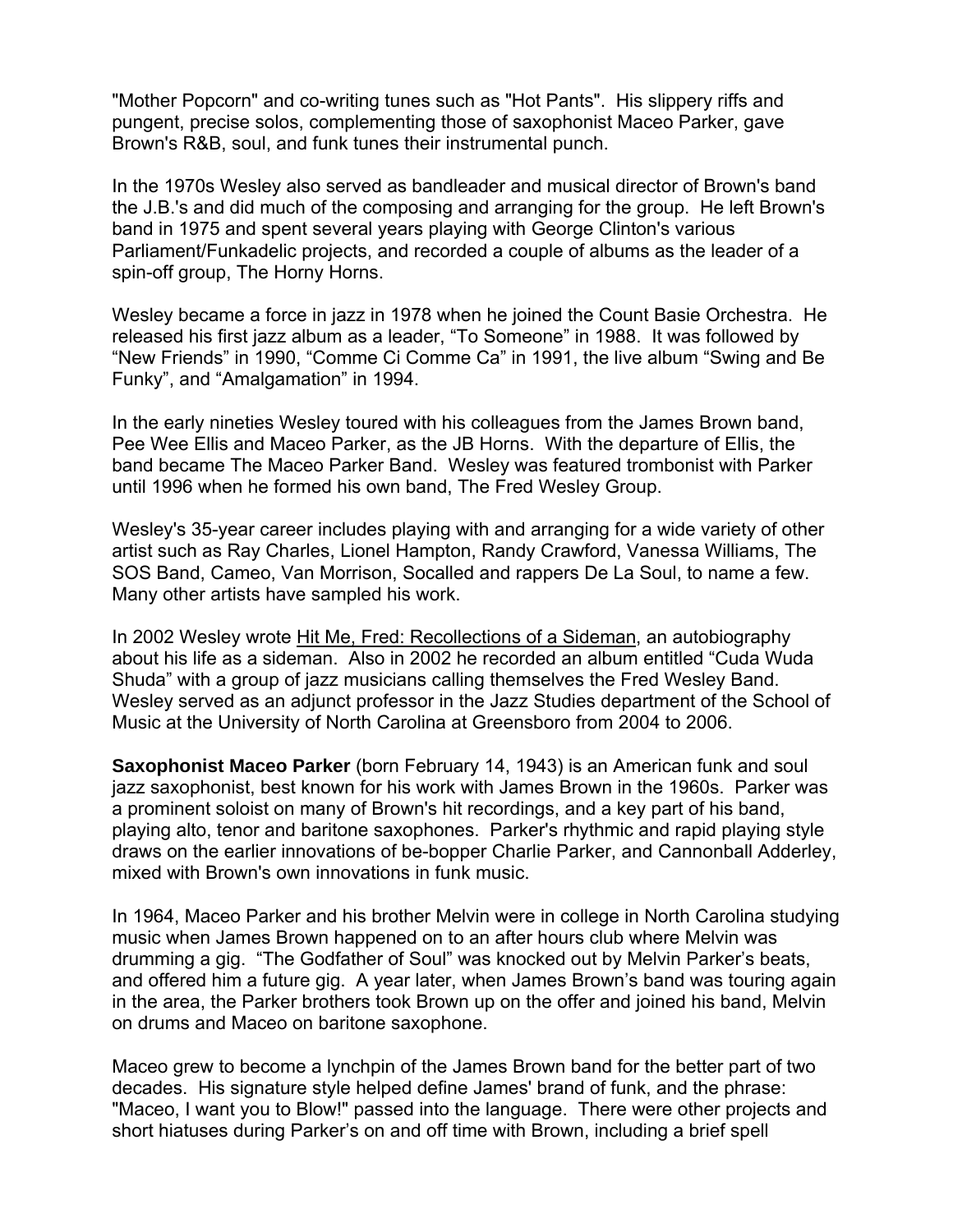"Mother Popcorn" and co-writing tunes such as "Hot Pants". His slippery riffs and pungent, precise solos, complementing those of saxophonist Maceo Parker, gave Brown's R&B, soul, and funk tunes their instrumental punch.

In the 1970s Wesley also served as bandleader and musical director of Brown's band the J.B.'s and did much of the composing and arranging for the group. He left Brown's band in 1975 and spent several years playing with George Clinton's various Parliament/Funkadelic projects, and recorded a couple of albums as the leader of a spin-off group, The Horny Horns.

Wesley became a force in jazz in 1978 when he joined the Count Basie Orchestra. He released his first jazz album as a leader, "To Someone" in 1988. It was followed by "New Friends" in 1990, "Comme Ci Comme Ca" in 1991, the live album "Swing and Be Funky", and "Amalgamation" in 1994.

In the early nineties Wesley toured with his colleagues from the James Brown band, Pee Wee Ellis and Maceo Parker, as the JB Horns. With the departure of Ellis, the band became The Maceo Parker Band. Wesley was featured trombonist with Parker until 1996 when he formed his own band, The Fred Wesley Group.

Wesley's 35-year career includes playing with and arranging for a wide variety of other artist such as Ray Charles, Lionel Hampton, Randy Crawford, Vanessa Williams, The SOS Band, Cameo, Van Morrison, Socalled and rappers De La Soul, to name a few. Many other artists have sampled his work.

In 2002 Wesley wrote Hit Me, Fred: Recollections of a Sideman, an autobiography about his life as a sideman. Also in 2002 he recorded an album entitled "Cuda Wuda Shuda" with a group of jazz musicians calling themselves the Fred Wesley Band. Wesley served as an adjunct professor in the Jazz Studies department of the School of Music at the University of North Carolina at Greensboro from 2004 to 2006.

**Saxophonist Maceo Parker** (born February 14, 1943) is an American funk and soul jazz saxophonist, best known for his work with James Brown in the 1960s. Parker was a prominent soloist on many of Brown's hit recordings, and a key part of his band, playing alto, tenor and baritone saxophones. Parker's rhythmic and rapid playing style draws on the earlier innovations of be-bopper Charlie Parker, and Cannonball Adderley, mixed with Brown's own innovations in funk music.

In 1964, Maceo Parker and his brother Melvin were in college in North Carolina studying music when James Brown happened on to an after hours club where Melvin was drumming a gig. "The Godfather of Soul" was knocked out by Melvin Parker's beats, and offered him a future gig. A year later, when James Brown's band was touring again in the area, the Parker brothers took Brown up on the offer and joined his band, Melvin on drums and Maceo on baritone saxophone.

Maceo grew to become a lynchpin of the James Brown band for the better part of two decades. His signature style helped define James' brand of funk, and the phrase: "Maceo, I want you to Blow!" passed into the language. There were other projects and short hiatuses during Parker's on and off time with Brown, including a brief spell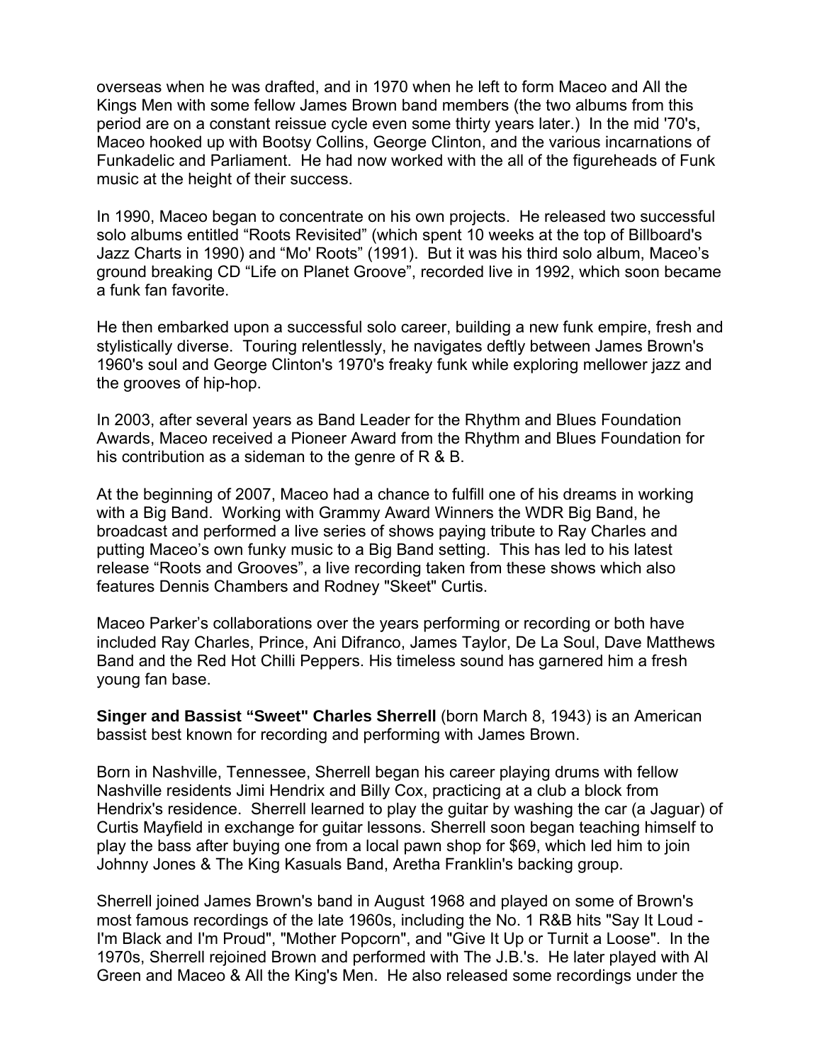overseas when he was drafted, and in 1970 when he left to form Maceo and All the Kings Men with some fellow James Brown band members (the two albums from this period are on a constant reissue cycle even some thirty years later.) In the mid '70's, Maceo hooked up with Bootsy Collins, George Clinton, and the various incarnations of Funkadelic and Parliament. He had now worked with the all of the figureheads of Funk music at the height of their success.

In 1990, Maceo began to concentrate on his own projects. He released two successful solo albums entitled "Roots Revisited" (which spent 10 weeks at the top of Billboard's Jazz Charts in 1990) and "Mo' Roots" (1991). But it was his third solo album, Maceo's ground breaking CD "Life on Planet Groove", recorded live in 1992, which soon became a funk fan favorite.

He then embarked upon a successful solo career, building a new funk empire, fresh and stylistically diverse. Touring relentlessly, he navigates deftly between James Brown's 1960's soul and George Clinton's 1970's freaky funk while exploring mellower jazz and the grooves of hip-hop.

In 2003, after several years as Band Leader for the Rhythm and Blues Foundation Awards, Maceo received a Pioneer Award from the Rhythm and Blues Foundation for his contribution as a sideman to the genre of R & B.

At the beginning of 2007, Maceo had a chance to fulfill one of his dreams in working with a Big Band. Working with Grammy Award Winners the WDR Big Band, he broadcast and performed a live series of shows paying tribute to Ray Charles and putting Maceo's own funky music to a Big Band setting. This has led to his latest release "Roots and Grooves", a live recording taken from these shows which also features Dennis Chambers and Rodney "Skeet" Curtis.

Maceo Parker's collaborations over the years performing or recording or both have included Ray Charles, Prince, Ani Difranco, James Taylor, De La Soul, Dave Matthews Band and the Red Hot Chilli Peppers. His timeless sound has garnered him a fresh young fan base.

**Singer and Bassist "Sweet" Charles Sherrell** (born March 8, 1943) is an American bassist best known for recording and performing with James Brown.

Born in Nashville, Tennessee, Sherrell began his career playing drums with fellow Nashville residents Jimi Hendrix and Billy Cox, practicing at a club a block from Hendrix's residence. Sherrell learned to play the guitar by washing the car (a Jaguar) of Curtis Mayfield in exchange for guitar lessons. Sherrell soon began teaching himself to play the bass after buying one from a local pawn shop for $69, which led him to join Johnny Jones & The King Kasuals Band, Aretha Franklin's backing group.

Sherrell joined James Brown's band in August 1968 and played on some of Brown's most famous recordings of the late 1960s, including the No. 1 R&B hits "Say It Loud - I'm Black and I'm Proud", "Mother Popcorn", and "Give It Up or Turnit a Loose". In the 1970s, Sherrell rejoined Brown and performed with The J.B.'s. He later played with Al Green and Maceo & All the King's Men. He also released some recordings under the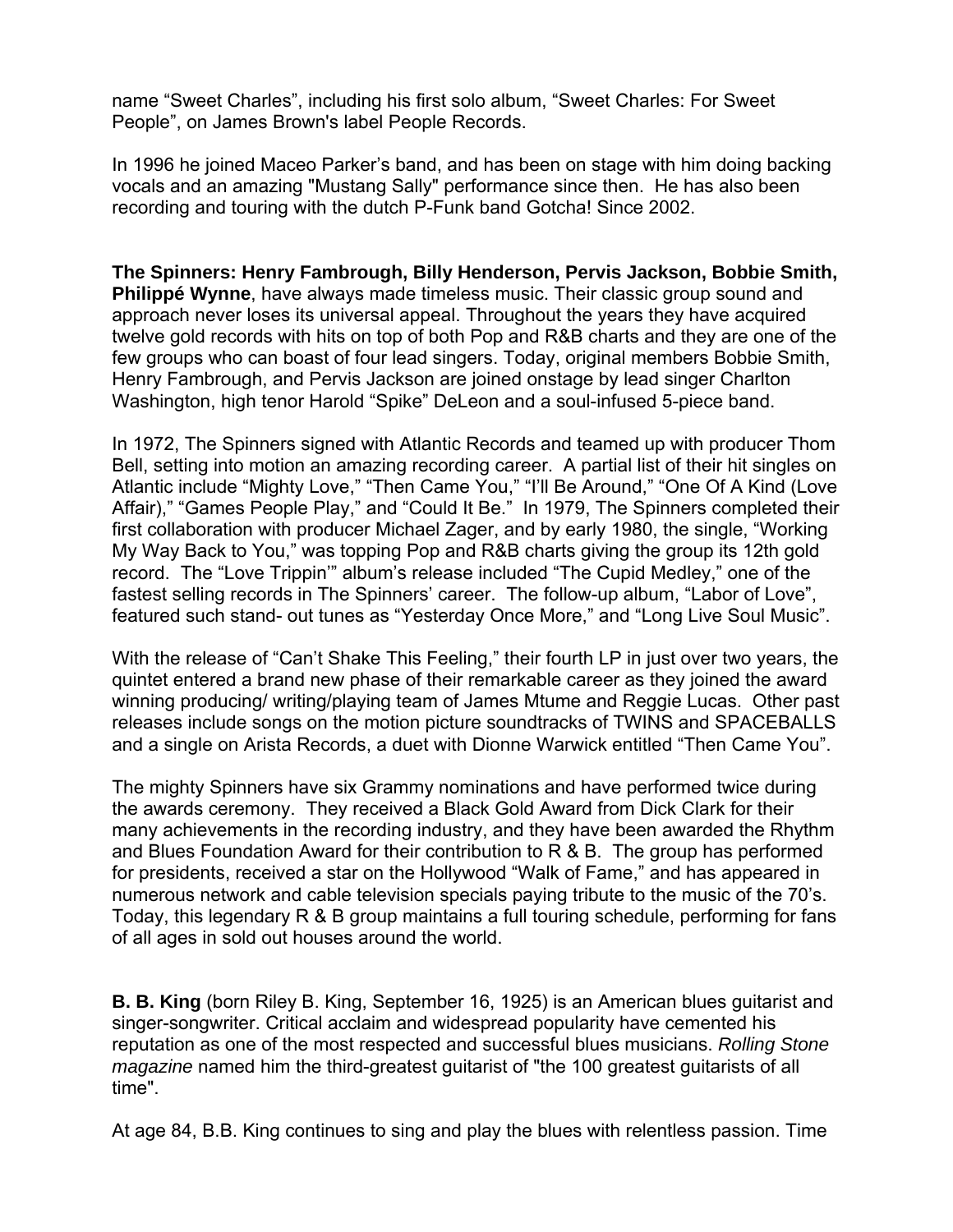name “Sweet Charles”, including his first solo album, “Sweet Charles: For Sweet People”, on James Brown's label People Records.

In 1996 he joined Maceo Parker’s band, and has been on stage with him doing backing vocals and an amazing "Mustang Sally" performance since then. He has also been recording and touring with the dutch P-Funk band Gotcha! Since 2002.

**The Spinners: Henry Fambrough, Billy Henderson, Pervis Jackson, Bobbie Smith, Philippé Wynne**, have always made timeless music. Their classic group sound and approach never loses its universal appeal. Throughout the years they have acquired twelve gold records with hits on top of both Pop and R&B charts and they are one of the few groups who can boast of four lead singers. Today, original members Bobbie Smith, Henry Fambrough, and Pervis Jackson are joined onstage by lead singer Charlton Washington, high tenor Harold “Spike” DeLeon and a soul-infused 5-piece band.

In 1972, The Spinners signed with Atlantic Records and teamed up with producer Thom Bell, setting into motion an amazing recording career. A partial list of their hit singles on Atlantic include “Mighty Love,” “Then Came You,” “I’ll Be Around,” “One Of A Kind (Love Affair),” “Games People Play,” and “Could It Be.” In 1979, The Spinners completed their first collaboration with producer Michael Zager, and by early 1980, the single, “Working My Way Back to You,” was topping Pop and R&B charts giving the group its 12th gold record. The “Love Trippin’” album’s release included “The Cupid Medley,” one of the fastest selling records in The Spinners’ career. The follow-up album, “Labor of Love”, featured such stand- out tunes as “Yesterday Once More,” and “Long Live Soul Music”.

With the release of “Can’t Shake This Feeling,” their fourth LP in just over two years, the quintet entered a brand new phase of their remarkable career as they joined the award winning producing/ writing/playing team of James Mtume and Reggie Lucas. Other past releases include songs on the motion picture soundtracks of TWINS and SPACEBALLS and a single on Arista Records, a duet with Dionne Warwick entitled “Then Came You”.

The mighty Spinners have six Grammy nominations and have performed twice during the awards ceremony. They received a Black Gold Award from Dick Clark for their many achievements in the recording industry, and they have been awarded the Rhythm and Blues Foundation Award for their contribution to R & B. The group has performed for presidents, received a star on the Hollywood “Walk of Fame,” and has appeared in numerous network and cable television specials paying tribute to the music of the 70’s. Today, this legendary R & B group maintains a full touring schedule, performing for fans of all ages in sold out houses around the world.

**B. B. King** (born Riley B. King, September 16, 1925) is an American blues guitarist and singer-songwriter. Critical acclaim and widespread popularity have cemented his reputation as one of the most respected and successful blues musicians. *Rolling Stone magazine* named him the third-greatest guitarist of "the 100 greatest guitarists of all time".

At age 84, B.B. King continues to sing and play the blues with relentless passion. Time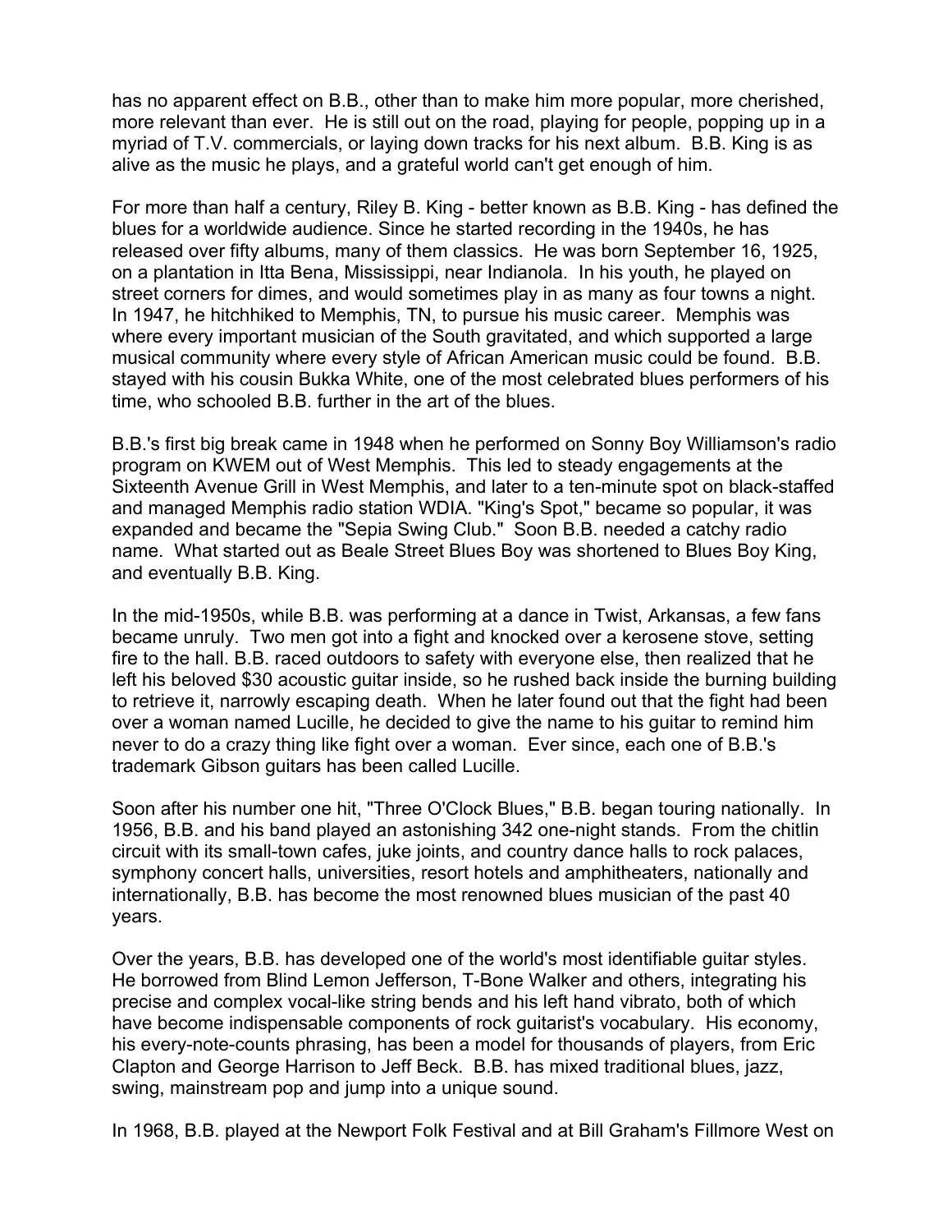has no apparent effect on B.B., other than to make him more popular, more cherished, more relevant than ever. He is still out on the road, playing for people, popping up in a myriad of T.V. commercials, or laying down tracks for his next album. B.B. King is as alive as the music he plays, and a grateful world can't get enough of him.

For more than half a century, Riley B. King - better known as B.B. King - has defined the blues for a worldwide audience. Since he started recording in the 1940s, he has released over fifty albums, many of them classics. He was born September 16, 1925, on a plantation in Itta Bena, Mississippi, near Indianola. In his youth, he played on street corners for dimes, and would sometimes play in as many as four towns a night. In 1947, he hitchhiked to Memphis, TN, to pursue his music career. Memphis was where every important musician of the South gravitated, and which supported a large musical community where every style of African American music could be found. B.B. stayed with his cousin Bukka White, one of the most celebrated blues performers of his time, who schooled B.B. further in the art of the blues.

B.B.'s first big break came in 1948 when he performed on Sonny Boy Williamson's radio program on KWEM out of West Memphis. This led to steady engagements at the Sixteenth Avenue Grill in West Memphis, and later to a ten-minute spot on black-staffed and managed Memphis radio station WDIA. "King's Spot," became so popular, it was expanded and became the "Sepia Swing Club." Soon B.B. needed a catchy radio name. What started out as Beale Street Blues Boy was shortened to Blues Boy King, and eventually B.B. King.

In the mid-1950s, while B.B. was performing at a dance in Twist, Arkansas, a few fans became unruly. Two men got into a fight and knocked over a kerosene stove, setting fire to the hall. B.B. raced outdoors to safety with everyone else, then realized that he left his beloved $30 acoustic guitar inside, so he rushed back inside the burning building to retrieve it, narrowly escaping death. When he later found out that the fight had been over a woman named Lucille, he decided to give the name to his guitar to remind him never to do a crazy thing like fight over a woman. Ever since, each one of B.B.'s trademark Gibson guitars has been called Lucille.

Soon after his number one hit, "Three O'Clock Blues," B.B. began touring nationally. In 1956, B.B. and his band played an astonishing 342 one-night stands. From the chitlin circuit with its small-town cafes, juke joints, and country dance halls to rock palaces, symphony concert halls, universities, resort hotels and amphitheaters, nationally and internationally, B.B. has become the most renowned blues musician of the past 40 years.

Over the years, B.B. has developed one of the world's most identifiable guitar styles. He borrowed from Blind Lemon Jefferson, T-Bone Walker and others, integrating his precise and complex vocal-like string bends and his left hand vibrato, both of which have become indispensable components of rock guitarist's vocabulary. His economy, his every-note-counts phrasing, has been a model for thousands of players, from Eric Clapton and George Harrison to Jeff Beck. B.B. has mixed traditional blues, jazz, swing, mainstream pop and jump into a unique sound.

In 1968, B.B. played at the Newport Folk Festival and at Bill Graham's Fillmore West on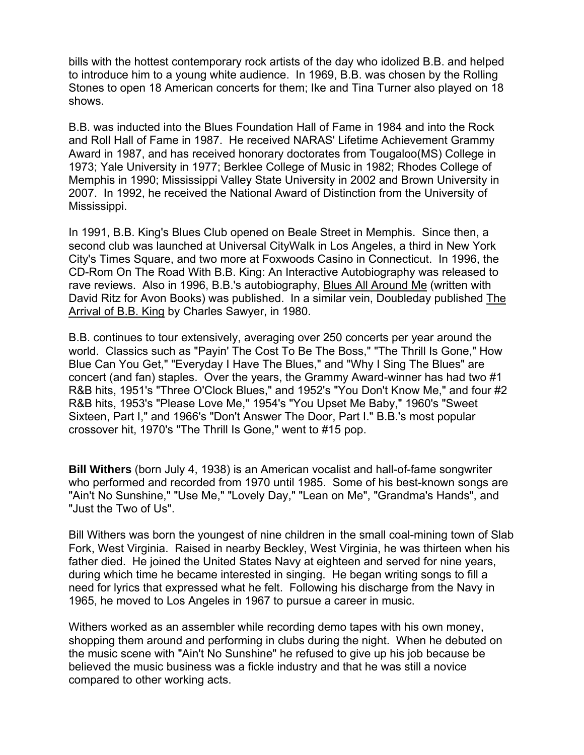bills with the hottest contemporary rock artists of the day who idolized B.B. and helped to introduce him to a young white audience. In 1969, B.B. was chosen by the Rolling Stones to open 18 American concerts for them; Ike and Tina Turner also played on 18 shows.

B.B. was inducted into the Blues Foundation Hall of Fame in 1984 and into the Rock and Roll Hall of Fame in 1987. He received NARAS' Lifetime Achievement Grammy Award in 1987, and has received honorary doctorates from Tougaloo(MS) College in 1973; Yale University in 1977; Berklee College of Music in 1982; Rhodes College of Memphis in 1990; Mississippi Valley State University in 2002 and Brown University in 2007. In 1992, he received the National Award of Distinction from the University of Mississippi.

In 1991, B.B. King's Blues Club opened on Beale Street in Memphis. Since then, a second club was launched at Universal CityWalk in Los Angeles, a third in New York City's Times Square, and two more at Foxwoods Casino in Connecticut. In 1996, the CD-Rom On The Road With B.B. King: An Interactive Autobiography was released to rave reviews. Also in 1996, B.B.'s autobiography, <u>Blues All Around Me</u> (written with David Ritz for Avon Books) was published. In a similar vein, Doubleday published <u>The Arrival of B.B. King</u> by Charles Sawyer, in 1980.

B.B. continues to tour extensively, averaging over 250 concerts per year around the world. Classics such as "Payin' The Cost To Be The Boss," "The Thrill Is Gone," How Blue Can You Get," "Everyday I Have The Blues," and "Why I Sing The Blues" are concert (and fan) staples. Over the years, the Grammy Award-winner has had two #1 R&B hits, 1951's "Three O'Clock Blues," and 1952's "You Don't Know Me," and four #2 R&B hits, 1953's "Please Love Me," 1954's "You Upset Me Baby," 1960's "Sweet Sixteen, Part I," and 1966's "Don't Answer The Door, Part I." B.B.'s most popular crossover hit, 1970's "The Thrill Is Gone," went to #15 pop.

**Bill Withers** (born July 4, 1938) is an American vocalist and hall-of-fame songwriter who performed and recorded from 1970 until 1985. Some of his best-known songs are "Ain't No Sunshine," "Use Me," "Lovely Day," "Lean on Me", "Grandma's Hands", and "Just the Two of Us".

Bill Withers was born the youngest of nine children in the small coal-mining town of Slab Fork, West Virginia. Raised in nearby Beckley, West Virginia, he was thirteen when his father died. He joined the United States Navy at eighteen and served for nine years, during which time he became interested in singing. He began writing songs to fill a need for lyrics that expressed what he felt. Following his discharge from the Navy in 1965, he moved to Los Angeles in 1967 to pursue a career in music.

Withers worked as an assembler while recording demo tapes with his own money, shopping them around and performing in clubs during the night. When he debuted on the music scene with "Ain't No Sunshine" he refused to give up his job because be believed the music business was a fickle industry and that he was still a novice compared to other working acts.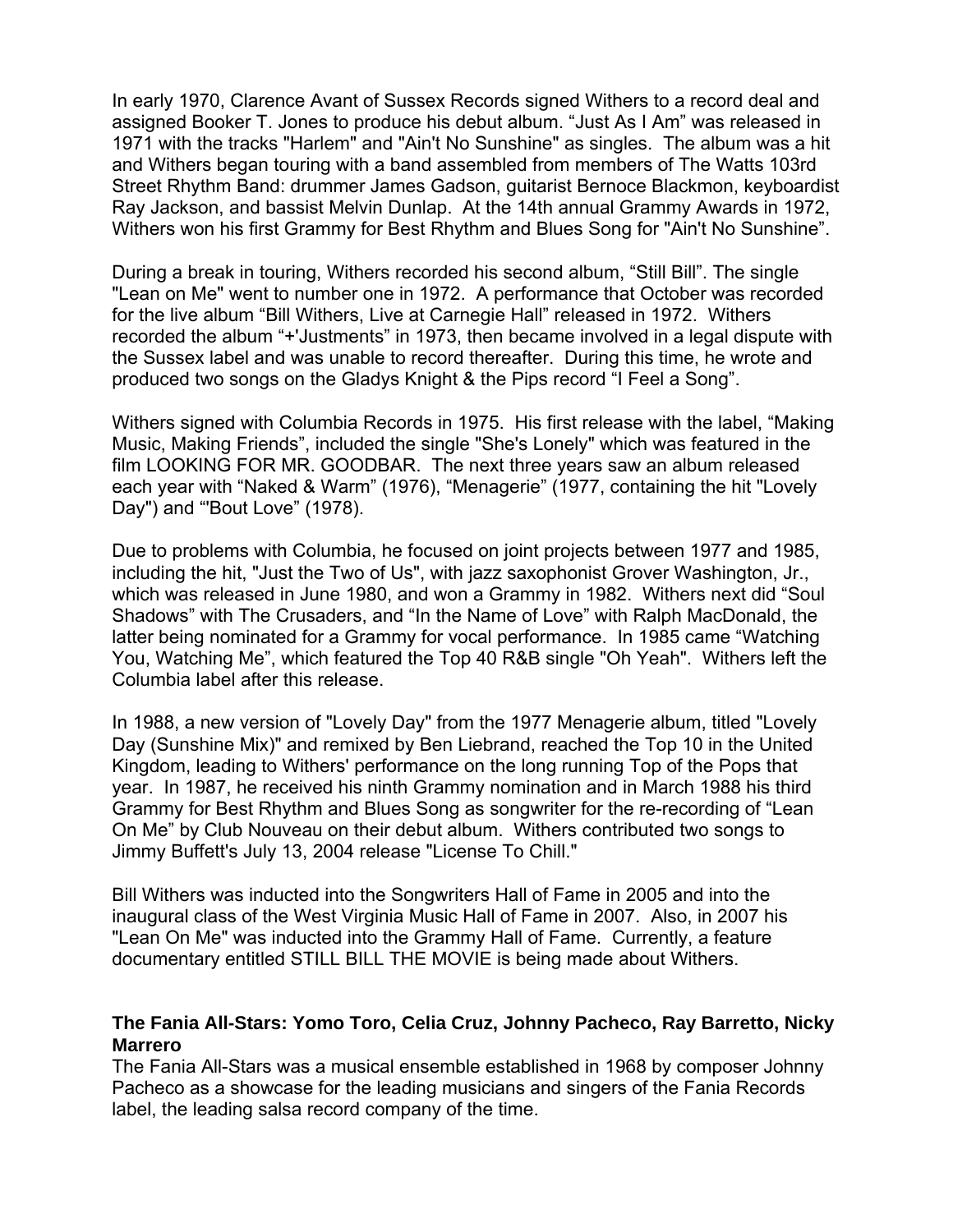In early 1970, Clarence Avant of Sussex Records signed Withers to a record deal and assigned Booker T. Jones to produce his debut album. “Just As I Am” was released in 1971 with the tracks "Harlem" and "Ain't No Sunshine" as singles. The album was a hit and Withers began touring with a band assembled from members of The Watts 103rd Street Rhythm Band: drummer James Gadson, guitarist Bernoce Blackmon, keyboardist Ray Jackson, and bassist Melvin Dunlap. At the 14th annual Grammy Awards in 1972, Withers won his first Grammy for Best Rhythm and Blues Song for "Ain't No Sunshine”.

During a break in touring, Withers recorded his second album, “Still Bill”. The single "Lean on Me" went to number one in 1972. A performance that October was recorded for the live album “Bill Withers, Live at Carnegie Hall” released in 1972. Withers recorded the album “+'Justments” in 1973, then became involved in a legal dispute with the Sussex label and was unable to record thereafter. During this time, he wrote and produced two songs on the Gladys Knight & the Pips record “I Feel a Song”.

Withers signed with Columbia Records in 1975. His first release with the label, “Making Music, Making Friends”, included the single "She's Lonely" which was featured in the film LOOKING FOR MR. GOODBAR. The next three years saw an album released each year with “Naked & Warm” (1976), “Menagerie” (1977, containing the hit "Lovely Day") and “'Bout Love” (1978).

Due to problems with Columbia, he focused on joint projects between 1977 and 1985, including the hit, "Just the Two of Us", with jazz saxophonist Grover Washington, Jr., which was released in June 1980, and won a Grammy in 1982. Withers next did “Soul Shadows” with The Crusaders, and “In the Name of Love” with Ralph MacDonald, the latter being nominated for a Grammy for vocal performance. In 1985 came “Watching You, Watching Me”, which featured the Top 40 R&B single "Oh Yeah". Withers left the Columbia label after this release.

In 1988, a new version of "Lovely Day" from the 1977 Menagerie album, titled "Lovely Day (Sunshine Mix)" and remixed by Ben Liebrand, reached the Top 10 in the United Kingdom, leading to Withers' performance on the long running Top of the Pops that year. In 1987, he received his ninth Grammy nomination and in March 1988 his third Grammy for Best Rhythm and Blues Song as songwriter for the re-recording of “Lean On Me” by Club Nouveau on their debut album. Withers contributed two songs to Jimmy Buffett's July 13, 2004 release "License To Chill."

Bill Withers was inducted into the Songwriters Hall of Fame in 2005 and into the inaugural class of the West Virginia Music Hall of Fame in 2007. Also, in 2007 his "Lean On Me" was inducted into the Grammy Hall of Fame. Currently, a feature documentary entitled STILL BILL THE MOVIE is being made about Withers.

**The Fania All-Stars: Yomo Toro, Celia Cruz, Johnny Pacheco, Ray Barretto, Nicky Marrero**

The Fania All-Stars was a musical ensemble established in 1968 by composer Johnny Pacheco as a showcase for the leading musicians and singers of the Fania Records label, the leading salsa record company of the time.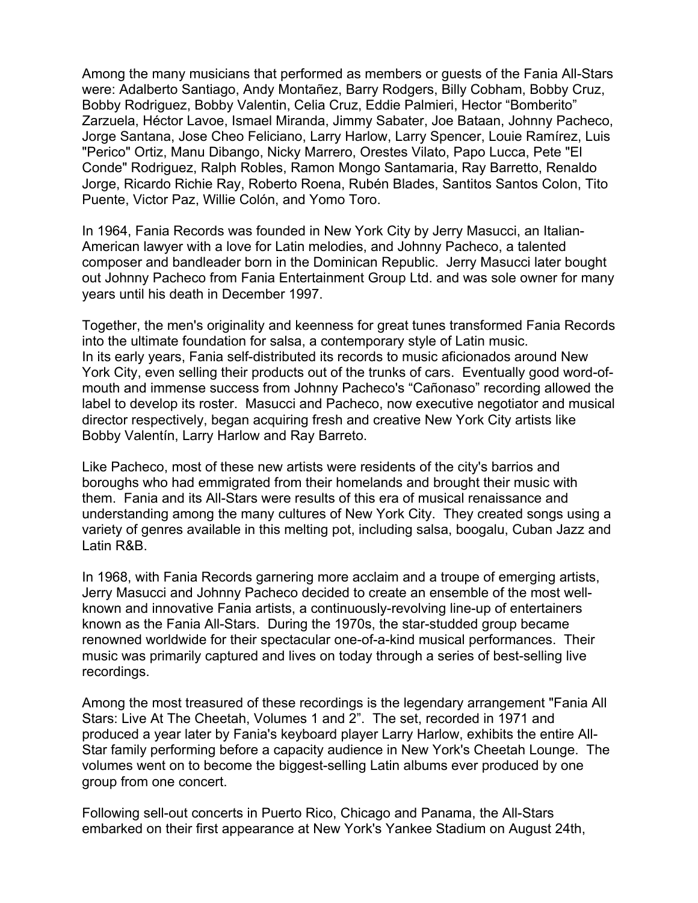Among the many musicians that performed as members or guests of the Fania All-Stars were: Adalberto Santiago, Andy Montañez, Barry Rodgers, Billy Cobham, Bobby Cruz, Bobby Rodriguez, Bobby Valentin, Celia Cruz, Eddie Palmieri, Hector "Bomberito" Zarzuela, Héctor Lavoe, Ismael Miranda, Jimmy Sabater, Joe Bataan, Johnny Pacheco, Jorge Santana, Jose Cheo Feliciano, Larry Harlow, Larry Spencer, Louie Ramírez, Luis "Perico" Ortiz, Manu Dibango, Nicky Marrero, Orestes Vilato, Papo Lucca, Pete "El Conde" Rodriguez, Ralph Robles, Ramon Mongo Santamaria, Ray Barretto, Renaldo Jorge, Ricardo Richie Ray, Roberto Roena, Rubén Blades, Santitos Santos Colon, Tito Puente, Victor Paz, Willie Colón, and Yomo Toro.

In 1964, Fania Records was founded in New York City by Jerry Masucci, an Italian-American lawyer with a love for Latin melodies, and Johnny Pacheco, a talented composer and bandleader born in the Dominican Republic. Jerry Masucci later bought out Johnny Pacheco from Fania Entertainment Group Ltd. and was sole owner for many years until his death in December 1997.

Together, the men's originality and keenness for great tunes transformed Fania Records into the ultimate foundation for salsa, a contemporary style of Latin music.
In its early years, Fania self-distributed its records to music aficionados around New York City, even selling their products out of the trunks of cars. Eventually good word-of-mouth and immense success from Johnny Pacheco's "Cañonaso" recording allowed the label to develop its roster. Masucci and Pacheco, now executive negotiator and musical director respectively, began acquiring fresh and creative New York City artists like Bobby Valentín, Larry Harlow and Ray Barreto.

Like Pacheco, most of these new artists were residents of the city's barrios and boroughs who had emmigrated from their homelands and brought their music with them. Fania and its All-Stars were results of this era of musical renaissance and understanding among the many cultures of New York City. They created songs using a variety of genres available in this melting pot, including salsa, boogalu, Cuban Jazz and Latin R&B.

In 1968, with Fania Records garnering more acclaim and a troupe of emerging artists, Jerry Masucci and Johnny Pacheco decided to create an ensemble of the most well-known and innovative Fania artists, a continuously-revolving line-up of entertainers known as the Fania All-Stars. During the 1970s, the star-studded group became renowned worldwide for their spectacular one-of-a-kind musical performances. Their music was primarily captured and lives on today through a series of best-selling live recordings.

Among the most treasured of these recordings is the legendary arrangement "Fania All Stars: Live At The Cheetah, Volumes 1 and 2". The set, recorded in 1971 and produced a year later by Fania's keyboard player Larry Harlow, exhibits the entire All-Star family performing before a capacity audience in New York's Cheetah Lounge. The volumes went on to become the biggest-selling Latin albums ever produced by one group from one concert.

Following sell-out concerts in Puerto Rico, Chicago and Panama, the All-Stars embarked on their first appearance at New York's Yankee Stadium on August 24th,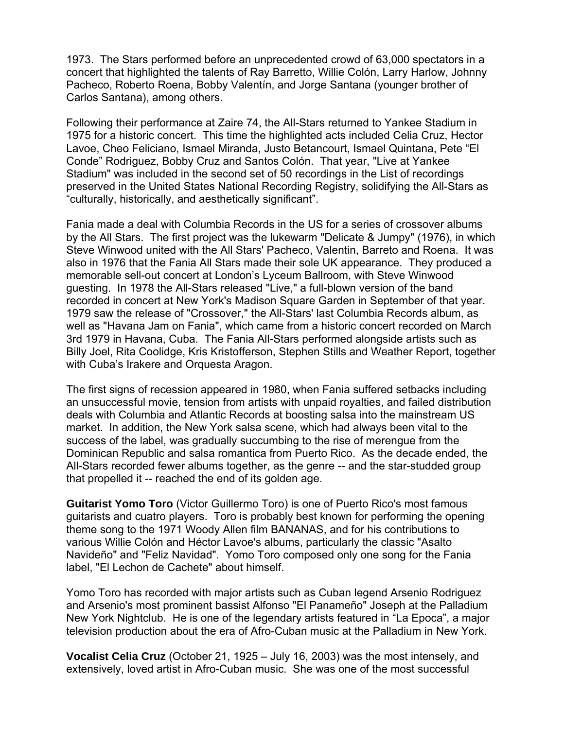1973. The Stars performed before an unprecedented crowd of 63,000 spectators in a concert that highlighted the talents of Ray Barretto, Willie Colón, Larry Harlow, Johnny Pacheco, Roberto Roena, Bobby Valentín, and Jorge Santana (younger brother of Carlos Santana), among others.

Following their performance at Zaire 74, the All-Stars returned to Yankee Stadium in 1975 for a historic concert. This time the highlighted acts included Celia Cruz, Hector Lavoe, Cheo Feliciano, Ismael Miranda, Justo Betancourt, Ismael Quintana, Pete "El Conde" Rodriguez, Bobby Cruz and Santos Colón. That year, "Live at Yankee Stadium" was included in the second set of 50 recordings in the List of recordings preserved in the United States National Recording Registry, solidifying the All-Stars as "culturally, historically, and aesthetically significant".

Fania made a deal with Columbia Records in the US for a series of crossover albums by the All Stars. The first project was the lukewarm "Delicate & Jumpy" (1976), in which Steve Winwood united with the All Stars' Pacheco, Valentin, Barreto and Roena. It was also in 1976 that the Fania All Stars made their sole UK appearance. They produced a memorable sell-out concert at London's Lyceum Ballroom, with Steve Winwood guesting. In 1978 the All-Stars released "Live," a full-blown version of the band recorded in concert at New York's Madison Square Garden in September of that year. 1979 saw the release of "Crossover," the All-Stars' last Columbia Records album, as well as "Havana Jam on Fania", which came from a historic concert recorded on March 3rd 1979 in Havana, Cuba. The Fania All-Stars performed alongside artists such as Billy Joel, Rita Coolidge, Kris Kristofferson, Stephen Stills and Weather Report, together with Cuba's Irakere and Orquesta Aragon.

The first signs of recession appeared in 1980, when Fania suffered setbacks including an unsuccessful movie, tension from artists with unpaid royalties, and failed distribution deals with Columbia and Atlantic Records at boosting salsa into the mainstream US market. In addition, the New York salsa scene, which had always been vital to the success of the label, was gradually succumbing to the rise of merengue from the Dominican Republic and salsa romantica from Puerto Rico. As the decade ended, the All-Stars recorded fewer albums together, as the genre -- and the star-studded group that propelled it -- reached the end of its golden age.

**Guitarist Yomo Toro** (Victor Guillermo Toro) is one of Puerto Rico's most famous guitarists and cuatro players. Toro is probably best known for performing the opening theme song to the 1971 Woody Allen film BANANAS, and for his contributions to various Willie Colón and Héctor Lavoe's albums, particularly the classic "Asalto Navideño" and "Feliz Navidad". Yomo Toro composed only one song for the Fania label, "El Lechon de Cachete" about himself.

Yomo Toro has recorded with major artists such as Cuban legend Arsenio Rodriguez and Arsenio's most prominent bassist Alfonso "El Panameño" Joseph at the Palladium New York Nightclub. He is one of the legendary artists featured in "La Epoca", a major television production about the era of Afro-Cuban music at the Palladium in New York.

**Vocalist Celia Cruz** (October 21, 1925 – July 16, 2003) was the most intensely, and extensively, loved artist in Afro-Cuban music. She was one of the most successful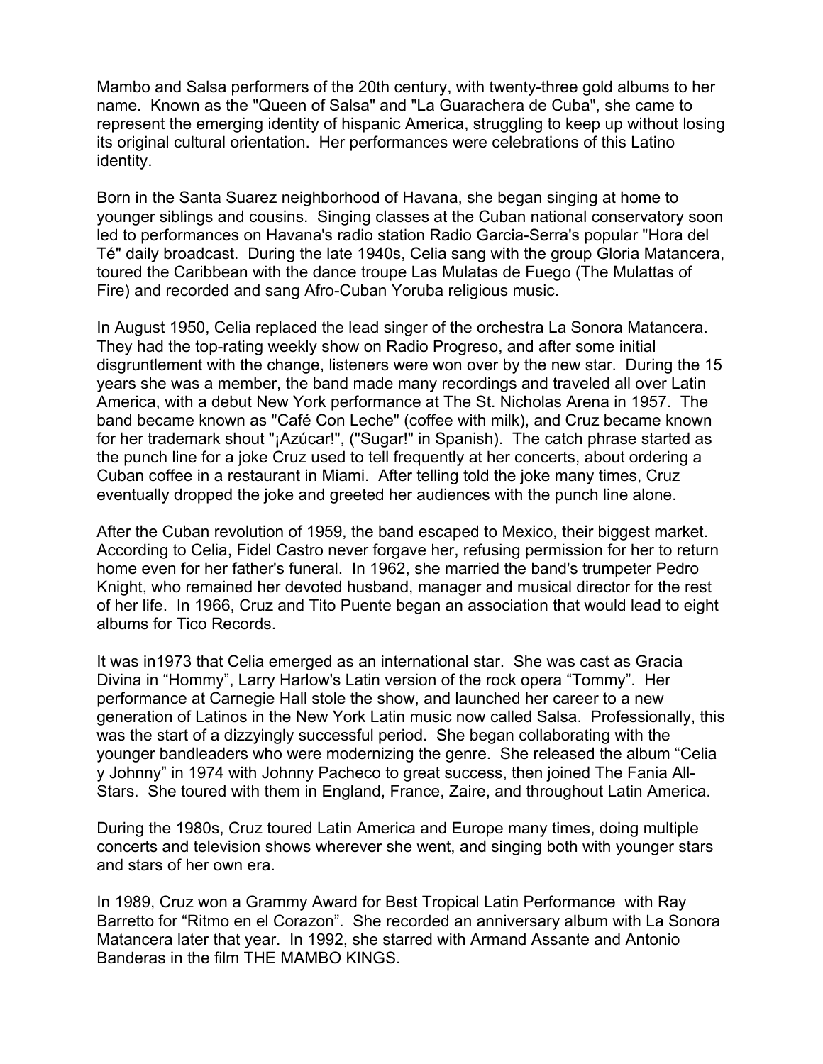Mambo and Salsa performers of the 20th century, with twenty-three gold albums to her name. Known as the "Queen of Salsa" and "La Guarachera de Cuba", she came to represent the emerging identity of hispanic America, struggling to keep up without losing its original cultural orientation. Her performances were celebrations of this Latino identity.

Born in the Santa Suarez neighborhood of Havana, she began singing at home to younger siblings and cousins. Singing classes at the Cuban national conservatory soon led to performances on Havana's radio station Radio Garcia-Serra's popular "Hora del Té" daily broadcast. During the late 1940s, Celia sang with the group Gloria Matancera, toured the Caribbean with the dance troupe Las Mulatas de Fuego (The Mulattas of Fire) and recorded and sang Afro-Cuban Yoruba religious music.

In August 1950, Celia replaced the lead singer of the orchestra La Sonora Matancera. They had the top-rating weekly show on Radio Progreso, and after some initial disgruntlement with the change, listeners were won over by the new star. During the 15 years she was a member, the band made many recordings and traveled all over Latin America, with a debut New York performance at The St. Nicholas Arena in 1957. The band became known as "Café Con Leche" (coffee with milk), and Cruz became known for her trademark shout "¡Azúcar!", ("Sugar!" in Spanish). The catch phrase started as the punch line for a joke Cruz used to tell frequently at her concerts, about ordering a Cuban coffee in a restaurant in Miami. After telling told the joke many times, Cruz eventually dropped the joke and greeted her audiences with the punch line alone.

After the Cuban revolution of 1959, the band escaped to Mexico, their biggest market. According to Celia, Fidel Castro never forgave her, refusing permission for her to return home even for her father's funeral. In 1962, she married the band's trumpeter Pedro Knight, who remained her devoted husband, manager and musical director for the rest of her life. In 1966, Cruz and Tito Puente began an association that would lead to eight albums for Tico Records.

It was in1973 that Celia emerged as an international star. She was cast as Gracia Divina in "Hommy", Larry Harlow's Latin version of the rock opera "Tommy". Her performance at Carnegie Hall stole the show, and launched her career to a new generation of Latinos in the New York Latin music now called Salsa. Professionally, this was the start of a dizzyingly successful period. She began collaborating with the younger bandleaders who were modernizing the genre. She released the album "Celia y Johnny" in 1974 with Johnny Pacheco to great success, then joined The Fania All-Stars. She toured with them in England, France, Zaire, and throughout Latin America.

During the 1980s, Cruz toured Latin America and Europe many times, doing multiple concerts and television shows wherever she went, and singing both with younger stars and stars of her own era.

In 1989, Cruz won a Grammy Award for Best Tropical Latin Performance with Ray Barretto for "Ritmo en el Corazon". She recorded an anniversary album with La Sonora Matancera later that year. In 1992, she starred with Armand Assante and Antonio Banderas in the film THE MAMBO KINGS.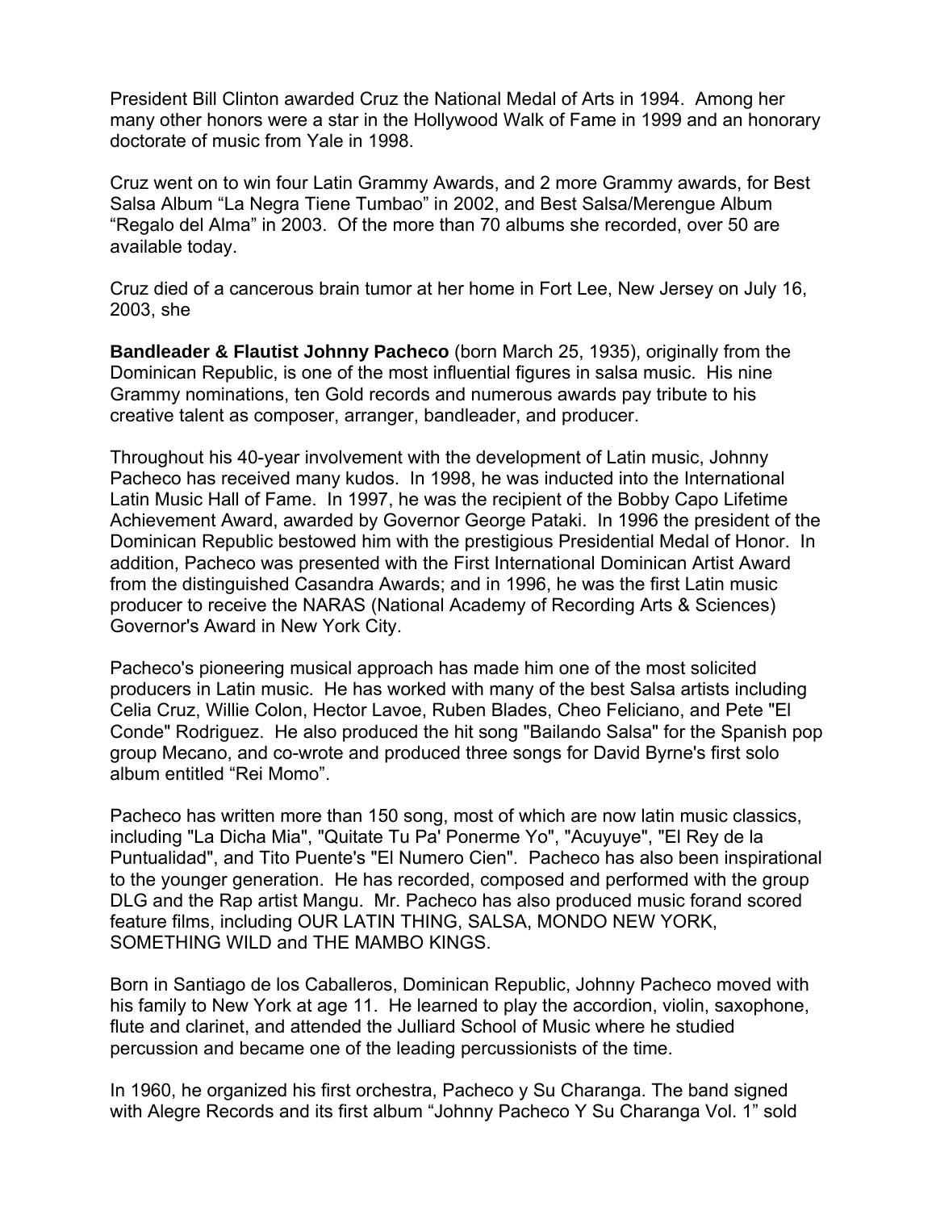President Bill Clinton awarded Cruz the National Medal of Arts in 1994. Among her many other honors were a star in the Hollywood Walk of Fame in 1999 and an honorary doctorate of music from Yale in 1998.

Cruz went on to win four Latin Grammy Awards, and 2 more Grammy awards, for Best Salsa Album "La Negra Tiene Tumbao" in 2002, and Best Salsa/Merengue Album "Regalo del Alma" in 2003. Of the more than 70 albums she recorded, over 50 are available today.

Cruz died of a cancerous brain tumor at her home in Fort Lee, New Jersey on July 16, 2003, she

**Bandleader & Flautist Johnny Pacheco** (born March 25, 1935), originally from the Dominican Republic, is one of the most influential figures in salsa music. His nine Grammy nominations, ten Gold records and numerous awards pay tribute to his creative talent as composer, arranger, bandleader, and producer.

Throughout his 40-year involvement with the development of Latin music, Johnny Pacheco has received many kudos. In 1998, he was inducted into the International Latin Music Hall of Fame. In 1997, he was the recipient of the Bobby Capo Lifetime Achievement Award, awarded by Governor George Pataki. In 1996 the president of the Dominican Republic bestowed him with the prestigious Presidential Medal of Honor. In addition, Pacheco was presented with the First International Dominican Artist Award from the distinguished Casandra Awards; and in 1996, he was the first Latin music producer to receive the NARAS (National Academy of Recording Arts & Sciences) Governor's Award in New York City.

Pacheco's pioneering musical approach has made him one of the most solicited producers in Latin music. He has worked with many of the best Salsa artists including Celia Cruz, Willie Colon, Hector Lavoe, Ruben Blades, Cheo Feliciano, and Pete "El Conde" Rodriguez. He also produced the hit song "Bailando Salsa" for the Spanish pop group Mecano, and co-wrote and produced three songs for David Byrne's first solo album entitled "Rei Momo".

Pacheco has written more than 150 song, most of which are now latin music classics, including "La Dicha Mia", "Quitate Tu Pa' Ponerme Yo", "Acuyuye", "El Rey de la Puntualidad", and Tito Puente's "El Numero Cien". Pacheco has also been inspirational to the younger generation. He has recorded, composed and performed with the group DLG and the Rap artist Mangu. Mr. Pacheco has also produced music forand scored feature films, including OUR LATIN THING, SALSA, MONDO NEW YORK, SOMETHING WILD and THE MAMBO KINGS.

Born in Santiago de los Caballeros, Dominican Republic, Johnny Pacheco moved with his family to New York at age 11. He learned to play the accordion, violin, saxophone, flute and clarinet, and attended the Julliard School of Music where he studied percussion and became one of the leading percussionists of the time.

In 1960, he organized his first orchestra, Pacheco y Su Charanga. The band signed with Alegre Records and its first album "Johnny Pacheco Y Su Charanga Vol. 1" sold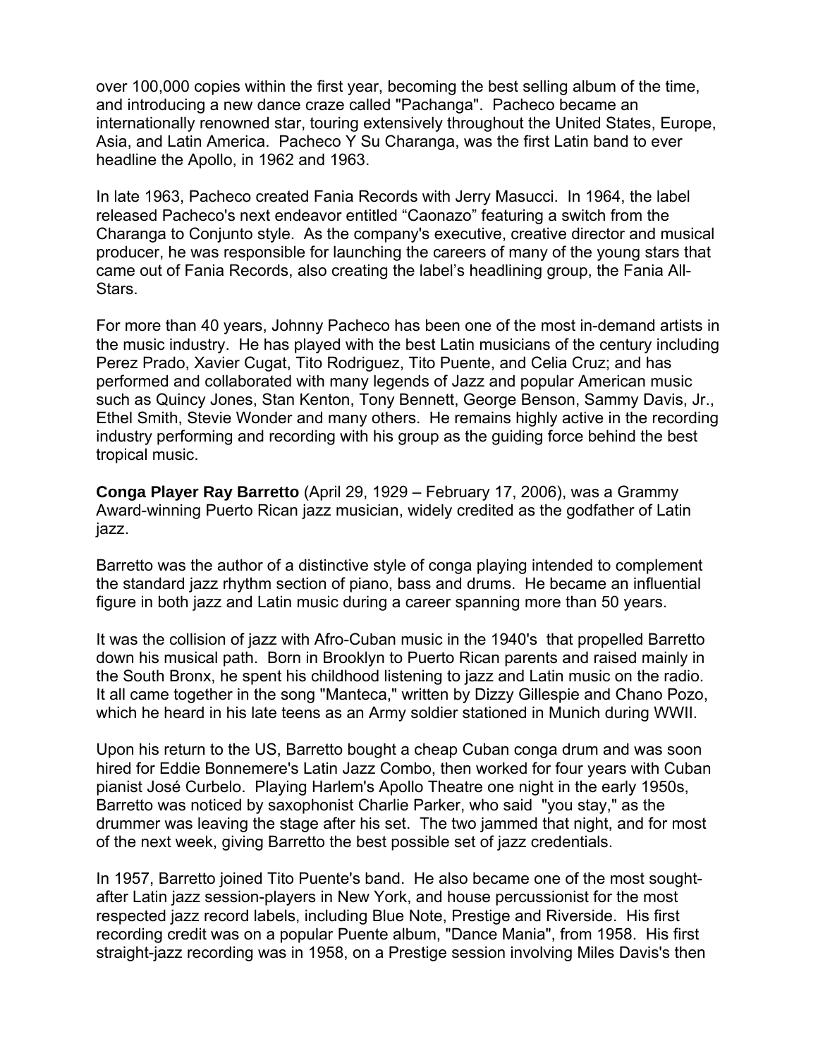over 100,000 copies within the first year, becoming the best selling album of the time, and introducing a new dance craze called "Pachanga". Pacheco became an internationally renowned star, touring extensively throughout the United States, Europe, Asia, and Latin America. Pacheco Y Su Charanga, was the first Latin band to ever headline the Apollo, in 1962 and 1963.

In late 1963, Pacheco created Fania Records with Jerry Masucci. In 1964, the label released Pacheco's next endeavor entitled "Caonazo" featuring a switch from the Charanga to Conjunto style. As the company's executive, creative director and musical producer, he was responsible for launching the careers of many of the young stars that came out of Fania Records, also creating the label's headlining group, the Fania All-Stars.

For more than 40 years, Johnny Pacheco has been one of the most in-demand artists in the music industry. He has played with the best Latin musicians of the century including Perez Prado, Xavier Cugat, Tito Rodriguez, Tito Puente, and Celia Cruz; and has performed and collaborated with many legends of Jazz and popular American music such as Quincy Jones, Stan Kenton, Tony Bennett, George Benson, Sammy Davis, Jr., Ethel Smith, Stevie Wonder and many others. He remains highly active in the recording industry performing and recording with his group as the guiding force behind the best tropical music.

**Conga Player Ray Barretto** (April 29, 1929 – February 17, 2006), was a Grammy Award-winning Puerto Rican jazz musician, widely credited as the godfather of Latin jazz.

Barretto was the author of a distinctive style of conga playing intended to complement the standard jazz rhythm section of piano, bass and drums. He became an influential figure in both jazz and Latin music during a career spanning more than 50 years.

It was the collision of jazz with Afro-Cuban music in the 1940's that propelled Barretto down his musical path. Born in Brooklyn to Puerto Rican parents and raised mainly in the South Bronx, he spent his childhood listening to jazz and Latin music on the radio. It all came together in the song "Manteca," written by Dizzy Gillespie and Chano Pozo, which he heard in his late teens as an Army soldier stationed in Munich during WWII.

Upon his return to the US, Barretto bought a cheap Cuban conga drum and was soon hired for Eddie Bonnemere's Latin Jazz Combo, then worked for four years with Cuban pianist José Curbelo. Playing Harlem's Apollo Theatre one night in the early 1950s, Barretto was noticed by saxophonist Charlie Parker, who said "you stay," as the drummer was leaving the stage after his set. The two jammed that night, and for most of the next week, giving Barretto the best possible set of jazz credentials.

In 1957, Barretto joined Tito Puente's band. He also became one of the most sought-after Latin jazz session-players in New York, and house percussionist for the most respected jazz record labels, including Blue Note, Prestige and Riverside. His first recording credit was on a popular Puente album, "Dance Mania", from 1958. His first straight-jazz recording was in 1958, on a Prestige session involving Miles Davis's then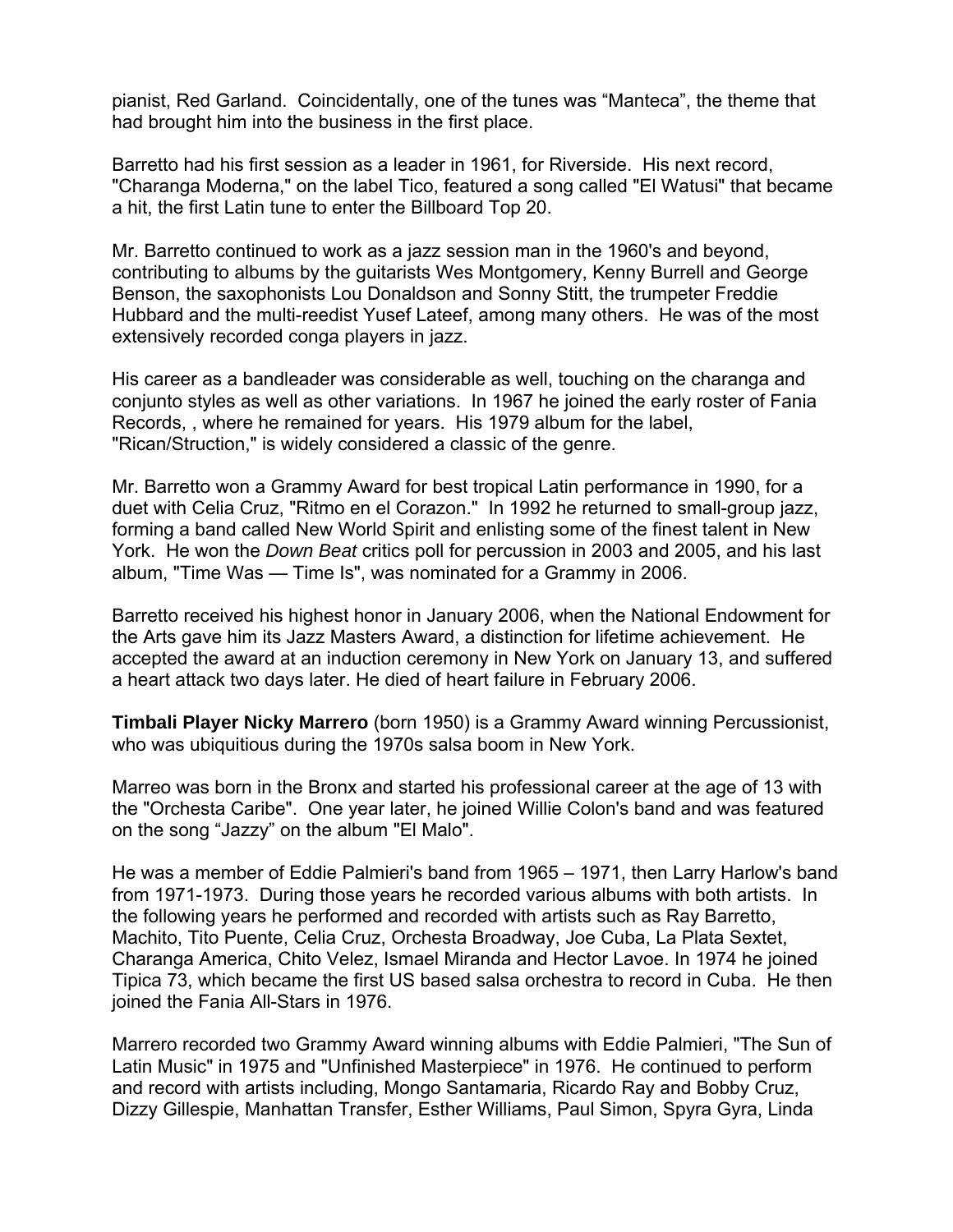pianist, Red Garland. Coincidentally, one of the tunes was “Manteca”, the theme that had brought him into the business in the first place.

Barretto had his first session as a leader in 1961, for Riverside. His next record, "Charanga Moderna," on the label Tico, featured a song called "El Watusi" that became a hit, the first Latin tune to enter the Billboard Top 20.

Mr. Barretto continued to work as a jazz session man in the 1960's and beyond, contributing to albums by the guitarists Wes Montgomery, Kenny Burrell and George Benson, the saxophonists Lou Donaldson and Sonny Stitt, the trumpeter Freddie Hubbard and the multi-reedist Yusef Lateef, among many others. He was of the most extensively recorded conga players in jazz.

His career as a bandleader was considerable as well, touching on the charanga and conjunto styles as well as other variations. In 1967 he joined the early roster of Fania Records, , where he remained for years. His 1979 album for the label, "Rican/Struction," is widely considered a classic of the genre.

Mr. Barretto won a Grammy Award for best tropical Latin performance in 1990, for a duet with Celia Cruz, "Ritmo en el Corazon." In 1992 he returned to small-group jazz, forming a band called New World Spirit and enlisting some of the finest talent in New York. He won the *Down Beat* critics poll for percussion in 2003 and 2005, and his last album, "Time Was — Time Is", was nominated for a Grammy in 2006.

Barretto received his highest honor in January 2006, when the National Endowment for the Arts gave him its Jazz Masters Award, a distinction for lifetime achievement. He accepted the award at an induction ceremony in New York on January 13, and suffered a heart attack two days later. He died of heart failure in February 2006.

**Timbali Player Nicky Marrero** (born 1950) is a Grammy Award winning Percussionist, who was ubiquitious during the 1970s salsa boom in New York.

Marreo was born in the Bronx and started his professional career at the age of 13 with the "Orchesta Caribe". One year later, he joined Willie Colon's band and was featured on the song “Jazzy” on the album "El Malo".

He was a member of Eddie Palmieri's band from 1965 – 1971, then Larry Harlow's band from 1971-1973. During those years he recorded various albums with both artists. In the following years he performed and recorded with artists such as Ray Barretto, Machito, Tito Puente, Celia Cruz, Orchesta Broadway, Joe Cuba, La Plata Sextet, Charanga America, Chito Velez, Ismael Miranda and Hector Lavoe. In 1974 he joined Tipica 73, which became the first US based salsa orchestra to record in Cuba. He then joined the Fania All-Stars in 1976.

Marrero recorded two Grammy Award winning albums with Eddie Palmieri, "The Sun of Latin Music" in 1975 and "Unfinished Masterpiece" in 1976. He continued to perform and record with artists including, Mongo Santamaria, Ricardo Ray and Bobby Cruz, Dizzy Gillespie, Manhattan Transfer, Esther Williams, Paul Simon, Spyra Gyra, Linda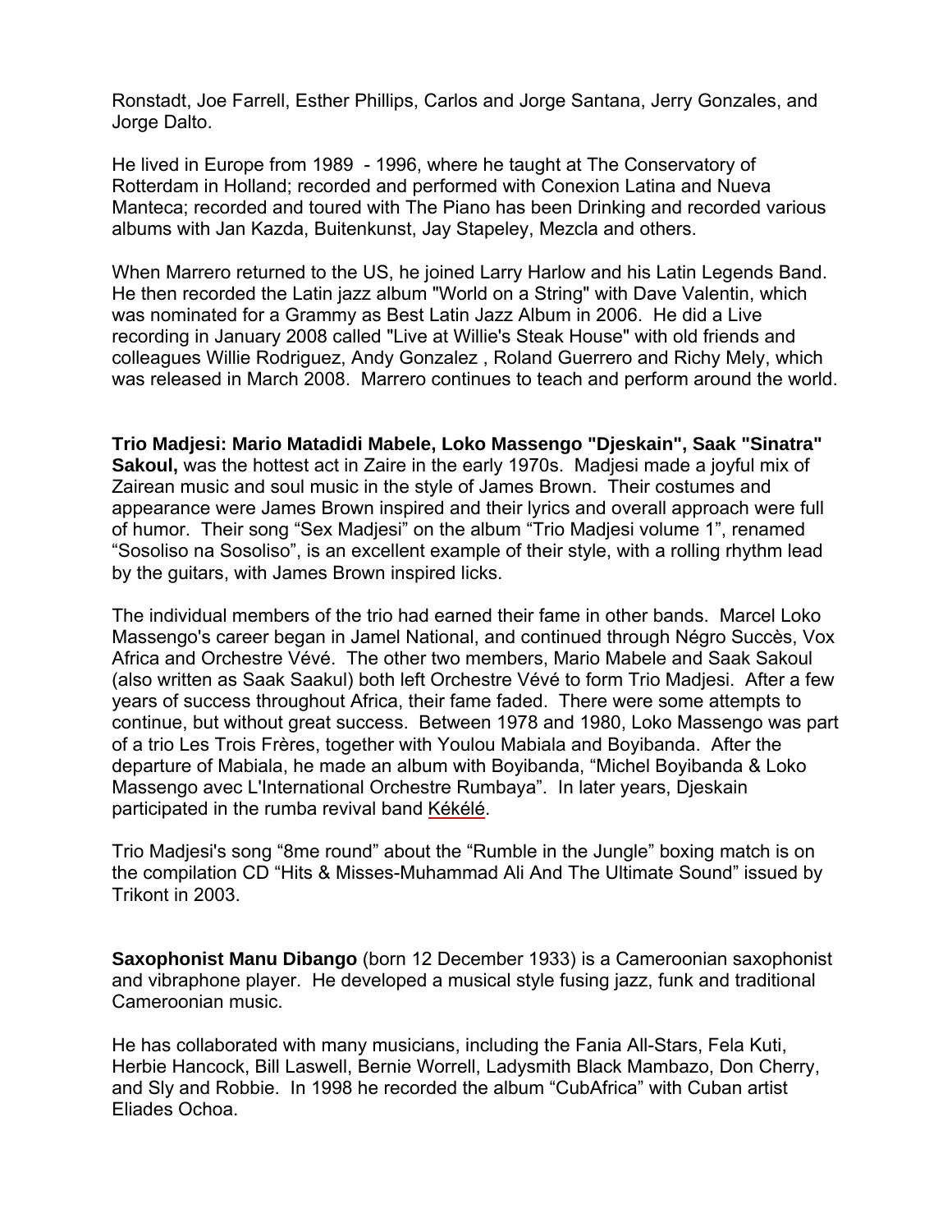Ronstadt, Joe Farrell, Esther Phillips, Carlos and Jorge Santana, Jerry Gonzales, and Jorge Dalto.

He lived in Europe from 1989 - 1996, where he taught at The Conservatory of Rotterdam in Holland; recorded and performed with Conexion Latina and Nueva Manteca; recorded and toured with The Piano has been Drinking and recorded various albums with Jan Kazda, Buitenkunst, Jay Stapeley, Mezcla and others.

When Marrero returned to the US, he joined Larry Harlow and his Latin Legends Band. He then recorded the Latin jazz album "World on a String" with Dave Valentin, which was nominated for a Grammy as Best Latin Jazz Album in 2006. He did a Live recording in January 2008 called "Live at Willie's Steak House" with old friends and colleagues Willie Rodriguez, Andy Gonzalez , Roland Guerrero and Richy Mely, which was released in March 2008. Marrero continues to teach and perform around the world.

**Trio Madjesi: Mario Matadidi Mabele, Loko Massengo "Djeskain", Saak "Sinatra" Sakoul,** was the hottest act in Zaire in the early 1970s. Madjesi made a joyful mix of Zairean music and soul music in the style of James Brown. Their costumes and appearance were James Brown inspired and their lyrics and overall approach were full of humor. Their song "Sex Madjesi" on the album "Trio Madjesi volume 1", renamed "Sosoliso na Sosoliso", is an excellent example of their style, with a rolling rhythm lead by the guitars, with James Brown inspired licks.

The individual members of the trio had earned their fame in other bands. Marcel Loko Massengo's career began in Jamel National, and continued through Négro Succès, Vox Africa and Orchestre Vévé. The other two members, Mario Mabele and Saak Sakoul (also written as Saak Saakul) both left Orchestre Vévé to form Trio Madjesi. After a few years of success throughout Africa, their fame faded. There were some attempts to continue, but without great success. Between 1978 and 1980, Loko Massengo was part of a trio Les Trois Frères, together with Youlou Mabiala and Boyibanda. After the departure of Mabiala, he made an album with Boyibanda, "Michel Boyibanda & Loko Massengo avec L'International Orchestre Rumbaya". In later years, Djeskain participated in the rumba revival band Kékélé.

Trio Madjesi's song "8me round" about the "Rumble in the Jungle" boxing match is on the compilation CD "Hits & Misses-Muhammad Ali And The Ultimate Sound" issued by Trikont in 2003.

**Saxophonist Manu Dibango** (born 12 December 1933) is a Cameroonian saxophonist and vibraphone player. He developed a musical style fusing jazz, funk and traditional Cameroonian music.

He has collaborated with many musicians, including the Fania All-Stars, Fela Kuti, Herbie Hancock, Bill Laswell, Bernie Worrell, Ladysmith Black Mambazo, Don Cherry, and Sly and Robbie. In 1998 he recorded the album "CubAfrica" with Cuban artist Eliades Ochoa.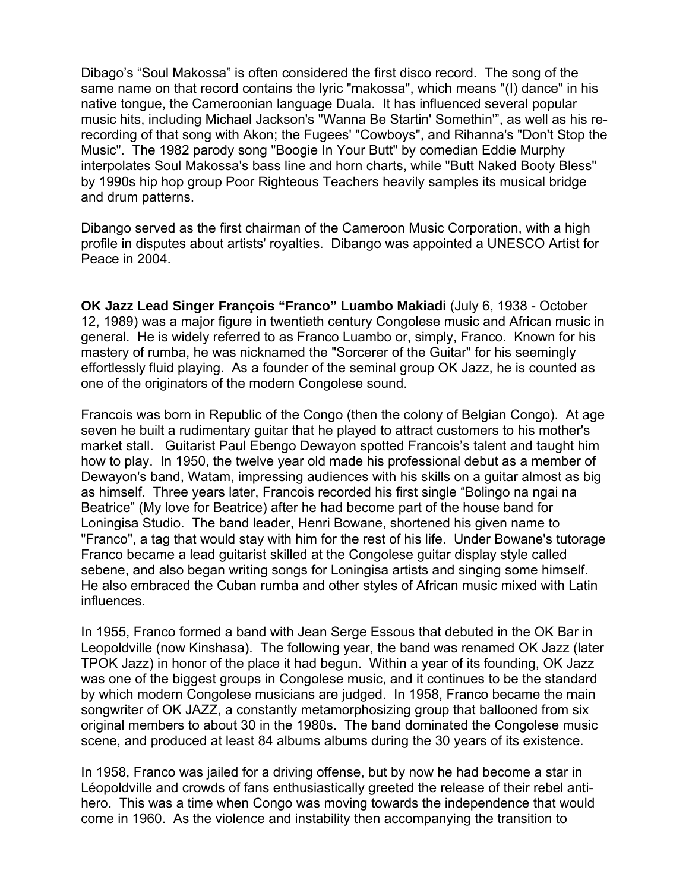Dibago's "Soul Makossa" is often considered the first disco record. The song of the same name on that record contains the lyric "makossa", which means "(I) dance" in his native tongue, the Cameroonian language Duala. It has influenced several popular music hits, including Michael Jackson's "Wanna Be Startin' Somethin'", as well as his re-recording of that song with Akon; the Fugees' "Cowboys", and Rihanna's "Don't Stop the Music". The 1982 parody song "Boogie In Your Butt" by comedian Eddie Murphy interpolates Soul Makossa's bass line and horn charts, while "Butt Naked Booty Bless" by 1990s hip hop group Poor Righteous Teachers heavily samples its musical bridge and drum patterns.

Dibango served as the first chairman of the Cameroon Music Corporation, with a high profile in disputes about artists' royalties. Dibango was appointed a UNESCO Artist for Peace in 2004.

**OK Jazz Lead Singer François "Franco" Luambo Makiadi** (July 6, 1938 - October 12, 1989) was a major figure in twentieth century Congolese music and African music in general. He is widely referred to as Franco Luambo or, simply, Franco. Known for his mastery of rumba, he was nicknamed the "Sorcerer of the Guitar" for his seemingly effortlessly fluid playing. As a founder of the seminal group OK Jazz, he is counted as one of the originators of the modern Congolese sound.

Francois was born in Republic of the Congo (then the colony of Belgian Congo). At age seven he built a rudimentary guitar that he played to attract customers to his mother's market stall. Guitarist Paul Ebengo Dewayon spotted Francois's talent and taught him how to play. In 1950, the twelve year old made his professional debut as a member of Dewayon's band, Watam, impressing audiences with his skills on a guitar almost as big as himself. Three years later, Francois recorded his first single "Bolingo na ngai na Beatrice" (My love for Beatrice) after he had become part of the house band for Loningisa Studio. The band leader, Henri Bowane, shortened his given name to "Franco", a tag that would stay with him for the rest of his life. Under Bowane's tutorage Franco became a lead guitarist skilled at the Congolese guitar display style called sebene, and also began writing songs for Loningisa artists and singing some himself. He also embraced the Cuban rumba and other styles of African music mixed with Latin influences.

In 1955, Franco formed a band with Jean Serge Essous that debuted in the OK Bar in Leopoldville (now Kinshasa). The following year, the band was renamed OK Jazz (later TPOK Jazz) in honor of the place it had begun. Within a year of its founding, OK Jazz was one of the biggest groups in Congolese music, and it continues to be the standard by which modern Congolese musicians are judged. In 1958, Franco became the main songwriter of OK JAZZ, a constantly metamorphosizing group that ballooned from six original members to about 30 in the 1980s. The band dominated the Congolese music scene, and produced at least 84 albums albums during the 30 years of its existence.

In 1958, Franco was jailed for a driving offense, but by now he had become a star in Léopoldville and crowds of fans enthusiastically greeted the release of their rebel anti-hero. This was a time when Congo was moving towards the independence that would come in 1960. As the violence and instability then accompanying the transition to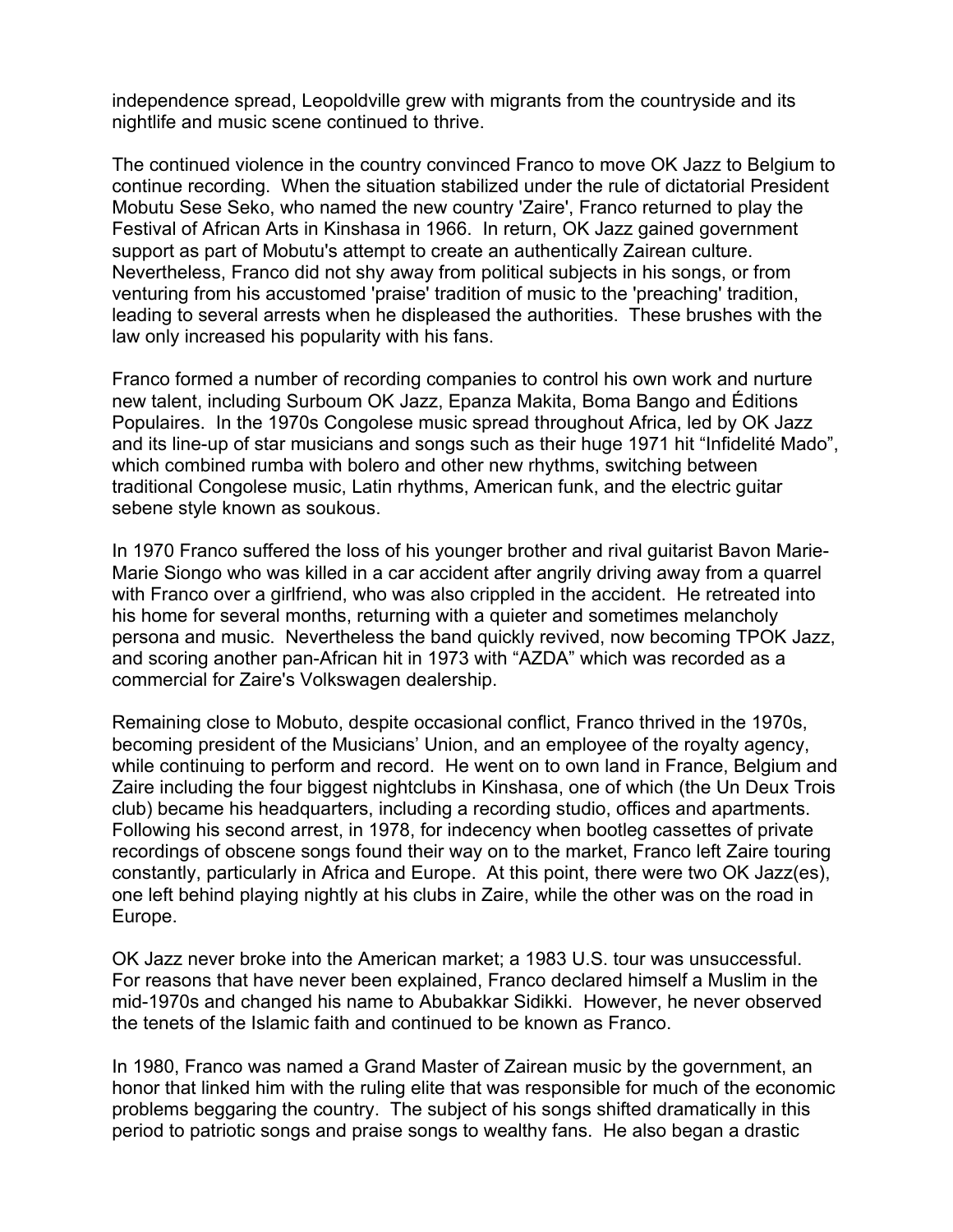independence spread, Leopoldville grew with migrants from the countryside and its nightlife and music scene continued to thrive.

The continued violence in the country convinced Franco to move OK Jazz to Belgium to continue recording. When the situation stabilized under the rule of dictatorial President Mobutu Sese Seko, who named the new country 'Zaire', Franco returned to play the Festival of African Arts in Kinshasa in 1966. In return, OK Jazz gained government support as part of Mobutu's attempt to create an authentically Zairean culture. Nevertheless, Franco did not shy away from political subjects in his songs, or from venturing from his accustomed 'praise' tradition of music to the 'preaching' tradition, leading to several arrests when he displeased the authorities. These brushes with the law only increased his popularity with his fans.

Franco formed a number of recording companies to control his own work and nurture new talent, including Surboum OK Jazz, Epanza Makita, Boma Bango and Éditions Populaires. In the 1970s Congolese music spread throughout Africa, led by OK Jazz and its line-up of star musicians and songs such as their huge 1971 hit "Infidelité Mado", which combined rumba with bolero and other new rhythms, switching between traditional Congolese music, Latin rhythms, American funk, and the electric guitar sebene style known as soukous.

In 1970 Franco suffered the loss of his younger brother and rival guitarist Bavon Marie-Marie Siongo who was killed in a car accident after angrily driving away from a quarrel with Franco over a girlfriend, who was also crippled in the accident. He retreated into his home for several months, returning with a quieter and sometimes melancholy persona and music. Nevertheless the band quickly revived, now becoming TPOK Jazz, and scoring another pan-African hit in 1973 with "AZDA" which was recorded as a commercial for Zaire's Volkswagen dealership.

Remaining close to Mobuto, despite occasional conflict, Franco thrived in the 1970s, becoming president of the Musicians' Union, and an employee of the royalty agency, while continuing to perform and record. He went on to own land in France, Belgium and Zaire including the four biggest nightclubs in Kinshasa, one of which (the Un Deux Trois club) became his headquarters, including a recording studio, offices and apartments. Following his second arrest, in 1978, for indecency when bootleg cassettes of private recordings of obscene songs found their way on to the market, Franco left Zaire touring constantly, particularly in Africa and Europe. At this point, there were two OK Jazz(es), one left behind playing nightly at his clubs in Zaire, while the other was on the road in Europe.

OK Jazz never broke into the American market; a 1983 U.S. tour was unsuccessful. For reasons that have never been explained, Franco declared himself a Muslim in the mid-1970s and changed his name to Abubakkar Sidikki. However, he never observed the tenets of the Islamic faith and continued to be known as Franco.

In 1980, Franco was named a Grand Master of Zairean music by the government, an honor that linked him with the ruling elite that was responsible for much of the economic problems beggaring the country. The subject of his songs shifted dramatically in this period to patriotic songs and praise songs to wealthy fans. He also began a drastic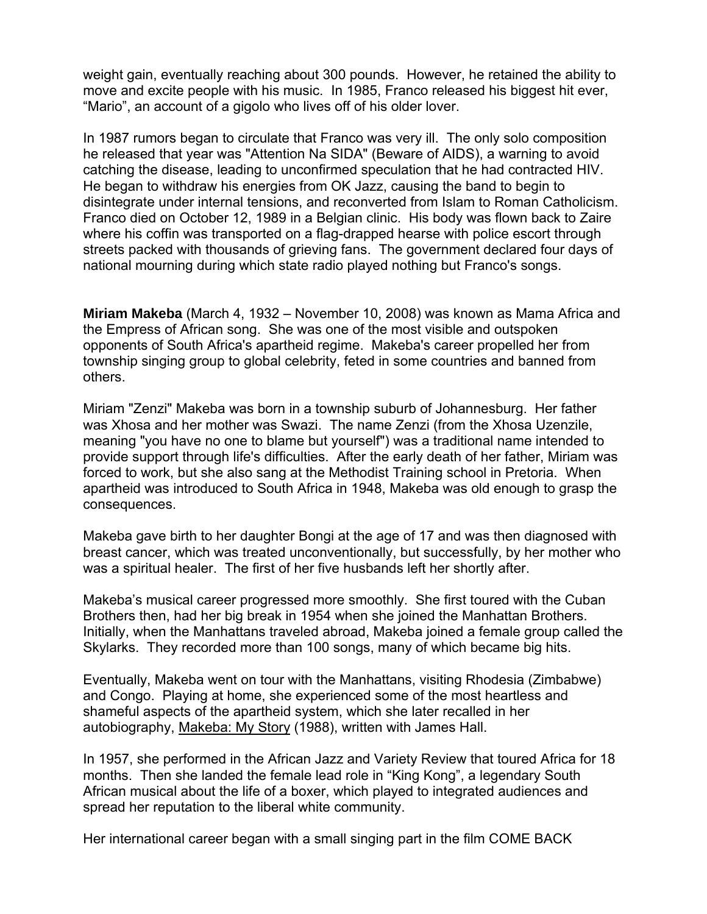weight gain, eventually reaching about 300 pounds. However, he retained the ability to move and excite people with his music. In 1985, Franco released his biggest hit ever, “Mario”, an account of a gigolo who lives off of his older lover.

In 1987 rumors began to circulate that Franco was very ill. The only solo composition he released that year was "Attention Na SIDA" (Beware of AIDS), a warning to avoid catching the disease, leading to unconfirmed speculation that he had contracted HIV. He began to withdraw his energies from OK Jazz, causing the band to begin to disintegrate under internal tensions, and reconverted from Islam to Roman Catholicism. Franco died on October 12, 1989 in a Belgian clinic. His body was flown back to Zaire where his coffin was transported on a flag-drapped hearse with police escort through streets packed with thousands of grieving fans. The government declared four days of national mourning during which state radio played nothing but Franco's songs.

**Miriam Makeba** (March 4, 1932 – November 10, 2008) was known as Mama Africa and the Empress of African song. She was one of the most visible and outspoken opponents of South Africa's apartheid regime. Makeba's career propelled her from township singing group to global celebrity, feted in some countries and banned from others.

Miriam "Zenzi" Makeba was born in a township suburb of Johannesburg. Her father was Xhosa and her mother was Swazi. The name Zenzi (from the Xhosa Uzenzile, meaning "you have no one to blame but yourself") was a traditional name intended to provide support through life's difficulties. After the early death of her father, Miriam was forced to work, but she also sang at the Methodist Training school in Pretoria. When apartheid was introduced to South Africa in 1948, Makeba was old enough to grasp the consequences.

Makeba gave birth to her daughter Bongi at the age of 17 and was then diagnosed with breast cancer, which was treated unconventionally, but successfully, by her mother who was a spiritual healer. The first of her five husbands left her shortly after.

Makeba’s musical career progressed more smoothly. She first toured with the Cuban Brothers then, had her big break in 1954 when she joined the Manhattan Brothers. Initially, when the Manhattans traveled abroad, Makeba joined a female group called the Skylarks. They recorded more than 100 songs, many of which became big hits.

Eventually, Makeba went on tour with the Manhattans, visiting Rhodesia (Zimbabwe) and Congo. Playing at home, she experienced some of the most heartless and shameful aspects of the apartheid system, which she later recalled in her autobiography, Makeba: My Story (1988), written with James Hall.

In 1957, she performed in the African Jazz and Variety Review that toured Africa for 18 months. Then she landed the female lead role in “King Kong”, a legendary South African musical about the life of a boxer, which played to integrated audiences and spread her reputation to the liberal white community.

Her international career began with a small singing part in the film COME BACK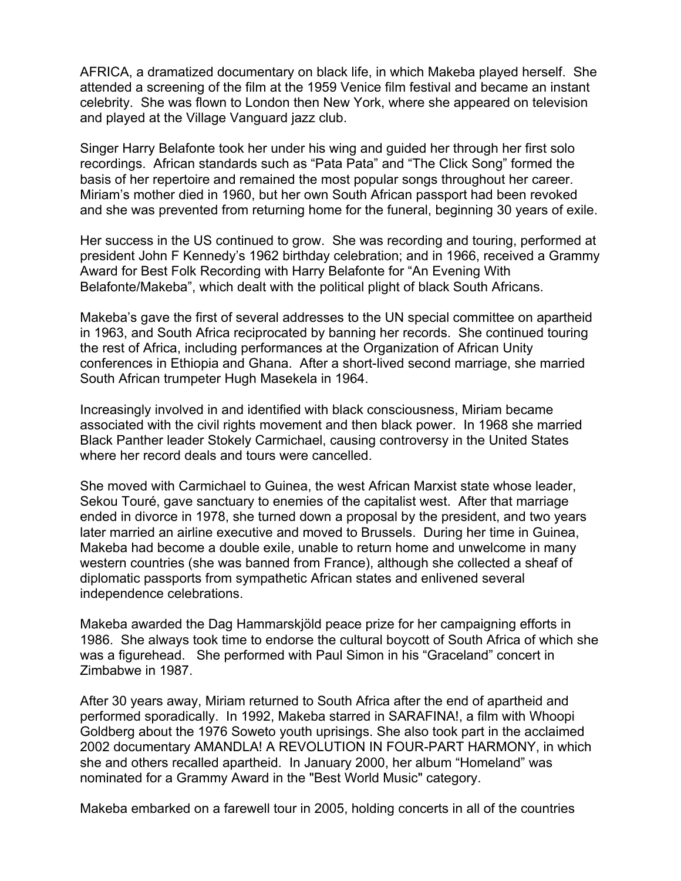AFRICA, a dramatized documentary on black life, in which Makeba played herself. She attended a screening of the film at the 1959 Venice film festival and became an instant celebrity. She was flown to London then New York, where she appeared on television and played at the Village Vanguard jazz club.

Singer Harry Belafonte took her under his wing and guided her through her first solo recordings. African standards such as "Pata Pata" and "The Click Song" formed the basis of her repertoire and remained the most popular songs throughout her career. Miriam's mother died in 1960, but her own South African passport had been revoked and she was prevented from returning home for the funeral, beginning 30 years of exile.

Her success in the US continued to grow. She was recording and touring, performed at president John F Kennedy's 1962 birthday celebration; and in 1966, received a Grammy Award for Best Folk Recording with Harry Belafonte for "An Evening With Belafonte/Makeba", which dealt with the political plight of black South Africans.

Makeba's gave the first of several addresses to the UN special committee on apartheid in 1963, and South Africa reciprocated by banning her records. She continued touring the rest of Africa, including performances at the Organization of African Unity conferences in Ethiopia and Ghana. After a short-lived second marriage, she married South African trumpeter Hugh Masekela in 1964.

Increasingly involved in and identified with black consciousness, Miriam became associated with the civil rights movement and then black power. In 1968 she married Black Panther leader Stokely Carmichael, causing controversy in the United States where her record deals and tours were cancelled.

She moved with Carmichael to Guinea, the west African Marxist state whose leader, Sekou Touré, gave sanctuary to enemies of the capitalist west. After that marriage ended in divorce in 1978, she turned down a proposal by the president, and two years later married an airline executive and moved to Brussels. During her time in Guinea, Makeba had become a double exile, unable to return home and unwelcome in many western countries (she was banned from France), although she collected a sheaf of diplomatic passports from sympathetic African states and enlivened several independence celebrations.

Makeba awarded the Dag Hammarskjöld peace prize for her campaigning efforts in 1986. She always took time to endorse the cultural boycott of South Africa of which she was a figurehead. She performed with Paul Simon in his "Graceland" concert in Zimbabwe in 1987.

After 30 years away, Miriam returned to South Africa after the end of apartheid and performed sporadically. In 1992, Makeba starred in SARAFINA!, a film with Whoopi Goldberg about the 1976 Soweto youth uprisings. She also took part in the acclaimed 2002 documentary AMANDLA! A REVOLUTION IN FOUR-PART HARMONY, in which she and others recalled apartheid. In January 2000, her album "Homeland" was nominated for a Grammy Award in the "Best World Music" category.

Makeba embarked on a farewell tour in 2005, holding concerts in all of the countries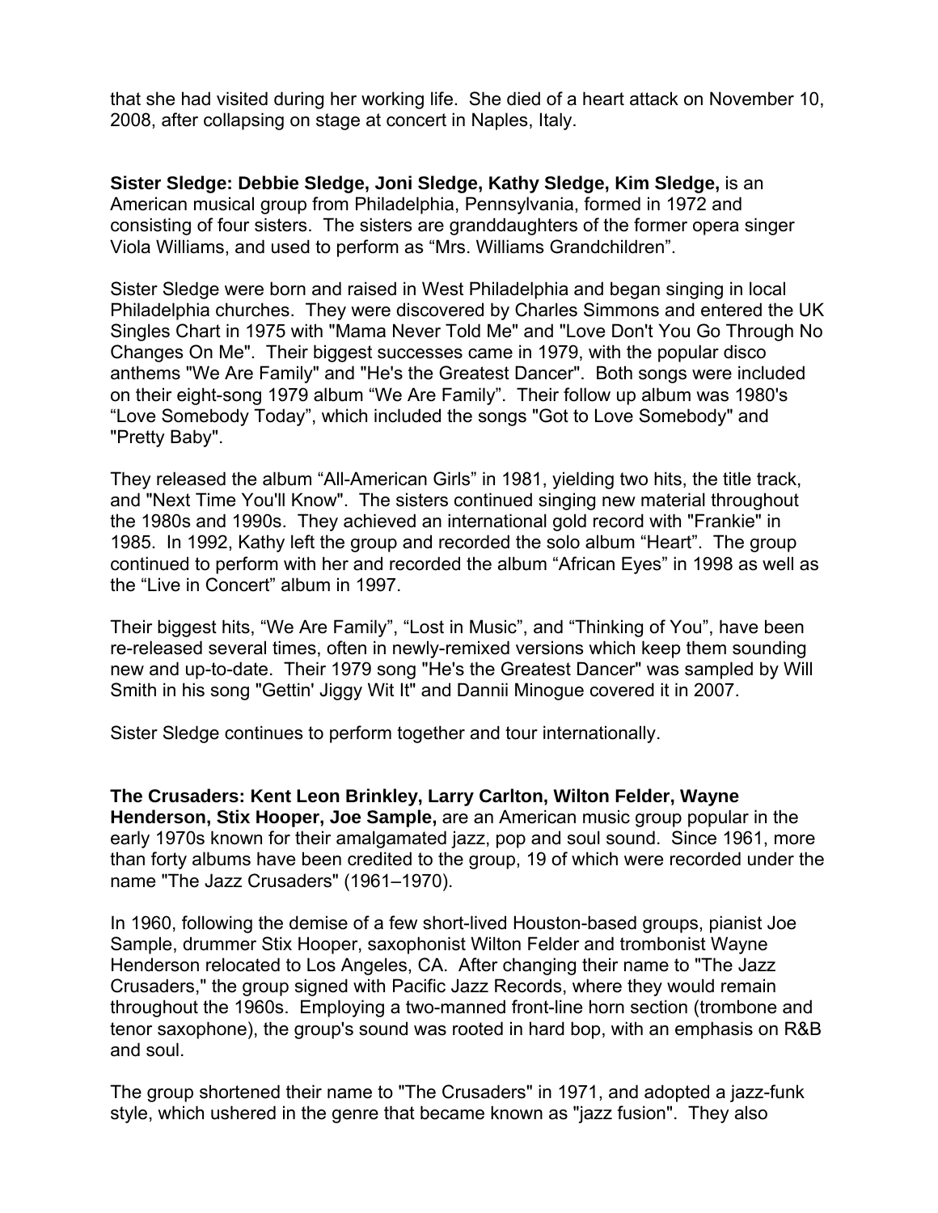that she had visited during her working life. She died of a heart attack on November 10, 2008, after collapsing on stage at concert in Naples, Italy.

**Sister Sledge: Debbie Sledge, Joni Sledge, Kathy Sledge, Kim Sledge,** is an American musical group from Philadelphia, Pennsylvania, formed in 1972 and consisting of four sisters. The sisters are granddaughters of the former opera singer Viola Williams, and used to perform as "Mrs. Williams Grandchildren".

Sister Sledge were born and raised in West Philadelphia and began singing in local Philadelphia churches. They were discovered by Charles Simmons and entered the UK Singles Chart in 1975 with "Mama Never Told Me" and "Love Don't You Go Through No Changes On Me". Their biggest successes came in 1979, with the popular disco anthems "We Are Family" and "He's the Greatest Dancer". Both songs were included on their eight-song 1979 album "We Are Family". Their follow up album was 1980's "Love Somebody Today", which included the songs "Got to Love Somebody" and "Pretty Baby".

They released the album "All-American Girls" in 1981, yielding two hits, the title track, and "Next Time You'll Know". The sisters continued singing new material throughout the 1980s and 1990s. They achieved an international gold record with "Frankie" in 1985. In 1992, Kathy left the group and recorded the solo album "Heart". The group continued to perform with her and recorded the album "African Eyes" in 1998 as well as the "Live in Concert" album in 1997.

Their biggest hits, "We Are Family", "Lost in Music", and "Thinking of You", have been re-released several times, often in newly-remixed versions which keep them sounding new and up-to-date. Their 1979 song "He's the Greatest Dancer" was sampled by Will Smith in his song "Gettin' Jiggy Wit It" and Dannii Minogue covered it in 2007.

Sister Sledge continues to perform together and tour internationally.

**The Crusaders: Kent Leon Brinkley, Larry Carlton, Wilton Felder, Wayne Henderson, Stix Hooper, Joe Sample,** are an American music group popular in the early 1970s known for their amalgamated jazz, pop and soul sound. Since 1961, more than forty albums have been credited to the group, 19 of which were recorded under the name "The Jazz Crusaders" (1961–1970).

In 1960, following the demise of a few short-lived Houston-based groups, pianist Joe Sample, drummer Stix Hooper, saxophonist Wilton Felder and trombonist Wayne Henderson relocated to Los Angeles, CA. After changing their name to "The Jazz Crusaders," the group signed with Pacific Jazz Records, where they would remain throughout the 1960s. Employing a two-manned front-line horn section (trombone and tenor saxophone), the group's sound was rooted in hard bop, with an emphasis on R&B and soul.

The group shortened their name to "The Crusaders" in 1971, and adopted a jazz-funk style, which ushered in the genre that became known as "jazz fusion". They also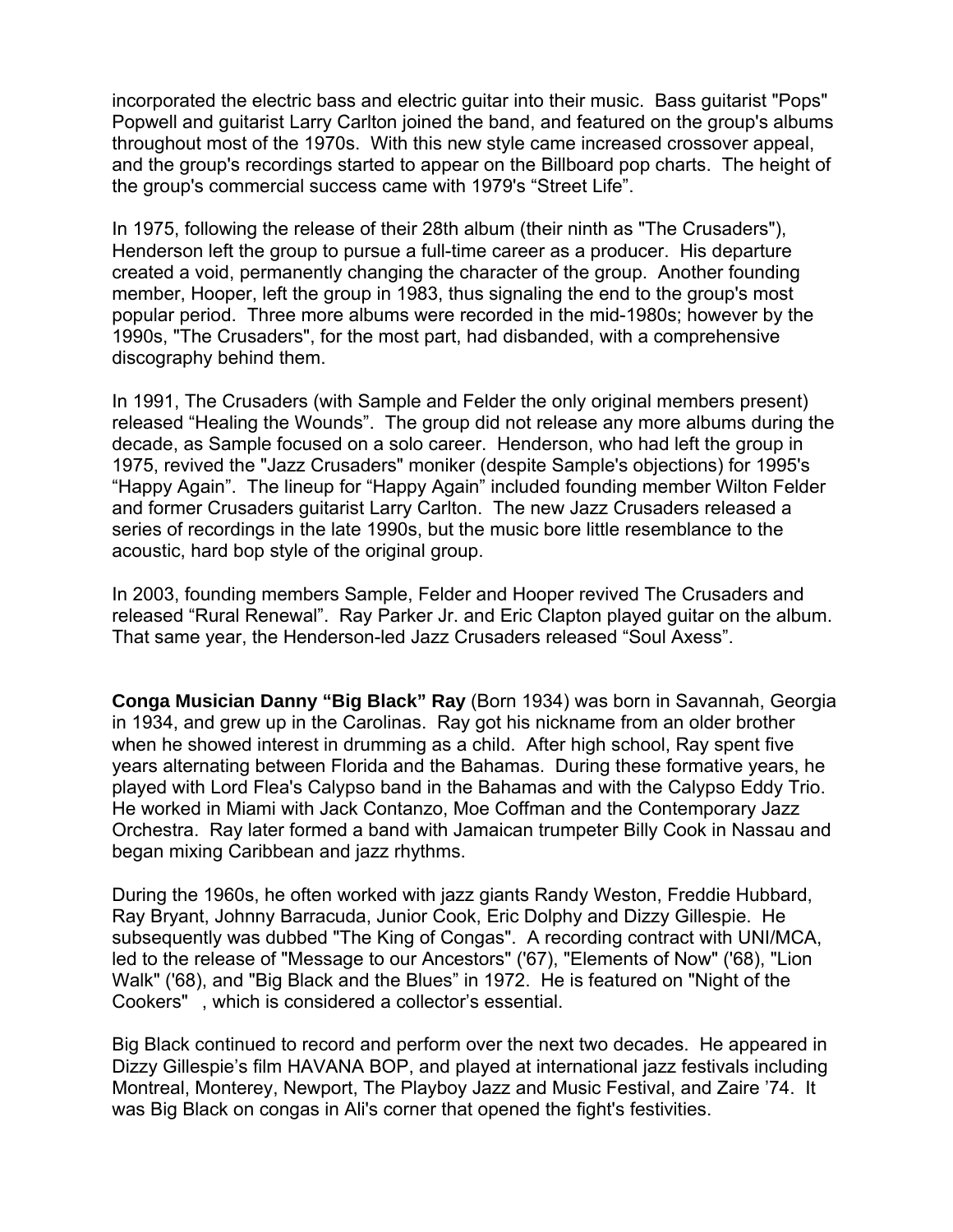incorporated the electric bass and electric guitar into their music. Bass guitarist "Pops" Popwell and guitarist Larry Carlton joined the band, and featured on the group's albums throughout most of the 1970s. With this new style came increased crossover appeal, and the group's recordings started to appear on the Billboard pop charts. The height of the group's commercial success came with 1979's “Street Life”.

In 1975, following the release of their 28th album (their ninth as "The Crusaders"), Henderson left the group to pursue a full-time career as a producer. His departure created a void, permanently changing the character of the group. Another founding member, Hooper, left the group in 1983, thus signaling the end to the group's most popular period. Three more albums were recorded in the mid-1980s; however by the 1990s, "The Crusaders", for the most part, had disbanded, with a comprehensive discography behind them.

In 1991, The Crusaders (with Sample and Felder the only original members present) released “Healing the Wounds”. The group did not release any more albums during the decade, as Sample focused on a solo career. Henderson, who had left the group in 1975, revived the "Jazz Crusaders" moniker (despite Sample's objections) for 1995's “Happy Again”. The lineup for “Happy Again” included founding member Wilton Felder and former Crusaders guitarist Larry Carlton. The new Jazz Crusaders released a series of recordings in the late 1990s, but the music bore little resemblance to the acoustic, hard bop style of the original group.

In 2003, founding members Sample, Felder and Hooper revived The Crusaders and released “Rural Renewal”. Ray Parker Jr. and Eric Clapton played guitar on the album. That same year, the Henderson-led Jazz Crusaders released “Soul Axess”.

**Conga Musician Danny “Big Black” Ray** (Born 1934) was born in Savannah, Georgia in 1934, and grew up in the Carolinas. Ray got his nickname from an older brother when he showed interest in drumming as a child. After high school, Ray spent five years alternating between Florida and the Bahamas. During these formative years, he played with Lord Flea's Calypso band in the Bahamas and with the Calypso Eddy Trio. He worked in Miami with Jack Contanzo, Moe Coffman and the Contemporary Jazz Orchestra. Ray later formed a band with Jamaican trumpeter Billy Cook in Nassau and began mixing Caribbean and jazz rhythms.

During the 1960s, he often worked with jazz giants Randy Weston, Freddie Hubbard, Ray Bryant, Johnny Barracuda, Junior Cook, Eric Dolphy and Dizzy Gillespie. He subsequently was dubbed "The King of Congas". A recording contract with UNI/MCA, led to the release of "Message to our Ancestors" ('67), "Elements of Now" ('68), "Lion Walk" ('68), and "Big Black and the Blues” in 1972. He is featured on "Night of the Cookers" , which is considered a collector’s essential.

Big Black continued to record and perform over the next two decades. He appeared in Dizzy Gillespie’s film HAVANA BOP, and played at international jazz festivals including Montreal, Monterey, Newport, The Playboy Jazz and Music Festival, and Zaire ’74. It was Big Black on congas in Ali's corner that opened the fight's festivities.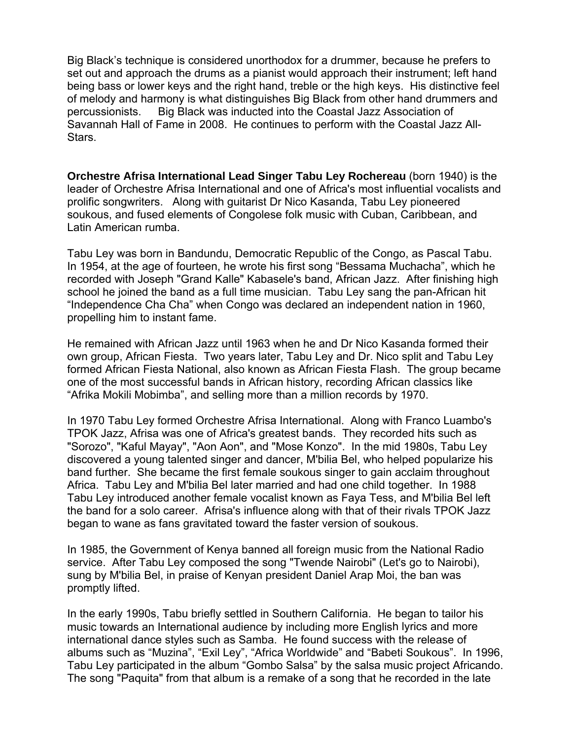Big Black's technique is considered unorthodox for a drummer, because he prefers to set out and approach the drums as a pianist would approach their instrument; left hand being bass or lower keys and the right hand, treble or the high keys. His distinctive feel of melody and harmony is what distinguishes Big Black from other hand drummers and percussionists. Big Black was inducted into the Coastal Jazz Association of Savannah Hall of Fame in 2008. He continues to perform with the Coastal Jazz All-Stars.

**Orchestre Afrisa International Lead Singer Tabu Ley Rochereau** (born 1940) is the leader of Orchestre Afrisa International and one of Africa's most influential vocalists and prolific songwriters. Along with guitarist Dr Nico Kasanda, Tabu Ley pioneered soukous, and fused elements of Congolese folk music with Cuban, Caribbean, and Latin American rumba.

Tabu Ley was born in Bandundu, Democratic Republic of the Congo, as Pascal Tabu. In 1954, at the age of fourteen, he wrote his first song "Bessama Muchacha", which he recorded with Joseph "Grand Kalle" Kabasele's band, African Jazz. After finishing high school he joined the band as a full time musician. Tabu Ley sang the pan-African hit "Independence Cha Cha" when Congo was declared an independent nation in 1960, propelling him to instant fame.

He remained with African Jazz until 1963 when he and Dr Nico Kasanda formed their own group, African Fiesta. Two years later, Tabu Ley and Dr. Nico split and Tabu Ley formed African Fiesta National, also known as African Fiesta Flash. The group became one of the most successful bands in African history, recording African classics like "Afrika Mokili Mobimba", and selling more than a million records by 1970.

In 1970 Tabu Ley formed Orchestre Afrisa International. Along with Franco Luambo's TPOK Jazz, Afrisa was one of Africa's greatest bands. They recorded hits such as "Sorozo", "Kaful Mayay", "Aon Aon", and "Mose Konzo". In the mid 1980s, Tabu Ley discovered a young talented singer and dancer, M'bilia Bel, who helped popularize his band further. She became the first female soukous singer to gain acclaim throughout Africa. Tabu Ley and M'bilia Bel later married and had one child together. In 1988 Tabu Ley introduced another female vocalist known as Faya Tess, and M'bilia Bel left the band for a solo career. Afrisa's influence along with that of their rivals TPOK Jazz began to wane as fans gravitated toward the faster version of soukous.

In 1985, the Government of Kenya banned all foreign music from the National Radio service. After Tabu Ley composed the song "Twende Nairobi" (Let's go to Nairobi), sung by M'bilia Bel, in praise of Kenyan president Daniel Arap Moi, the ban was promptly lifted.

In the early 1990s, Tabu briefly settled in Southern California. He began to tailor his music towards an International audience by including more English lyrics and more international dance styles such as Samba. He found success with the release of albums such as "Muzina", "Exil Ley", "Africa Worldwide" and "Babeti Soukous". In 1996, Tabu Ley participated in the album "Gombo Salsa" by the salsa music project Africando. The song "Paquita" from that album is a remake of a song that he recorded in the late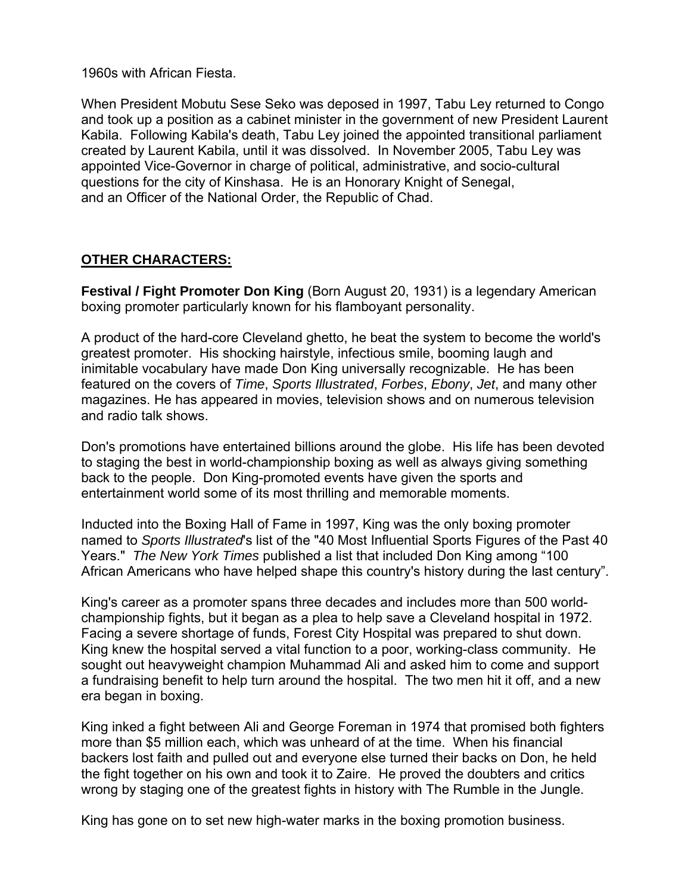1960s with African Fiesta.

When President Mobutu Sese Seko was deposed in 1997, Tabu Ley returned to Congo and took up a position as a cabinet minister in the government of new President Laurent Kabila. Following Kabila's death, Tabu Ley joined the appointed transitional parliament created by Laurent Kabila, until it was dissolved. In November 2005, Tabu Ley was appointed Vice-Governor in charge of political, administrative, and socio-cultural questions for the city of Kinshasa. He is an Honorary Knight of Senegal, and an Officer of the National Order, the Republic of Chad.

## OTHER CHARACTERS:

**Festival / Fight Promoter Don King** (Born August 20, 1931) is a legendary American boxing promoter particularly known for his flamboyant personality.

A product of the hard-core Cleveland ghetto, he beat the system to become the world's greatest promoter. His shocking hairstyle, infectious smile, booming laugh and inimitable vocabulary have made Don King universally recognizable. He has been featured on the covers of *Time*, *Sports Illustrated*, *Forbes*, *Ebony*, *Jet*, and many other magazines. He has appeared in movies, television shows and on numerous television and radio talk shows.

Don's promotions have entertained billions around the globe. His life has been devoted to staging the best in world-championship boxing as well as always giving something back to the people. Don King-promoted events have given the sports and entertainment world some of its most thrilling and memorable moments.

Inducted into the Boxing Hall of Fame in 1997, King was the only boxing promoter named to *Sports Illustrated*'s list of the "40 Most Influential Sports Figures of the Past 40 Years." *The New York Times* published a list that included Don King among "100 African Americans who have helped shape this country's history during the last century".

King's career as a promoter spans three decades and includes more than 500 world-championship fights, but it began as a plea to help save a Cleveland hospital in 1972. Facing a severe shortage of funds, Forest City Hospital was prepared to shut down. King knew the hospital served a vital function to a poor, working-class community. He sought out heavyweight champion Muhammad Ali and asked him to come and support a fundraising benefit to help turn around the hospital. The two men hit it off, and a new era began in boxing.

King inked a fight between Ali and George Foreman in 1974 that promised both fighters more than $5 million each, which was unheard of at the time. When his financial backers lost faith and pulled out and everyone else turned their backs on Don, he held the fight together on his own and took it to Zaire. He proved the doubters and critics wrong by staging one of the greatest fights in history with The Rumble in the Jungle.

King has gone on to set new high-water marks in the boxing promotion business.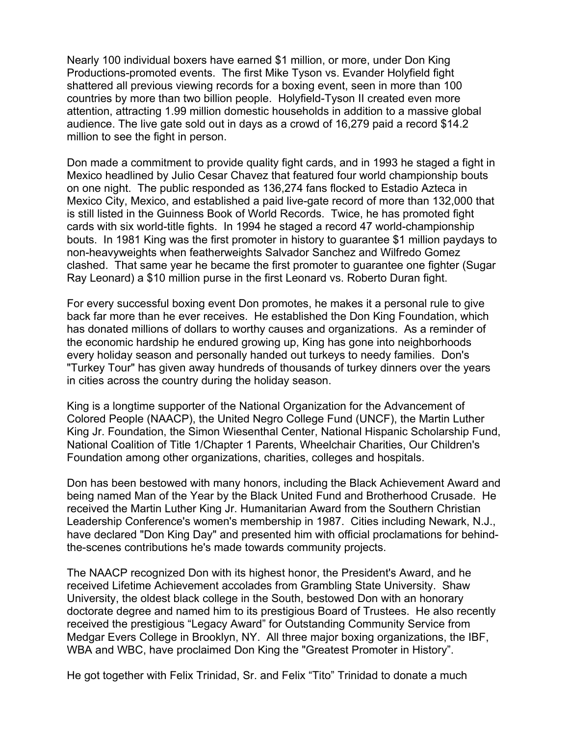Nearly 100 individual boxers have earned $1 million, or more, under Don King Productions-promoted events. The first Mike Tyson vs. Evander Holyfield fight shattered all previous viewing records for a boxing event, seen in more than 100 countries by more than two billion people. Holyfield-Tyson II created even more attention, attracting 1.99 million domestic households in addition to a massive global audience. The live gate sold out in days as a crowd of 16,279 paid a record $14.2 million to see the fight in person.

Don made a commitment to provide quality fight cards, and in 1993 he staged a fight in Mexico headlined by Julio Cesar Chavez that featured four world championship bouts on one night. The public responded as 136,274 fans flocked to Estadio Azteca in Mexico City, Mexico, and established a paid live-gate record of more than 132,000 that is still listed in the Guinness Book of World Records. Twice, he has promoted fight cards with six world-title fights. In 1994 he staged a record 47 world-championship bouts. In 1981 King was the first promoter in history to guarantee $1 million paydays to non-heavyweights when featherweights Salvador Sanchez and Wilfredo Gomez clashed. That same year he became the first promoter to guarantee one fighter (Sugar Ray Leonard) a $10 million purse in the first Leonard vs. Roberto Duran fight.

For every successful boxing event Don promotes, he makes it a personal rule to give back far more than he ever receives. He established the Don King Foundation, which has donated millions of dollars to worthy causes and organizations. As a reminder of the economic hardship he endured growing up, King has gone into neighborhoods every holiday season and personally handed out turkeys to needy families. Don's "Turkey Tour" has given away hundreds of thousands of turkey dinners over the years in cities across the country during the holiday season.

King is a longtime supporter of the National Organization for the Advancement of Colored People (NAACP), the United Negro College Fund (UNCF), the Martin Luther King Jr. Foundation, the Simon Wiesenthal Center, National Hispanic Scholarship Fund, National Coalition of Title 1/Chapter 1 Parents, Wheelchair Charities, Our Children's Foundation among other organizations, charities, colleges and hospitals.

Don has been bestowed with many honors, including the Black Achievement Award and being named Man of the Year by the Black United Fund and Brotherhood Crusade. He received the Martin Luther King Jr. Humanitarian Award from the Southern Christian Leadership Conference's women's membership in 1987. Cities including Newark, N.J., have declared "Don King Day" and presented him with official proclamations for behind-the-scenes contributions he's made towards community projects.

The NAACP recognized Don with its highest honor, the President's Award, and he received Lifetime Achievement accolades from Grambling State University. Shaw University, the oldest black college in the South, bestowed Don with an honorary doctorate degree and named him to its prestigious Board of Trustees. He also recently received the prestigious "Legacy Award" for Outstanding Community Service from Medgar Evers College in Brooklyn, NY. All three major boxing organizations, the IBF, WBA and WBC, have proclaimed Don King the "Greatest Promoter in History".

He got together with Felix Trinidad, Sr. and Felix "Tito" Trinidad to donate a much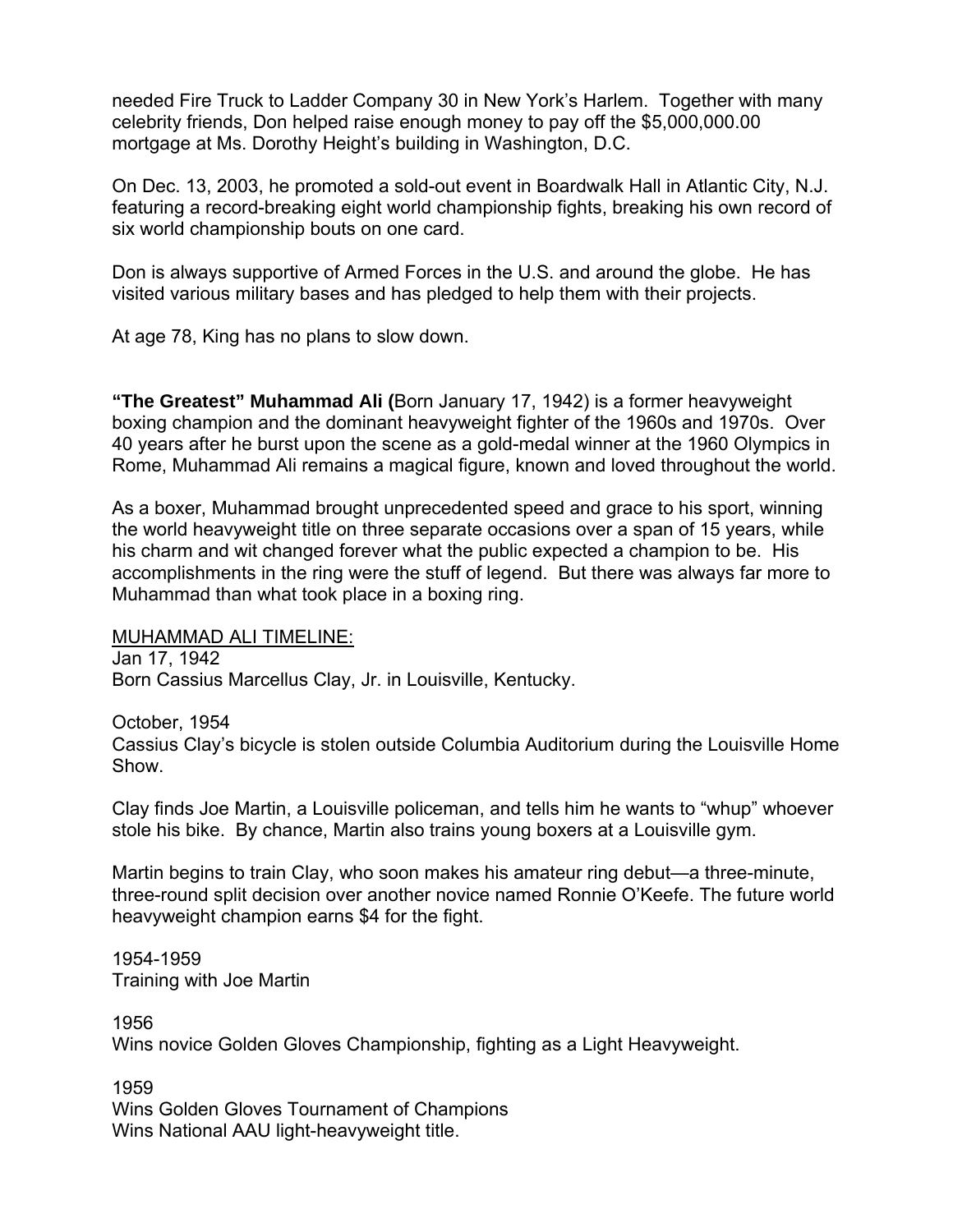needed Fire Truck to Ladder Company 30 in New York's Harlem. Together with many celebrity friends, Don helped raise enough money to pay off the $5,000,000.00 mortgage at Ms. Dorothy Height's building in Washington, D.C.

On Dec. 13, 2003, he promoted a sold-out event in Boardwalk Hall in Atlantic City, N.J. featuring a record-breaking eight world championship fights, breaking his own record of six world championship bouts on one card.

Don is always supportive of Armed Forces in the U.S. and around the globe. He has visited various military bases and has pledged to help them with their projects.

At age 78, King has no plans to slow down.

**"The Greatest" Muhammad Ali (**Born January 17, 1942) is a former heavyweight boxing champion and the dominant heavyweight fighter of the 1960s and 1970s. Over 40 years after he burst upon the scene as a gold-medal winner at the 1960 Olympics in Rome, Muhammad Ali remains a magical figure, known and loved throughout the world.

As a boxer, Muhammad brought unprecedented speed and grace to his sport, winning the world heavyweight title on three separate occasions over a span of 15 years, while his charm and wit changed forever what the public expected a champion to be. His accomplishments in the ring were the stuff of legend. But there was always far more to Muhammad than what took place in a boxing ring.

<u>MUHAMMAD ALI TIMELINE:</u>

Jan 17, 1942
Born Cassius Marcellus Clay, Jr. in Louisville, Kentucky.

October, 1954
Cassius Clay's bicycle is stolen outside Columbia Auditorium during the Louisville Home Show.

Clay finds Joe Martin, a Louisville policeman, and tells him he wants to "whup" whoever stole his bike. By chance, Martin also trains young boxers at a Louisville gym.

Martin begins to train Clay, who soon makes his amateur ring debut—a three-minute, three-round split decision over another novice named Ronnie O'Keefe. The future world heavyweight champion earns $4 for the fight.

1954-1959
Training with Joe Martin

1956
Wins novice Golden Gloves Championship, fighting as a Light Heavyweight.

1959
Wins Golden Gloves Tournament of Champions
Wins National AAU light-heavyweight title.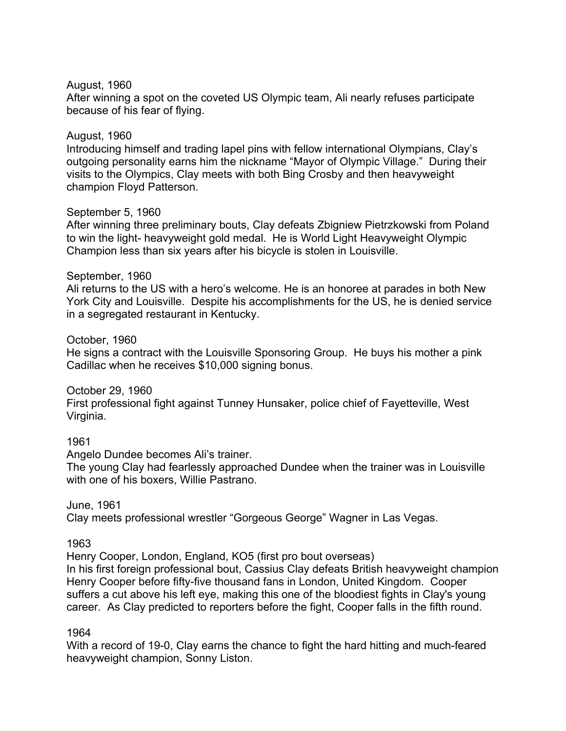August, 1960
After winning a spot on the coveted US Olympic team, Ali nearly refuses participate because of his fear of flying.

August, 1960
Introducing himself and trading lapel pins with fellow international Olympians, Clay's outgoing personality earns him the nickname "Mayor of Olympic Village." During their visits to the Olympics, Clay meets with both Bing Crosby and then heavyweight champion Floyd Patterson.

September 5, 1960
After winning three preliminary bouts, Clay defeats Zbigniew Pietrzkowski from Poland to win the light- heavyweight gold medal. He is World Light Heavyweight Olympic Champion less than six years after his bicycle is stolen in Louisville.

September, 1960
Ali returns to the US with a hero's welcome. He is an honoree at parades in both New York City and Louisville. Despite his accomplishments for the US, he is denied service in a segregated restaurant in Kentucky.

October, 1960
He signs a contract with the Louisville Sponsoring Group. He buys his mother a pink Cadillac when he receives $10,000 signing bonus.

October 29, 1960
First professional fight against Tunney Hunsaker, police chief of Fayetteville, West Virginia.

1961
Angelo Dundee becomes Ali's trainer.
The young Clay had fearlessly approached Dundee when the trainer was in Louisville with one of his boxers, Willie Pastrano.

June, 1961
Clay meets professional wrestler "Gorgeous George" Wagner in Las Vegas.

1963
Henry Cooper, London, England, KO5 (first pro bout overseas)
In his first foreign professional bout, Cassius Clay defeats British heavyweight champion Henry Cooper before fifty-five thousand fans in London, United Kingdom. Cooper suffers a cut above his left eye, making this one of the bloodiest fights in Clay's young career. As Clay predicted to reporters before the fight, Cooper falls in the fifth round.

1964
With a record of 19-0, Clay earns the chance to fight the hard hitting and much-feared heavyweight champion, Sonny Liston.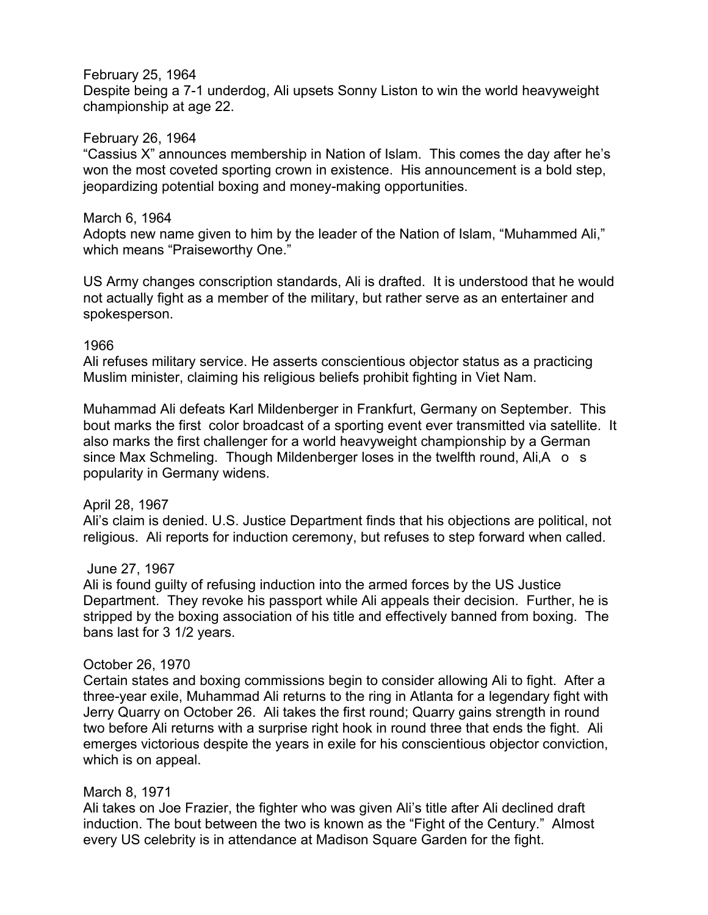February 25, 1964
Despite being a 7-1 underdog, Ali upsets Sonny Liston to win the world heavyweight championship at age 22.

February 26, 1964
"Cassius X" announces membership in Nation of Islam. This comes the day after he's won the most coveted sporting crown in existence. His announcement is a bold step, jeopardizing potential boxing and money-making opportunities.

March 6, 1964
Adopts new name given to him by the leader of the Nation of Islam, "Muhammed Ali," which means "Praiseworthy One."

US Army changes conscription standards, Ali is drafted. It is understood that he would not actually fight as a member of the military, but rather serve as an entertainer and spokesperson.

1966
Ali refuses military service. He asserts conscientious objector status as a practicing Muslim minister, claiming his religious beliefs prohibit fighting in Viet Nam.

Muhammad Ali defeats Karl Mildenberger in Frankfurt, Germany on September. This bout marks the first color broadcast of a sporting event ever transmitted via satellite. It also marks the first challenger for a world heavyweight championship by a German since Max Schmeling. Though Mildenberger loses in the twelfth round, Ali,A o s popularity in Germany widens.

April 28, 1967
Ali's claim is denied. U.S. Justice Department finds that his objections are political, not religious. Ali reports for induction ceremony, but refuses to step forward when called.

June 27, 1967
Ali is found guilty of refusing induction into the armed forces by the US Justice Department. They revoke his passport while Ali appeals their decision. Further, he is stripped by the boxing association of his title and effectively banned from boxing. The bans last for 3 1/2 years.

October 26, 1970
Certain states and boxing commissions begin to consider allowing Ali to fight. After a three-year exile, Muhammad Ali returns to the ring in Atlanta for a legendary fight with Jerry Quarry on October 26. Ali takes the first round; Quarry gains strength in round two before Ali returns with a surprise right hook in round three that ends the fight. Ali emerges victorious despite the years in exile for his conscientious objector conviction, which is on appeal.

March 8, 1971
Ali takes on Joe Frazier, the fighter who was given Ali's title after Ali declined draft induction. The bout between the two is known as the "Fight of the Century." Almost every US celebrity is in attendance at Madison Square Garden for the fight.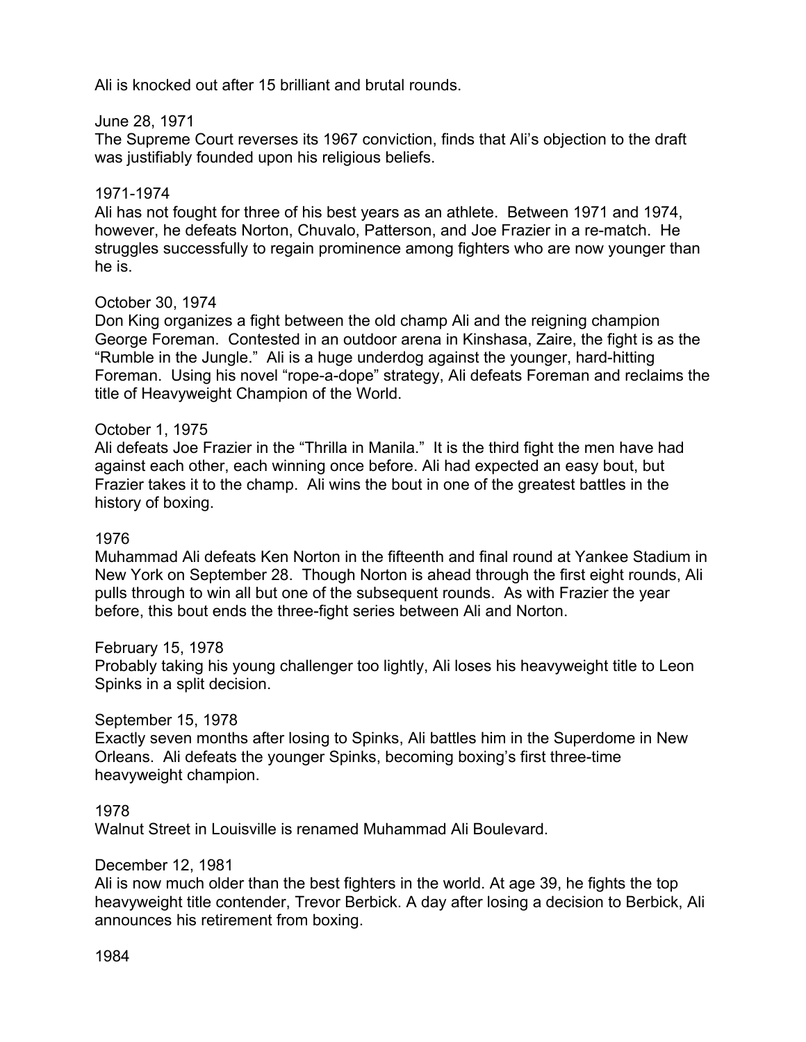Ali is knocked out after 15 brilliant and brutal rounds.

June 28, 1971
The Supreme Court reverses its 1967 conviction, finds that Ali's objection to the draft was justifiably founded upon his religious beliefs.

1971-1974
Ali has not fought for three of his best years as an athlete. Between 1971 and 1974, however, he defeats Norton, Chuvalo, Patterson, and Joe Frazier in a re-match. He struggles successfully to regain prominence among fighters who are now younger than he is.

October 30, 1974
Don King organizes a fight between the old champ Ali and the reigning champion George Foreman. Contested in an outdoor arena in Kinshasa, Zaire, the fight is as the "Rumble in the Jungle." Ali is a huge underdog against the younger, hard-hitting Foreman. Using his novel "rope-a-dope" strategy, Ali defeats Foreman and reclaims the title of Heavyweight Champion of the World.

October 1, 1975
Ali defeats Joe Frazier in the "Thrilla in Manila." It is the third fight the men have had against each other, each winning once before. Ali had expected an easy bout, but Frazier takes it to the champ. Ali wins the bout in one of the greatest battles in the history of boxing.

1976
Muhammad Ali defeats Ken Norton in the fifteenth and final round at Yankee Stadium in New York on September 28. Though Norton is ahead through the first eight rounds, Ali pulls through to win all but one of the subsequent rounds. As with Frazier the year before, this bout ends the three-fight series between Ali and Norton.

February 15, 1978
Probably taking his young challenger too lightly, Ali loses his heavyweight title to Leon Spinks in a split decision.

September 15, 1978
Exactly seven months after losing to Spinks, Ali battles him in the Superdome in New Orleans. Ali defeats the younger Spinks, becoming boxing's first three-time heavyweight champion.

1978
Walnut Street in Louisville is renamed Muhammad Ali Boulevard.

December 12, 1981
Ali is now much older than the best fighters in the world. At age 39, he fights the top heavyweight title contender, Trevor Berbick. A day after losing a decision to Berbick, Ali announces his retirement from boxing.

1984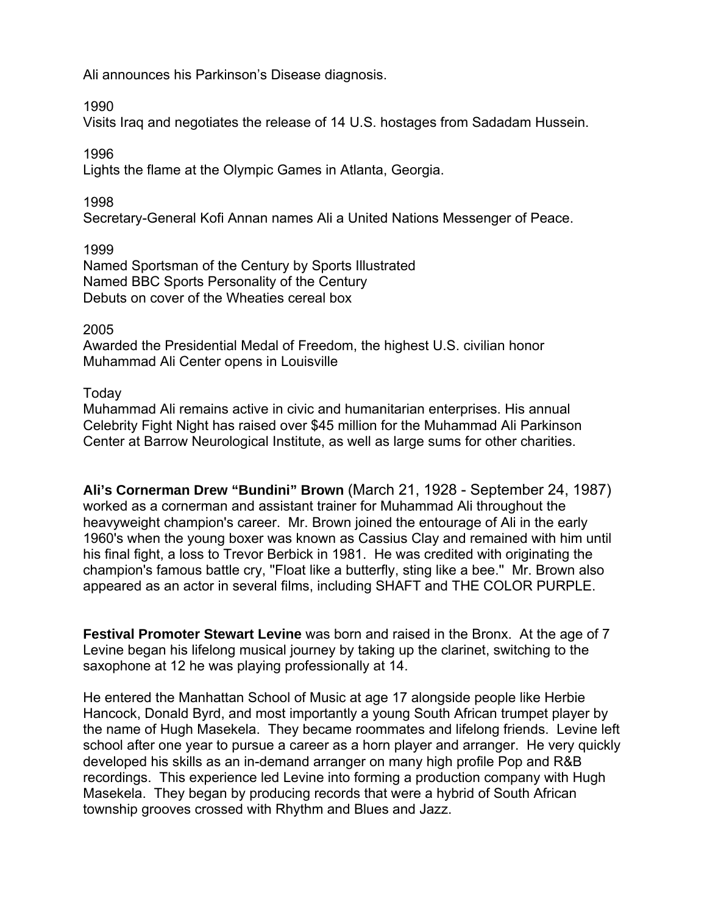Ali announces his Parkinson's Disease diagnosis.

1990
Visits Iraq and negotiates the release of 14 U.S. hostages from Sadadam Hussein.

1996
Lights the flame at the Olympic Games in Atlanta, Georgia.

1998
Secretary-General Kofi Annan names Ali a United Nations Messenger of Peace.

1999
Named Sportsman of the Century by Sports Illustrated
Named BBC Sports Personality of the Century
Debuts on cover of the Wheaties cereal box

2005
Awarded the Presidential Medal of Freedom, the highest U.S. civilian honor
Muhammad Ali Center opens in Louisville

Today
Muhammad Ali remains active in civic and humanitarian enterprises. His annual Celebrity Fight Night has raised over $45 million for the Muhammad Ali Parkinson Center at Barrow Neurological Institute, as well as large sums for other charities.

**Ali's Cornerman Drew "Bundini" Brown** (March 21, 1928 - September 24, 1987) worked as a cornerman and assistant trainer for Muhammad Ali throughout the heavyweight champion's career. Mr. Brown joined the entourage of Ali in the early 1960's when the young boxer was known as Cassius Clay and remained with him until his final fight, a loss to Trevor Berbick in 1981. He was credited with originating the champion's famous battle cry, "Float like a butterfly, sting like a bee." Mr. Brown also appeared as an actor in several films, including SHAFT and THE COLOR PURPLE.

**Festival Promoter Stewart Levine** was born and raised in the Bronx. At the age of 7 Levine began his lifelong musical journey by taking up the clarinet, switching to the saxophone at 12 he was playing professionally at 14.

He entered the Manhattan School of Music at age 17 alongside people like Herbie Hancock, Donald Byrd, and most importantly a young South African trumpet player by the name of Hugh Masekela. They became roommates and lifelong friends. Levine left school after one year to pursue a career as a horn player and arranger. He very quickly developed his skills as an in-demand arranger on many high profile Pop and R&B recordings. This experience led Levine into forming a production company with Hugh Masekela. They began by producing records that were a hybrid of South African township grooves crossed with Rhythm and Blues and Jazz.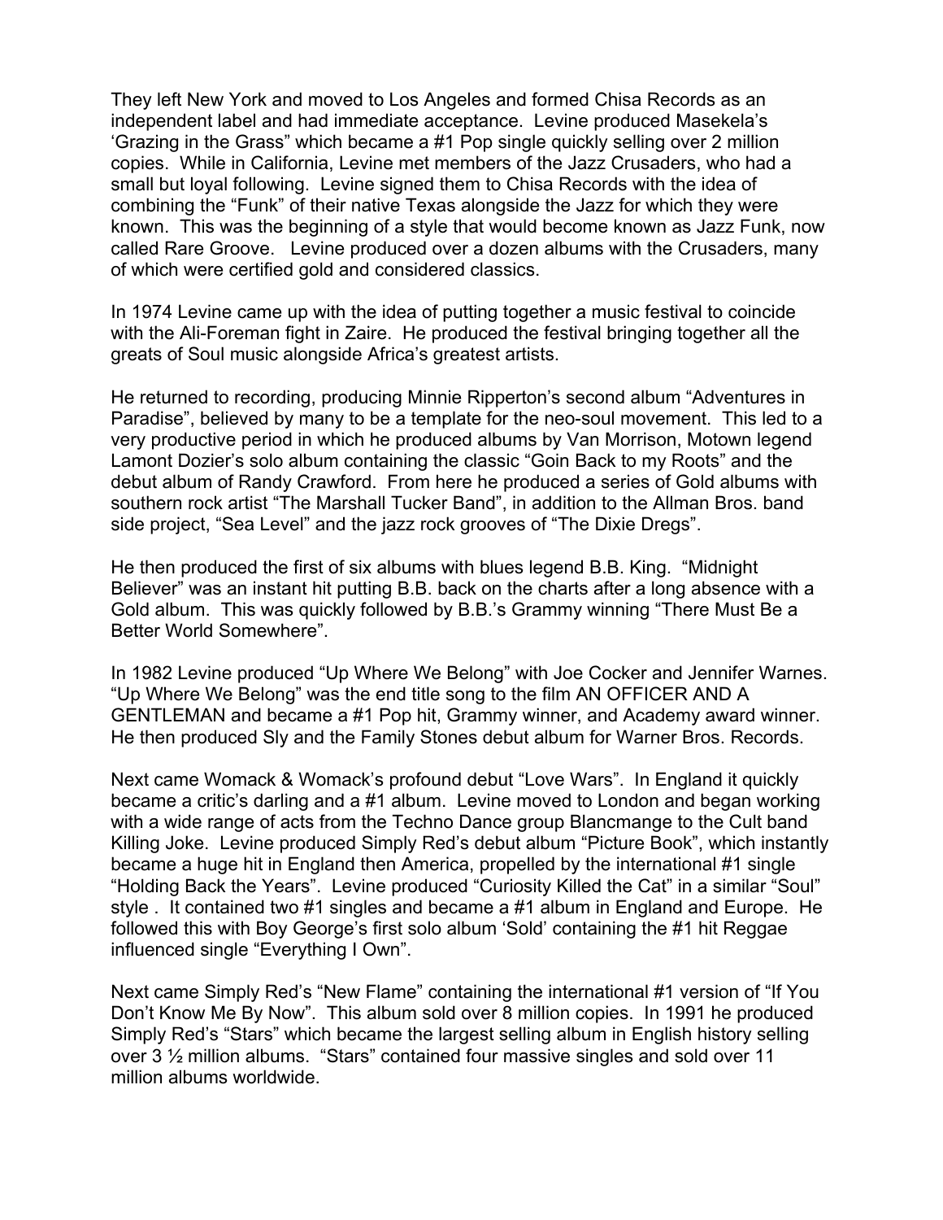They left New York and moved to Los Angeles and formed Chisa Records as an independent label and had immediate acceptance. Levine produced Masekela's 'Grazing in the Grass" which became a #1 Pop single quickly selling over 2 million copies. While in California, Levine met members of the Jazz Crusaders, who had a small but loyal following. Levine signed them to Chisa Records with the idea of combining the "Funk" of their native Texas alongside the Jazz for which they were known. This was the beginning of a style that would become known as Jazz Funk, now called Rare Groove. Levine produced over a dozen albums with the Crusaders, many of which were certified gold and considered classics.

In 1974 Levine came up with the idea of putting together a music festival to coincide with the Ali-Foreman fight in Zaire. He produced the festival bringing together all the greats of Soul music alongside Africa's greatest artists.

He returned to recording, producing Minnie Ripperton's second album "Adventures in Paradise", believed by many to be a template for the neo-soul movement. This led to a very productive period in which he produced albums by Van Morrison, Motown legend Lamont Dozier's solo album containing the classic "Goin Back to my Roots" and the debut album of Randy Crawford. From here he produced a series of Gold albums with southern rock artist "The Marshall Tucker Band", in addition to the Allman Bros. band side project, "Sea Level" and the jazz rock grooves of "The Dixie Dregs".

He then produced the first of six albums with blues legend B.B. King. "Midnight Believer" was an instant hit putting B.B. back on the charts after a long absence with a Gold album. This was quickly followed by B.B.'s Grammy winning "There Must Be a Better World Somewhere".

In 1982 Levine produced "Up Where We Belong" with Joe Cocker and Jennifer Warnes. "Up Where We Belong" was the end title song to the film AN OFFICER AND A GENTLEMAN and became a #1 Pop hit, Grammy winner, and Academy award winner. He then produced Sly and the Family Stones debut album for Warner Bros. Records.

Next came Womack & Womack's profound debut "Love Wars". In England it quickly became a critic's darling and a #1 album. Levine moved to London and began working with a wide range of acts from the Techno Dance group Blancmange to the Cult band Killing Joke. Levine produced Simply Red's debut album "Picture Book", which instantly became a huge hit in England then America, propelled by the international #1 single "Holding Back the Years". Levine produced "Curiosity Killed the Cat" in a similar "Soul" style . It contained two #1 singles and became a #1 album in England and Europe. He followed this with Boy George's first solo album 'Sold' containing the #1 hit Reggae influenced single "Everything I Own".

Next came Simply Red's "New Flame" containing the international #1 version of "If You Don't Know Me By Now". This album sold over 8 million copies. In 1991 he produced Simply Red's "Stars" which became the largest selling album in English history selling over 3 ½ million albums. "Stars" contained four massive singles and sold over 11 million albums worldwide.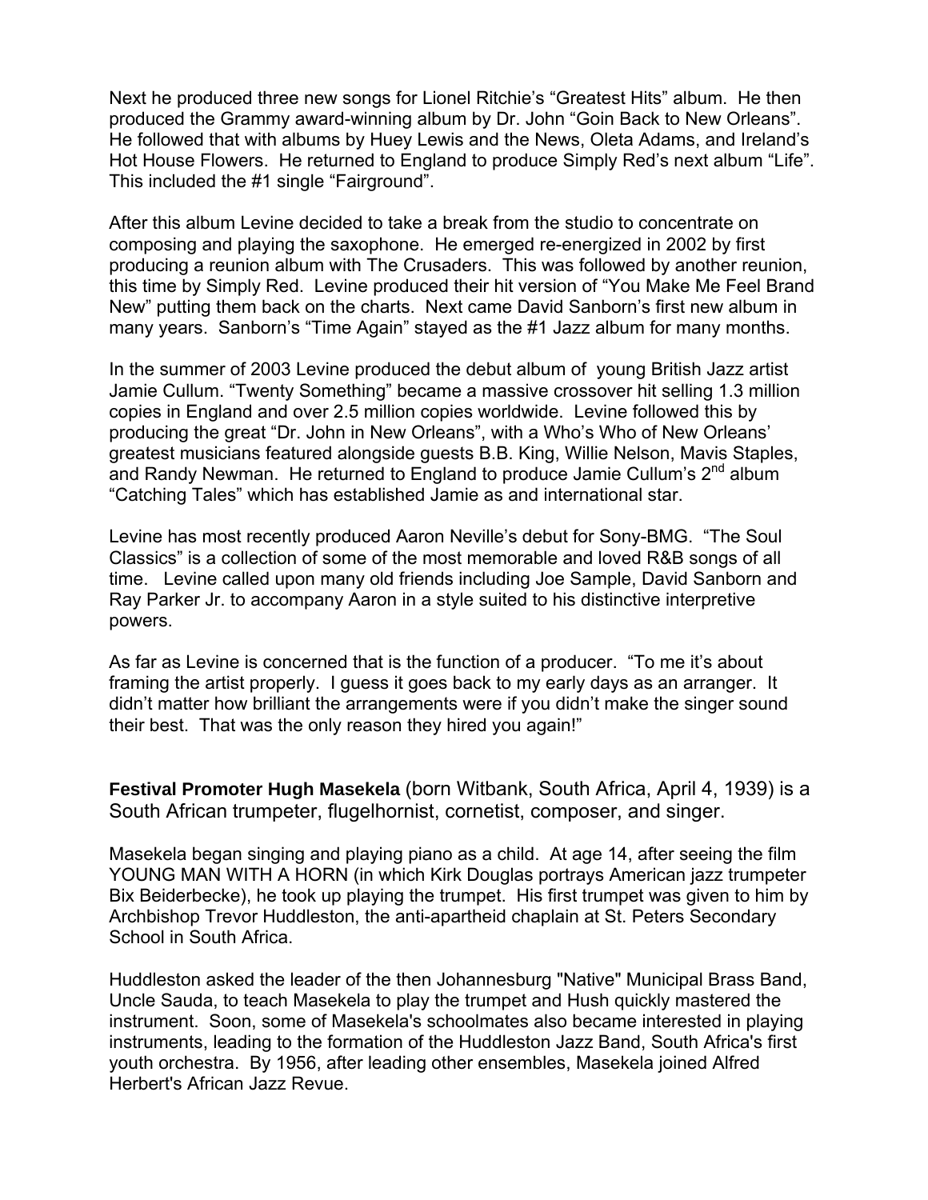Next he produced three new songs for Lionel Ritchie's "Greatest Hits" album. He then produced the Grammy award-winning album by Dr. John "Goin Back to New Orleans". He followed that with albums by Huey Lewis and the News, Oleta Adams, and Ireland's Hot House Flowers. He returned to England to produce Simply Red's next album "Life". This included the #1 single "Fairground".

After this album Levine decided to take a break from the studio to concentrate on composing and playing the saxophone. He emerged re-energized in 2002 by first producing a reunion album with The Crusaders. This was followed by another reunion, this time by Simply Red. Levine produced their hit version of "You Make Me Feel Brand New" putting them back on the charts. Next came David Sanborn's first new album in many years. Sanborn's "Time Again" stayed as the #1 Jazz album for many months.

In the summer of 2003 Levine produced the debut album of young British Jazz artist Jamie Cullum. "Twenty Something" became a massive crossover hit selling 1.3 million copies in England and over 2.5 million copies worldwide. Levine followed this by producing the great "Dr. John in New Orleans", with a Who's Who of New Orleans' greatest musicians featured alongside guests B.B. King, Willie Nelson, Mavis Staples, and Randy Newman. He returned to England to produce Jamie Cullum's 2nd album "Catching Tales" which has established Jamie as and international star.

Levine has most recently produced Aaron Neville's debut for Sony-BMG. "The Soul Classics" is a collection of some of the most memorable and loved R&B songs of all time. Levine called upon many old friends including Joe Sample, David Sanborn and Ray Parker Jr. to accompany Aaron in a style suited to his distinctive interpretive powers.

As far as Levine is concerned that is the function of a producer. "To me it's about framing the artist properly. I guess it goes back to my early days as an arranger. It didn't matter how brilliant the arrangements were if you didn't make the singer sound their best. That was the only reason they hired you again!"

**Festival Promoter Hugh Masekela** (born Witbank, South Africa, April 4, 1939) is a South African trumpeter, flugelhornist, cornetist, composer, and singer.

Masekela began singing and playing piano as a child. At age 14, after seeing the film YOUNG MAN WITH A HORN (in which Kirk Douglas portrays American jazz trumpeter Bix Beiderbecke), he took up playing the trumpet. His first trumpet was given to him by Archbishop Trevor Huddleston, the anti-apartheid chaplain at St. Peters Secondary School in South Africa.

Huddleston asked the leader of the then Johannesburg "Native" Municipal Brass Band, Uncle Sauda, to teach Masekela to play the trumpet and Hush quickly mastered the instrument. Soon, some of Masekela's schoolmates also became interested in playing instruments, leading to the formation of the Huddleston Jazz Band, South Africa's first youth orchestra. By 1956, after leading other ensembles, Masekela joined Alfred Herbert's African Jazz Revue.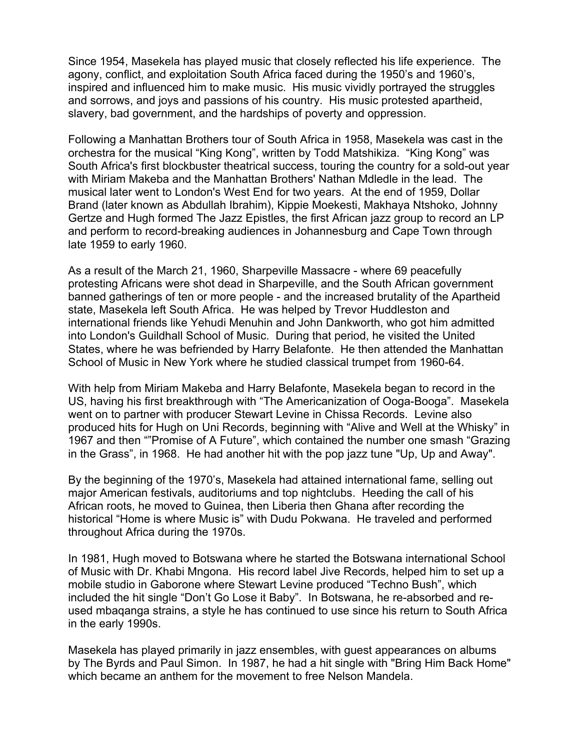Since 1954, Masekela has played music that closely reflected his life experience. The agony, conflict, and exploitation South Africa faced during the 1950's and 1960's, inspired and influenced him to make music. His music vividly portrayed the struggles and sorrows, and joys and passions of his country. His music protested apartheid, slavery, bad government, and the hardships of poverty and oppression.

Following a Manhattan Brothers tour of South Africa in 1958, Masekela was cast in the orchestra for the musical "King Kong", written by Todd Matshikiza. "King Kong" was South Africa's first blockbuster theatrical success, touring the country for a sold-out year with Miriam Makeba and the Manhattan Brothers' Nathan Mdledle in the lead. The musical later went to London's West End for two years. At the end of 1959, Dollar Brand (later known as Abdullah Ibrahim), Kippie Moekesti, Makhaya Ntshoko, Johnny Gertze and Hugh formed The Jazz Epistles, the first African jazz group to record an LP and perform to record-breaking audiences in Johannesburg and Cape Town through late 1959 to early 1960.

As a result of the March 21, 1960, Sharpeville Massacre - where 69 peacefully protesting Africans were shot dead in Sharpeville, and the South African government banned gatherings of ten or more people - and the increased brutality of the Apartheid state, Masekela left South Africa. He was helped by Trevor Huddleston and international friends like Yehudi Menuhin and John Dankworth, who got him admitted into London's Guildhall School of Music. During that period, he visited the United States, where he was befriended by Harry Belafonte. He then attended the Manhattan School of Music in New York where he studied classical trumpet from 1960-64.

With help from Miriam Makeba and Harry Belafonte, Masekela began to record in the US, having his first breakthrough with "The Americanization of Ooga-Booga". Masekela went on to partner with producer Stewart Levine in Chissa Records. Levine also produced hits for Hugh on Uni Records, beginning with "Alive and Well at the Whisky" in 1967 and then ""Promise of A Future", which contained the number one smash "Grazing in the Grass", in 1968. He had another hit with the pop jazz tune "Up, Up and Away".

By the beginning of the 1970's, Masekela had attained international fame, selling out major American festivals, auditoriums and top nightclubs. Heeding the call of his African roots, he moved to Guinea, then Liberia then Ghana after recording the historical "Home is where Music is" with Dudu Pokwana. He traveled and performed throughout Africa during the 1970s.

In 1981, Hugh moved to Botswana where he started the Botswana international School of Music with Dr. Khabi Mngona. His record label Jive Records, helped him to set up a mobile studio in Gaborone where Stewart Levine produced "Techno Bush", which included the hit single "Don't Go Lose it Baby". In Botswana, he re-absorbed and re-used mbaqanga strains, a style he has continued to use since his return to South Africa in the early 1990s.

Masekela has played primarily in jazz ensembles, with guest appearances on albums by The Byrds and Paul Simon. In 1987, he had a hit single with "Bring Him Back Home" which became an anthem for the movement to free Nelson Mandela.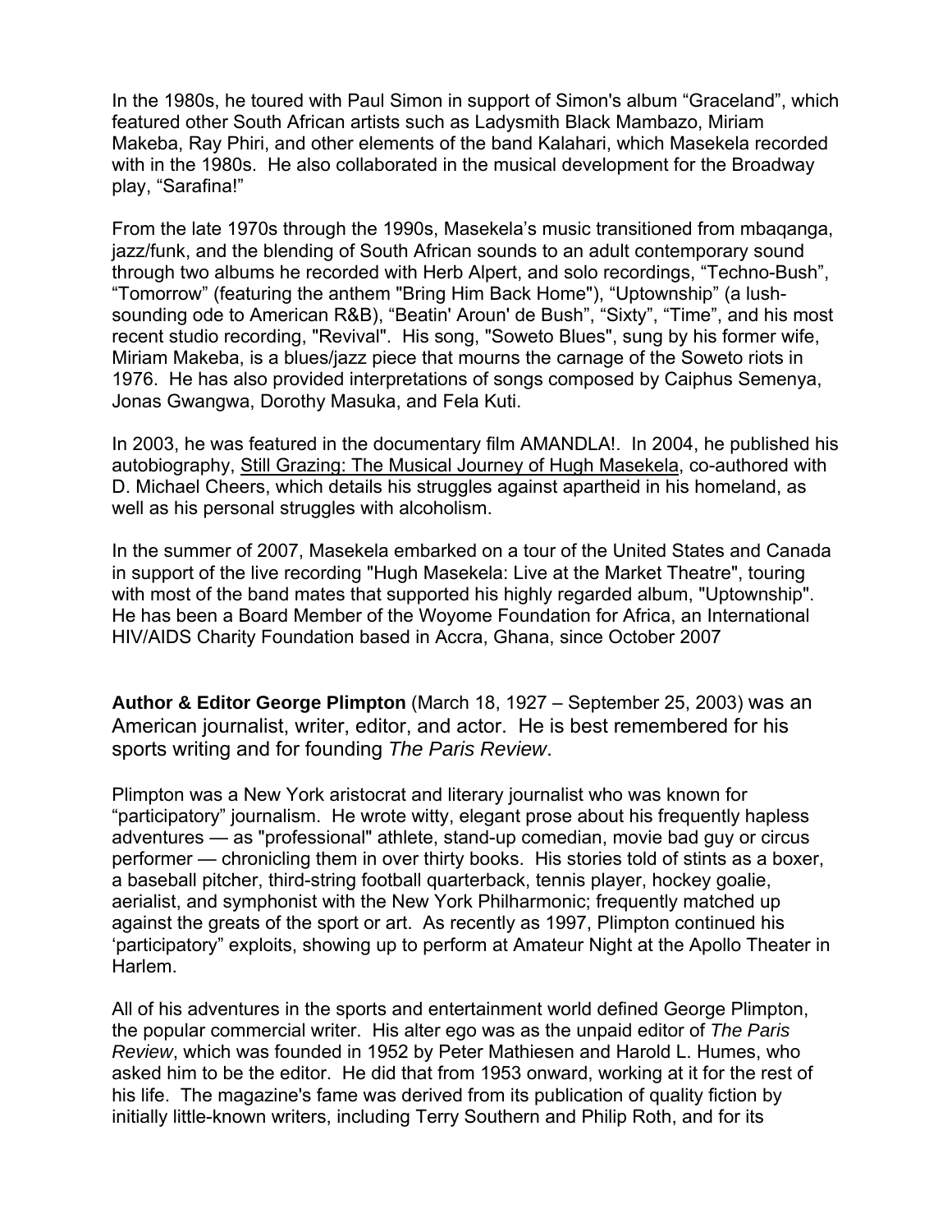In the 1980s, he toured with Paul Simon in support of Simon's album "Graceland", which featured other South African artists such as Ladysmith Black Mambazo, Miriam Makeba, Ray Phiri, and other elements of the band Kalahari, which Masekela recorded with in the 1980s. He also collaborated in the musical development for the Broadway play, "Sarafina!"

From the late 1970s through the 1990s, Masekela's music transitioned from mbaqanga, jazz/funk, and the blending of South African sounds to an adult contemporary sound through two albums he recorded with Herb Alpert, and solo recordings, "Techno-Bush", "Tomorrow" (featuring the anthem "Bring Him Back Home"), "Uptownship" (a lush-sounding ode to American R&B), "Beatin' Aroun' de Bush", "Sixty", "Time", and his most recent studio recording, "Revival". His song, "Soweto Blues", sung by his former wife, Miriam Makeba, is a blues/jazz piece that mourns the carnage of the Soweto riots in 1976. He has also provided interpretations of songs composed by Caiphus Semenya, Jonas Gwangwa, Dorothy Masuka, and Fela Kuti.

In 2003, he was featured in the documentary film AMANDLA!. In 2004, he published his autobiography, Still Grazing: The Musical Journey of Hugh Masekela, co-authored with D. Michael Cheers, which details his struggles against apartheid in his homeland, as well as his personal struggles with alcoholism.

In the summer of 2007, Masekela embarked on a tour of the United States and Canada in support of the live recording "Hugh Masekela: Live at the Market Theatre", touring with most of the band mates that supported his highly regarded album, "Uptownship". He has been a Board Member of the Woyome Foundation for Africa, an International HIV/AIDS Charity Foundation based in Accra, Ghana, since October 2007

**Author & Editor George Plimpton** (March 18, 1927 – September 25, 2003) was an American journalist, writer, editor, and actor. He is best remembered for his sports writing and for founding *The Paris Review*.

Plimpton was a New York aristocrat and literary journalist who was known for "participatory" journalism. He wrote witty, elegant prose about his frequently hapless adventures — as "professional" athlete, stand-up comedian, movie bad guy or circus performer — chronicling them in over thirty books. His stories told of stints as a boxer, a baseball pitcher, third-string football quarterback, tennis player, hockey goalie, aerialist, and symphonist with the New York Philharmonic; frequently matched up against the greats of the sport or art. As recently as 1997, Plimpton continued his 'participatory" exploits, showing up to perform at Amateur Night at the Apollo Theater in Harlem.

All of his adventures in the sports and entertainment world defined George Plimpton, the popular commercial writer. His alter ego was as the unpaid editor of *The Paris Review*, which was founded in 1952 by Peter Mathiesen and Harold L. Humes, who asked him to be the editor. He did that from 1953 onward, working at it for the rest of his life. The magazine's fame was derived from its publication of quality fiction by initially little-known writers, including Terry Southern and Philip Roth, and for its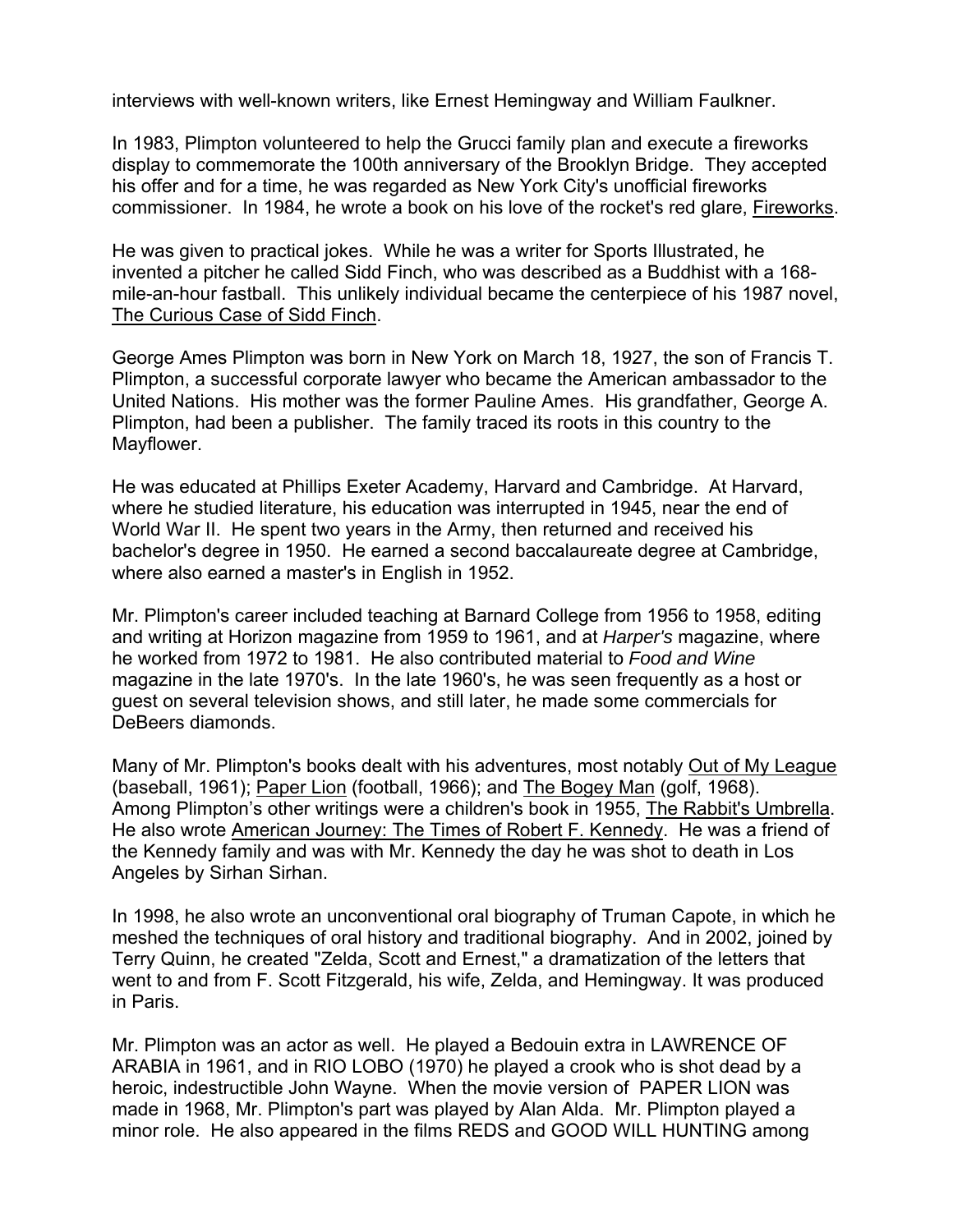interviews with well-known writers, like Ernest Hemingway and William Faulkner.

In 1983, Plimpton volunteered to help the Grucci family plan and execute a fireworks display to commemorate the 100th anniversary of the Brooklyn Bridge. They accepted his offer and for a time, he was regarded as New York City's unofficial fireworks commissioner. In 1984, he wrote a book on his love of the rocket's red glare, Fireworks.

He was given to practical jokes. While he was a writer for Sports Illustrated, he invented a pitcher he called Sidd Finch, who was described as a Buddhist with a 168-mile-an-hour fastball. This unlikely individual became the centerpiece of his 1987 novel, The Curious Case of Sidd Finch.

George Ames Plimpton was born in New York on March 18, 1927, the son of Francis T. Plimpton, a successful corporate lawyer who became the American ambassador to the United Nations. His mother was the former Pauline Ames. His grandfather, George A. Plimpton, had been a publisher. The family traced its roots in this country to the Mayflower.

He was educated at Phillips Exeter Academy, Harvard and Cambridge. At Harvard, where he studied literature, his education was interrupted in 1945, near the end of World War II. He spent two years in the Army, then returned and received his bachelor's degree in 1950. He earned a second baccalaureate degree at Cambridge, where also earned a master's in English in 1952.

Mr. Plimpton's career included teaching at Barnard College from 1956 to 1958, editing and writing at Horizon magazine from 1959 to 1961, and at *Harper's* magazine, where he worked from 1972 to 1981. He also contributed material to *Food and Wine* magazine in the late 1970's. In the late 1960's, he was seen frequently as a host or guest on several television shows, and still later, he made some commercials for DeBeers diamonds.

Many of Mr. Plimpton's books dealt with his adventures, most notably Out of My League (baseball, 1961); Paper Lion (football, 1966); and The Bogey Man (golf, 1968). Among Plimpton's other writings were a children's book in 1955, The Rabbit's Umbrella. He also wrote American Journey: The Times of Robert F. Kennedy. He was a friend of the Kennedy family and was with Mr. Kennedy the day he was shot to death in Los Angeles by Sirhan Sirhan.

In 1998, he also wrote an unconventional oral biography of Truman Capote, in which he meshed the techniques of oral history and traditional biography. And in 2002, joined by Terry Quinn, he created "Zelda, Scott and Ernest," a dramatization of the letters that went to and from F. Scott Fitzgerald, his wife, Zelda, and Hemingway. It was produced in Paris.

Mr. Plimpton was an actor as well. He played a Bedouin extra in LAWRENCE OF ARABIA in 1961, and in RIO LOBO (1970) he played a crook who is shot dead by a heroic, indestructible John Wayne. When the movie version of PAPER LION was made in 1968, Mr. Plimpton's part was played by Alan Alda. Mr. Plimpton played a minor role. He also appeared in the films REDS and GOOD WILL HUNTING among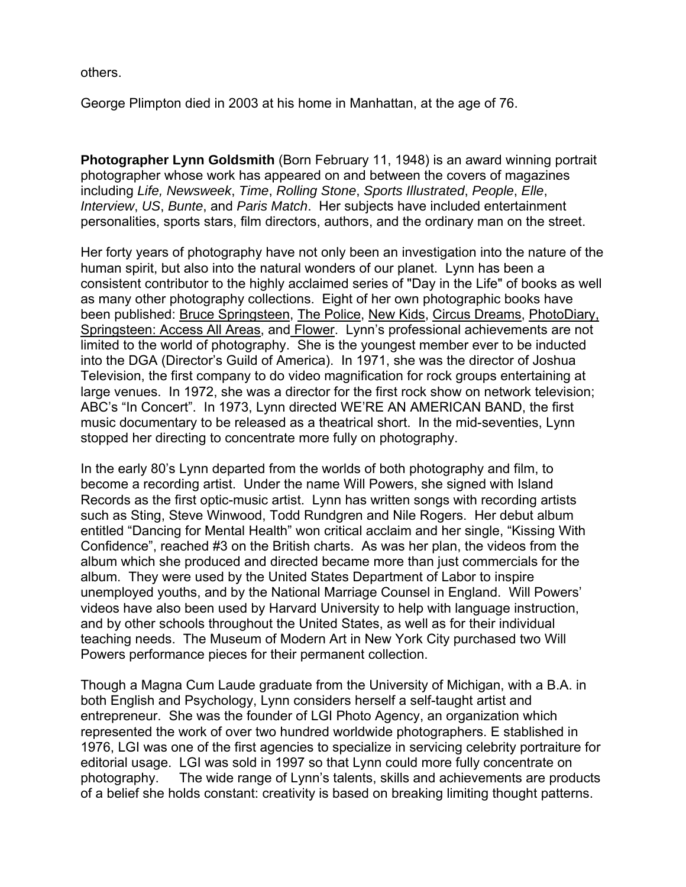others.

George Plimpton died in 2003 at his home in Manhattan, at the age of 76.

**Photographer Lynn Goldsmith** (Born February 11, 1948) is an award winning portrait photographer whose work has appeared on and between the covers of magazines including *Life, Newsweek*, *Time*, *Rolling Stone*, *Sports Illustrated*, *People*, *Elle*, *Interview*, *US*, *Bunte*, and *Paris Match*. Her subjects have included entertainment personalities, sports stars, film directors, authors, and the ordinary man on the street.

Her forty years of photography have not only been an investigation into the nature of the human spirit, but also into the natural wonders of our planet. Lynn has been a consistent contributor to the highly acclaimed series of "Day in the Life" of books as well as many other photography collections. Eight of her own photographic books have been published: Bruce Springsteen, The Police, New Kids, Circus Dreams, PhotoDiary, Springsteen: Access All Areas, and Flower. Lynn's professional achievements are not limited to the world of photography. She is the youngest member ever to be inducted into the DGA (Director's Guild of America). In 1971, she was the director of Joshua Television, the first company to do video magnification for rock groups entertaining at large venues. In 1972, she was a director for the first rock show on network television; ABC's "In Concert". In 1973, Lynn directed WE'RE AN AMERICAN BAND, the first music documentary to be released as a theatrical short. In the mid-seventies, Lynn stopped her directing to concentrate more fully on photography.

In the early 80's Lynn departed from the worlds of both photography and film, to become a recording artist. Under the name Will Powers, she signed with Island Records as the first optic-music artist. Lynn has written songs with recording artists such as Sting, Steve Winwood, Todd Rundgren and Nile Rogers. Her debut album entitled "Dancing for Mental Health" won critical acclaim and her single, "Kissing With Confidence", reached #3 on the British charts. As was her plan, the videos from the album which she produced and directed became more than just commercials for the album. They were used by the United States Department of Labor to inspire unemployed youths, and by the National Marriage Counsel in England. Will Powers' videos have also been used by Harvard University to help with language instruction, and by other schools throughout the United States, as well as for their individual teaching needs. The Museum of Modern Art in New York City purchased two Will Powers performance pieces for their permanent collection.

Though a Magna Cum Laude graduate from the University of Michigan, with a B.A. in both English and Psychology, Lynn considers herself a self-taught artist and entrepreneur. She was the founder of LGI Photo Agency, an organization which represented the work of over two hundred worldwide photographers. E stablished in 1976, LGI was one of the first agencies to specialize in servicing celebrity portraiture for editorial usage. LGI was sold in 1997 so that Lynn could more fully concentrate on photography. The wide range of Lynn's talents, skills and achievements are products of a belief she holds constant: creativity is based on breaking limiting thought patterns.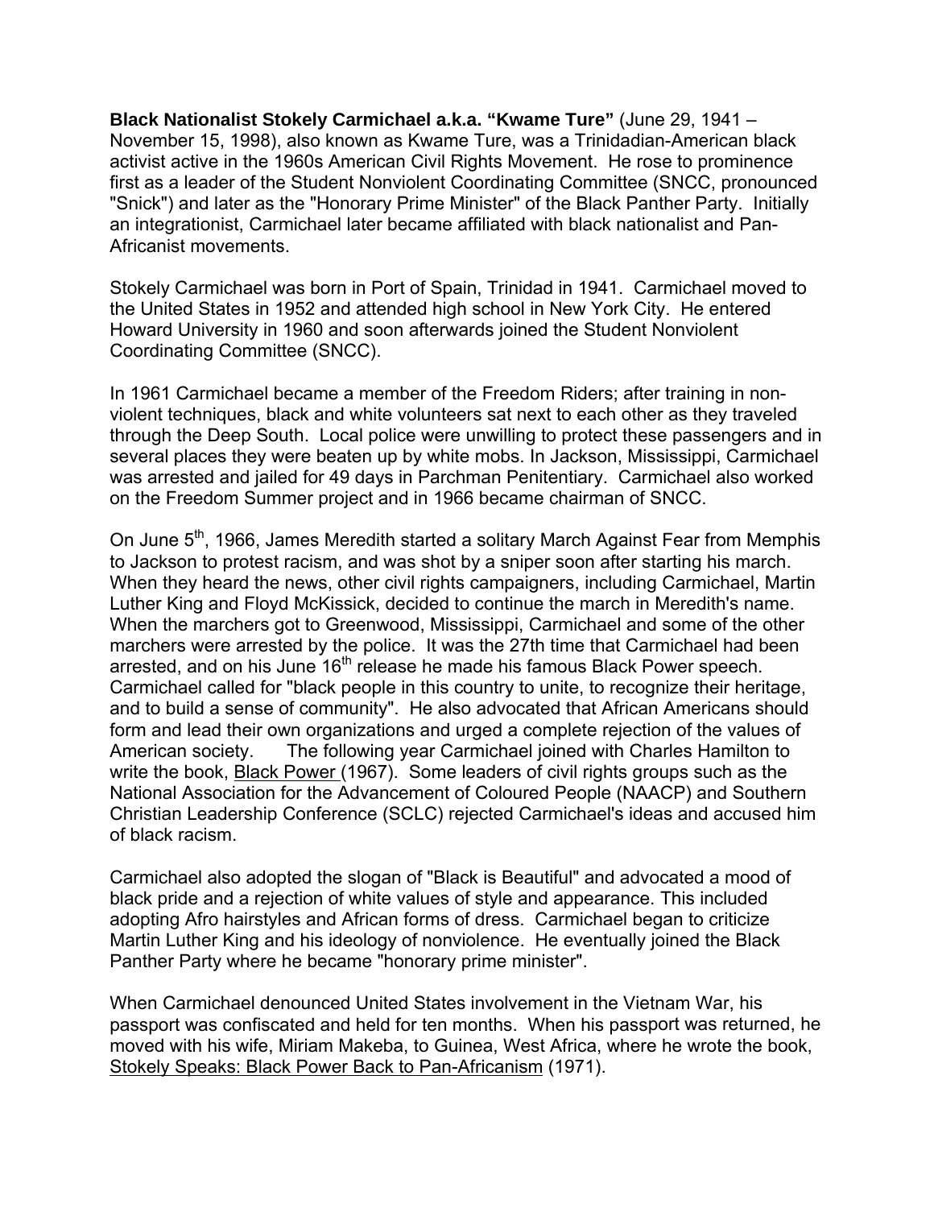**Black Nationalist Stokely Carmichael a.k.a. "Kwame Ture"** (June 29, 1941 – November 15, 1998), also known as Kwame Ture, was a Trinidadian-American black activist active in the 1960s American Civil Rights Movement. He rose to prominence first as a leader of the Student Nonviolent Coordinating Committee (SNCC, pronounced "Snick") and later as the "Honorary Prime Minister" of the Black Panther Party. Initially an integrationist, Carmichael later became affiliated with black nationalist and Pan-Africanist movements.

Stokely Carmichael was born in Port of Spain, Trinidad in 1941. Carmichael moved to the United States in 1952 and attended high school in New York City. He entered Howard University in 1960 and soon afterwards joined the Student Nonviolent Coordinating Committee (SNCC).

In 1961 Carmichael became a member of the Freedom Riders; after training in non-violent techniques, black and white volunteers sat next to each other as they traveled through the Deep South. Local police were unwilling to protect these passengers and in several places they were beaten up by white mobs. In Jackson, Mississippi, Carmichael was arrested and jailed for 49 days in Parchman Penitentiary. Carmichael also worked on the Freedom Summer project and in 1966 became chairman of SNCC.

On June 5th, 1966, James Meredith started a solitary March Against Fear from Memphis to Jackson to protest racism, and was shot by a sniper soon after starting his march. When they heard the news, other civil rights campaigners, including Carmichael, Martin Luther King and Floyd McKissick, decided to continue the march in Meredith's name. When the marchers got to Greenwood, Mississippi, Carmichael and some of the other marchers were arrested by the police. It was the 27th time that Carmichael had been arrested, and on his June 16th release he made his famous Black Power speech. Carmichael called for "black people in this country to unite, to recognize their heritage, and to build a sense of community". He also advocated that African Americans should form and lead their own organizations and urged a complete rejection of the values of American society. The following year Carmichael joined with Charles Hamilton to write the book, Black Power (1967). Some leaders of civil rights groups such as the National Association for the Advancement of Coloured People (NAACP) and Southern Christian Leadership Conference (SCLC) rejected Carmichael's ideas and accused him of black racism.

Carmichael also adopted the slogan of "Black is Beautiful" and advocated a mood of black pride and a rejection of white values of style and appearance. This included adopting Afro hairstyles and African forms of dress. Carmichael began to criticize Martin Luther King and his ideology of nonviolence. He eventually joined the Black Panther Party where he became "honorary prime minister".

When Carmichael denounced United States involvement in the Vietnam War, his passport was confiscated and held for ten months. When his passport was returned, he moved with his wife, Miriam Makeba, to Guinea, West Africa, where he wrote the book, Stokely Speaks: Black Power Back to Pan-Africanism (1971).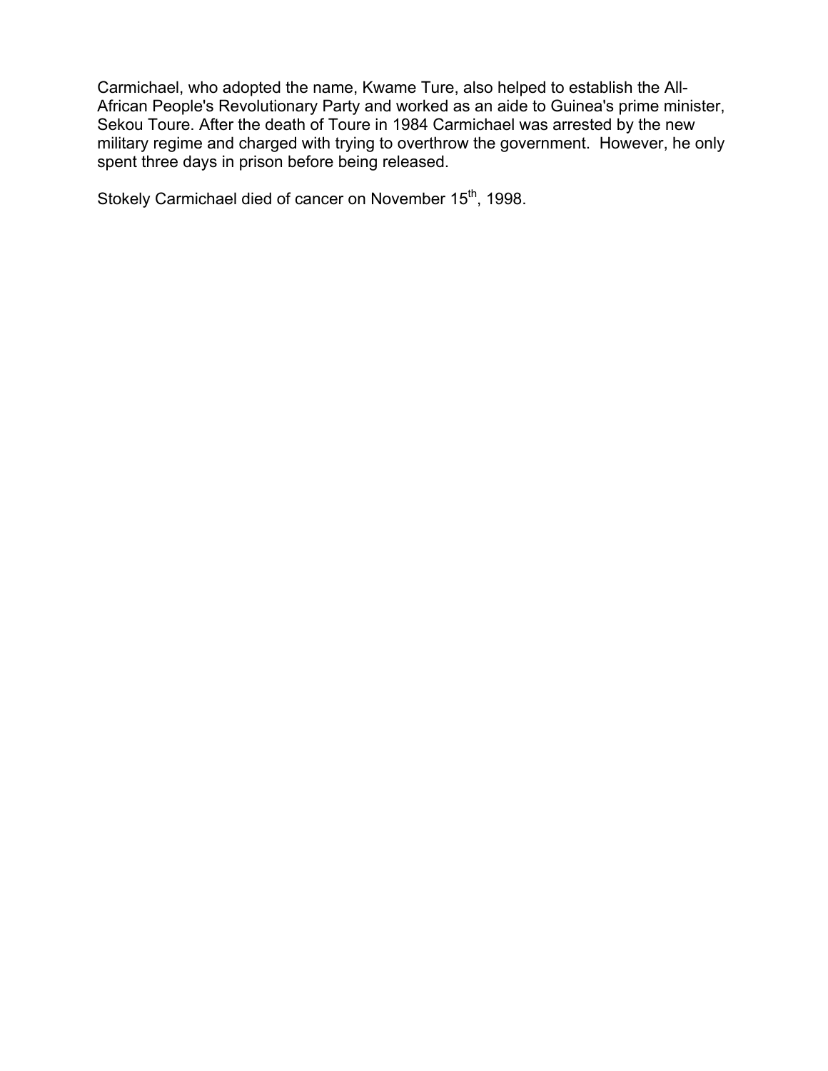Carmichael, who adopted the name, Kwame Ture, also helped to establish the All-African People's Revolutionary Party and worked as an aide to Guinea's prime minister, Sekou Toure. After the death of Toure in 1984 Carmichael was arrested by the new military regime and charged with trying to overthrow the government. However, he only spent three days in prison before being released.

Stokely Carmichael died of cancer on November 15th, 1998.